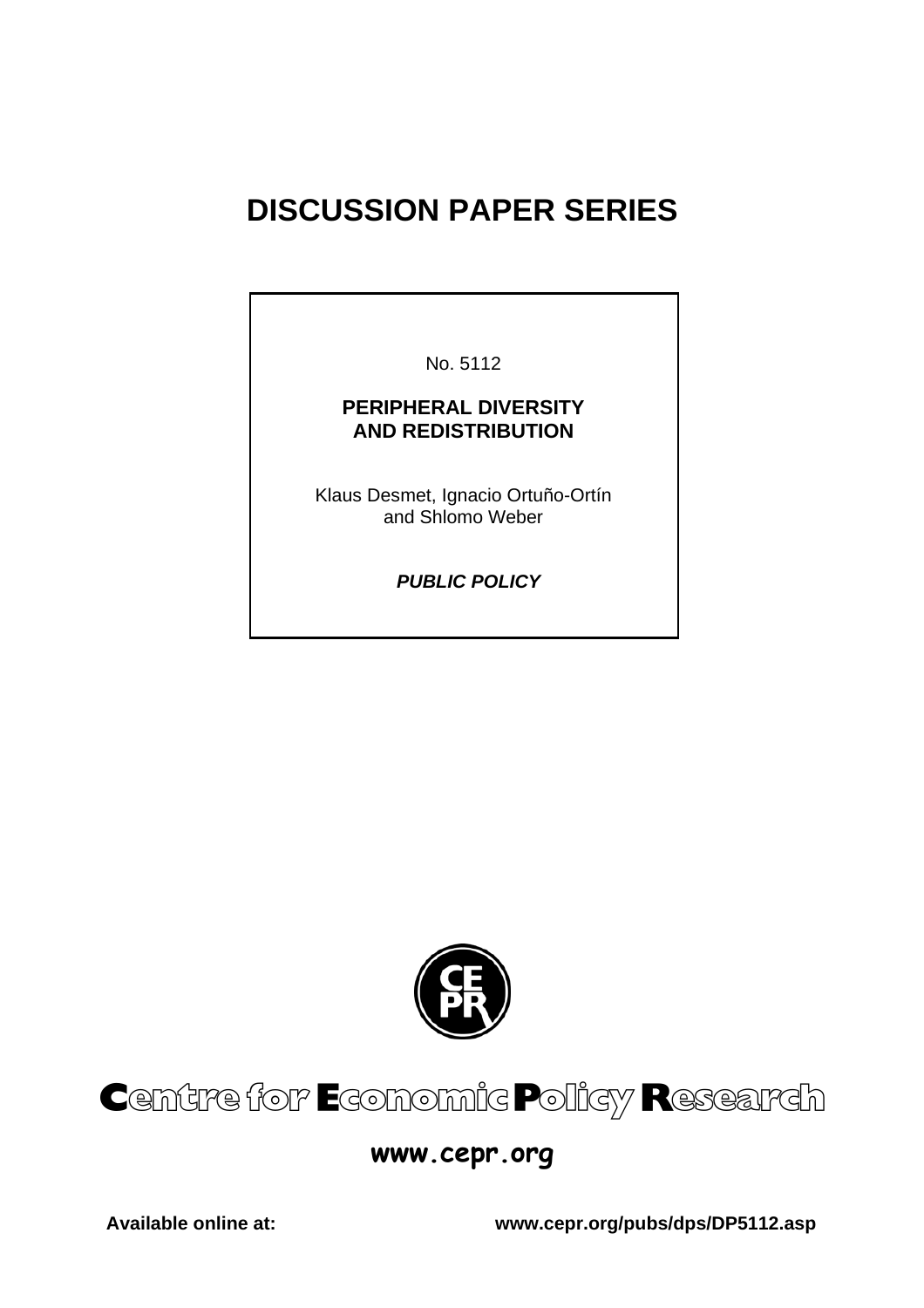# DISCUSSION PAPER SERIES

No. 5112

**PERIPHERAL DIVERSITY AND REDISTRIBUTION**

Klaus Desmet, Ignacio Ortuño-Ortín and Shlomo Weber

***PUBLIC POLICY***

**Centre for Economic Policy Research**

**www.cepr.org**

**Available online at:** **www.cepr.org/pubs/dps/DP5112.asp**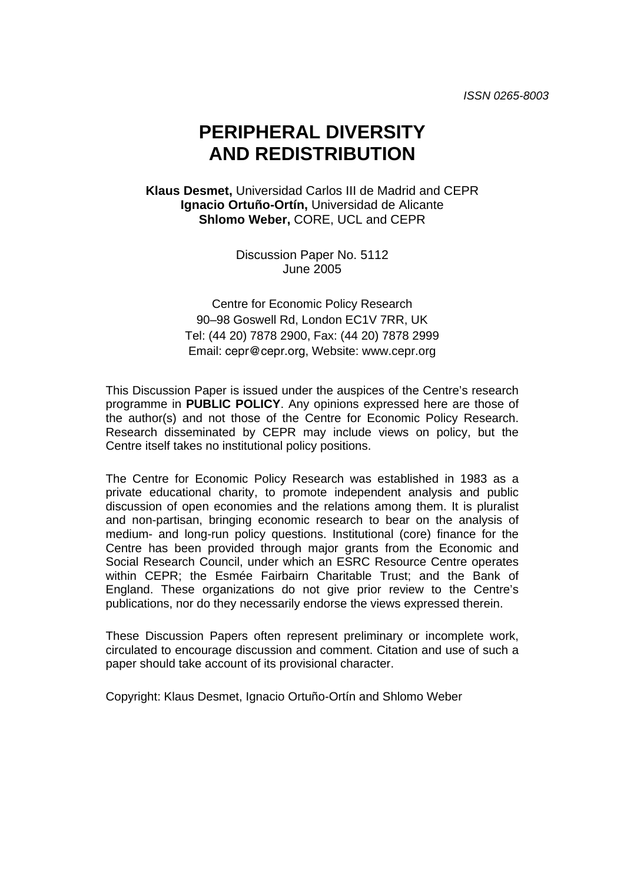ISSN 0265-8003

# PERIPHERAL DIVERSITY AND REDISTRIBUTION

**Klaus Desmet,** Universidad Carlos III de Madrid and CEPR
**Ignacio Ortuño-Ortín,** Universidad de Alicante
**Shlomo Weber,** CORE, UCL and CEPR

Discussion Paper No. 5112
June 2005

Centre for Economic Policy Research
90–98 Goswell Rd, London EC1V 7RR, UK
Tel: (44 20) 7878 2900, Fax: (44 20) 7878 2999
Email: cepr@cepr.org, Website: www.cepr.org

This Discussion Paper is issued under the auspices of the Centre's research programme in **PUBLIC POLICY**. Any opinions expressed here are those of the author(s) and not those of the Centre for Economic Policy Research. Research disseminated by CEPR may include views on policy, but the Centre itself takes no institutional policy positions.

The Centre for Economic Policy Research was established in 1983 as a private educational charity, to promote independent analysis and public discussion of open economies and the relations among them. It is pluralist and non-partisan, bringing economic research to bear on the analysis of medium- and long-run policy questions. Institutional (core) finance for the Centre has been provided through major grants from the Economic and Social Research Council, under which an ESRC Resource Centre operates within CEPR; the Esmée Fairbairn Charitable Trust; and the Bank of England. These organizations do not give prior review to the Centre's publications, nor do they necessarily endorse the views expressed therein.

These Discussion Papers often represent preliminary or incomplete work, circulated to encourage discussion and comment. Citation and use of such a paper should take account of its provisional character.

Copyright: Klaus Desmet, Ignacio Ortuño-Ortín and Shlomo Weber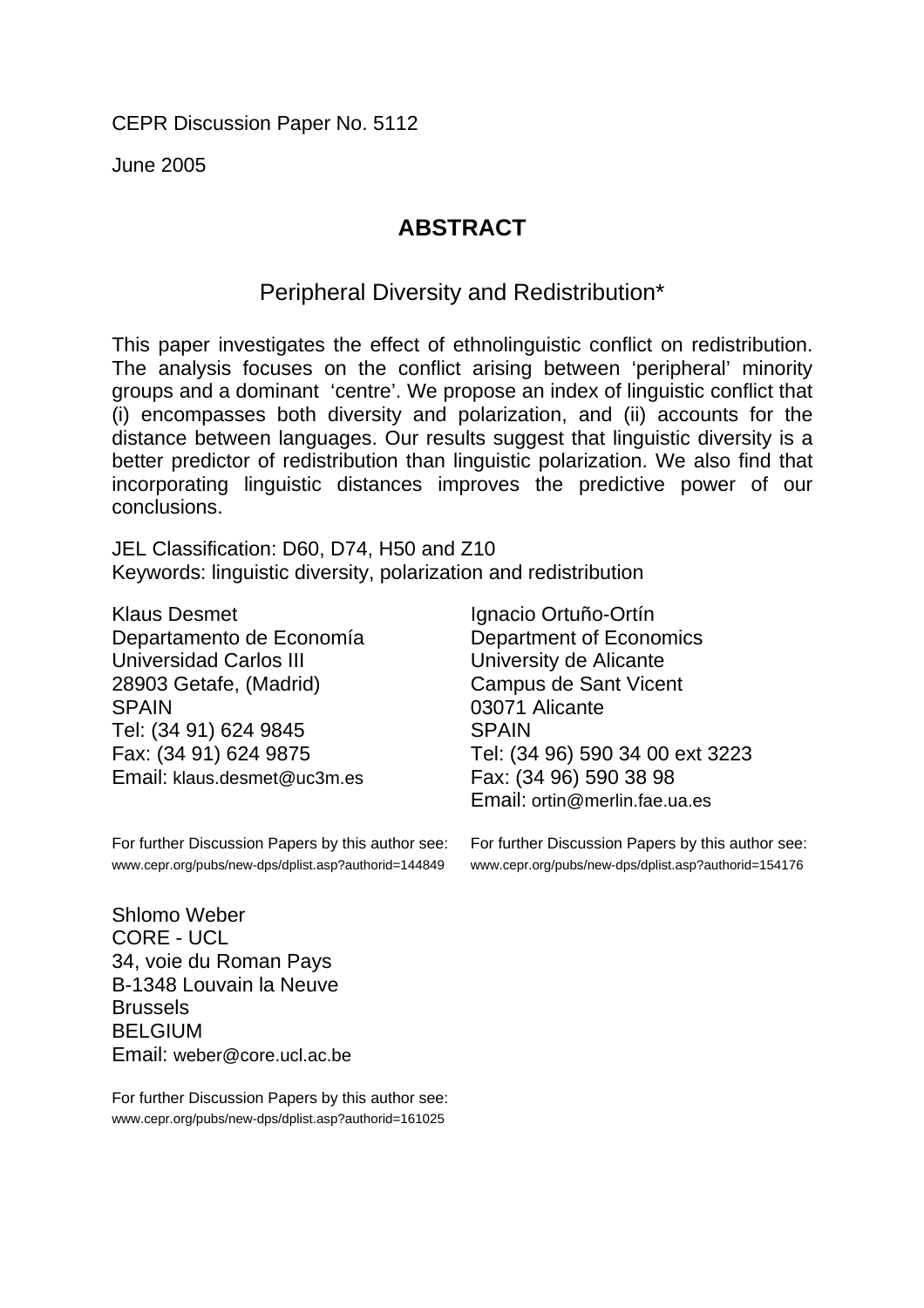CEPR Discussion Paper No. 5112

June 2005

## ABSTRACT

### Peripheral Diversity and Redistribution*

This paper investigates the effect of ethnolinguistic conflict on redistribution. The analysis focuses on the conflict arising between 'peripheral' minority groups and a dominant 'centre'. We propose an index of linguistic conflict that (i) encompasses both diversity and polarization, and (ii) accounts for the distance between languages. Our results suggest that linguistic diversity is a better predictor of redistribution than linguistic polarization. We also find that incorporating linguistic distances improves the predictive power of our conclusions.

JEL Classification: D60, D74, H50 and Z10
Keywords: linguistic diversity, polarization and redistribution

Klaus Desmet
Departamento de Economía
Universidad Carlos III
28903 Getafe, (Madrid)
SPAIN
Tel: (34 91) 624 9845
Fax: (34 91) 624 9875
Email: klaus.desmet@uc3m.es

For further Discussion Papers by this author see:
www.cepr.org/pubs/new-dps/dplist.asp?authorid=144849

Ignacio Ortuño-Ortín
Department of Economics
University de Alicante
Campus de Sant Vicent
03071 Alicante
SPAIN
Tel: (34 96) 590 34 00 ext 3223
Fax: (34 96) 590 38 98
Email: ortin@merlin.fae.ua.es

For further Discussion Papers by this author see:
www.cepr.org/pubs/new-dps/dplist.asp?authorid=154176

Shlomo Weber
CORE - UCL
34, voie du Roman Pays
B-1348 Louvain la Neuve
Brussels
BELGIUM
Email: weber@core.ucl.ac.be

For further Discussion Papers by this author see:
www.cepr.org/pubs/new-dps/dplist.asp?authorid=161025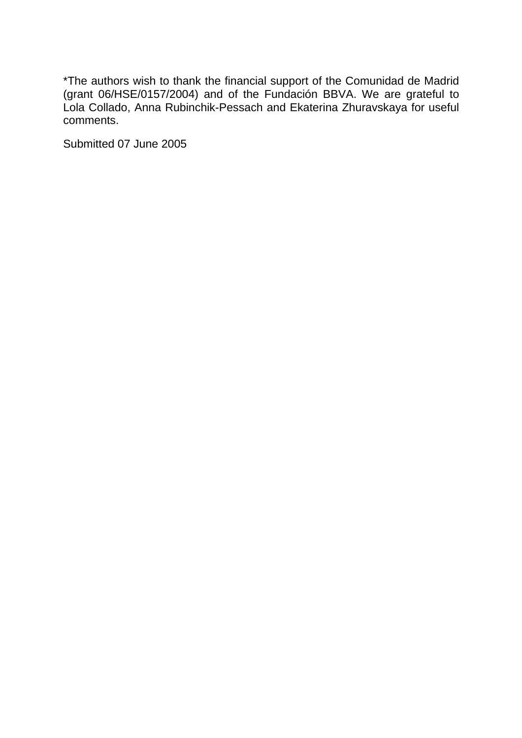*The authors wish to thank the financial support of the Comunidad de Madrid (grant 06/HSE/0157/2004) and of the Fundación BBVA. We are grateful to Lola Collado, Anna Rubinchik-Pessach and Ekaterina Zhuravskaya for useful comments.

Submitted 07 June 2005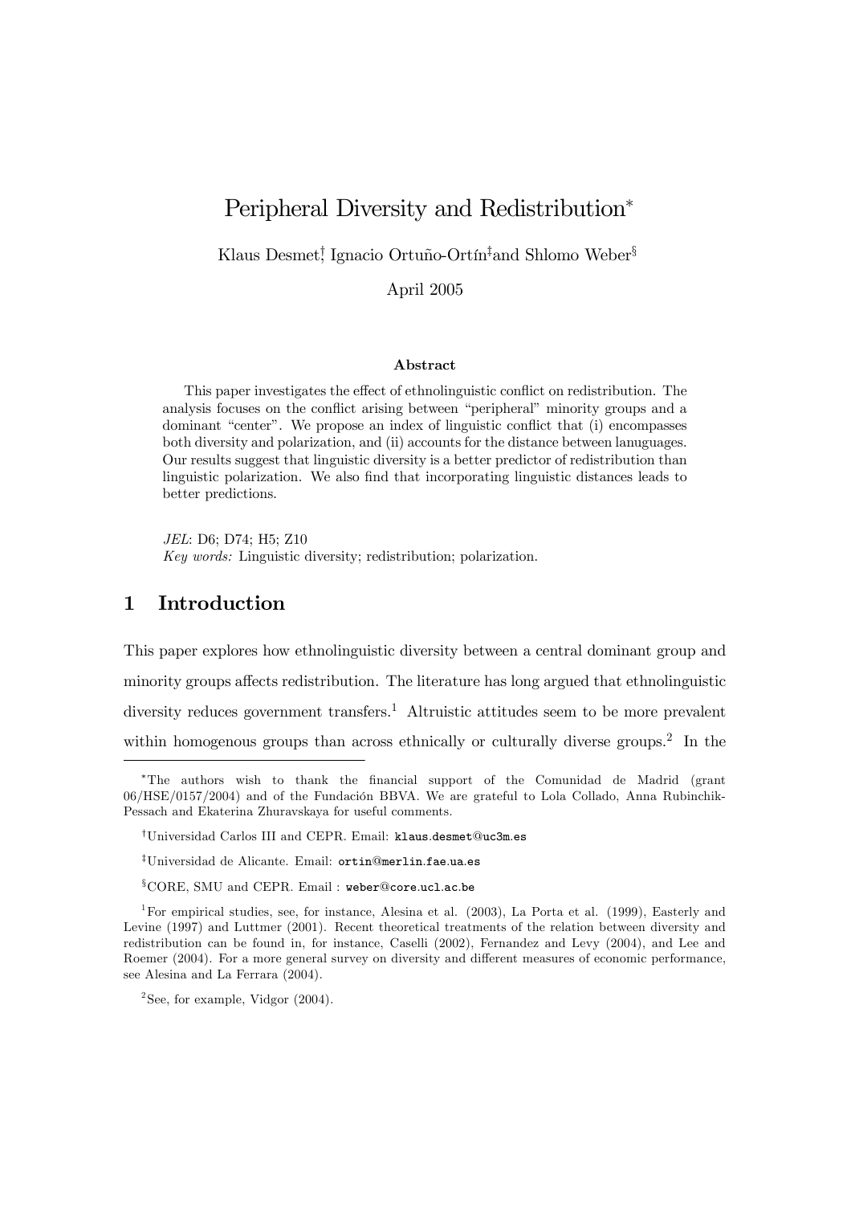# Peripheral Diversity and Redistribution*

Klaus Desmet,[†] Ignacio Ortuño-Ortín[‡] and Shlomo Weber[§]

April 2005

### Abstract

This paper investigates the effect of ethnolinguistic conflict on redistribution. The analysis focuses on the conflict arising between "peripheral" minority groups and a dominant "center". We propose an index of linguistic conflict that (i) encompasses both diversity and polarization, and (ii) accounts for the distance between lanuguages. Our results suggest that linguistic diversity is a better predictor of redistribution than linguistic polarization. We also find that incorporating linguistic distances leads to better predictions.

*JEL*: D6; D74; H5; Z10

*Key words:* Linguistic diversity; redistribution; polarization.

## 1 Introduction

This paper explores how ethnolinguistic diversity between a central dominant group and minority groups affects redistribution. The literature has long argued that ethnolinguistic diversity reduces government transfers.[1] Altruistic attitudes seem to be more prevalent within homogenous groups than across ethnically or culturally diverse groups.[2] In the

---

*The authors wish to thank the financial support of the Comunidad de Madrid (grant 06/HSE/0157/2004) and of the Fundación BBVA. We are grateful to Lola Collado, Anna Rubinchik-Pessach and Ekaterina Zhuravskaya for useful comments.

[†]Universidad Carlos III and CEPR. Email: klaus.desmet@uc3m.es

[‡]Universidad de Alicante. Email: ortin@merlin.fae.ua.es

[§]CORE, SMU and CEPR. Email : weber@core.ucl.ac.be

[1]For empirical studies, see, for instance, Alesina et al. (2003), La Porta et al. (1999), Easterly and Levine (1997) and Luttmer (2001). Recent theoretical treatments of the relation between diversity and redistribution can be found in, for instance, Caselli (2002), Fernandez and Levy (2004), and Lee and Roemer (2004). For a more general survey on diversity and different measures of economic performance, see Alesina and La Ferrara (2004).

[2]See, for example, Vidgor (2004).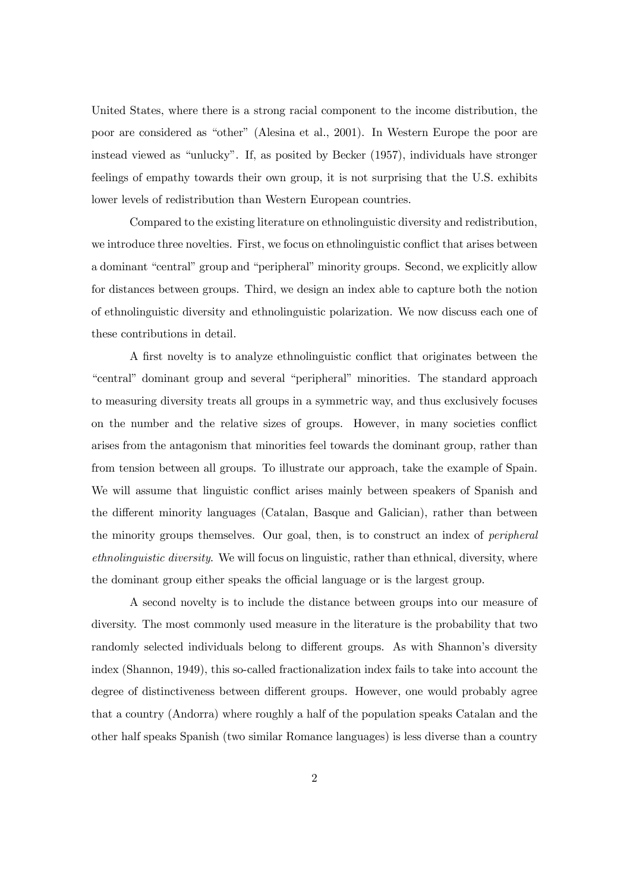United States, where there is a strong racial component to the income distribution, the poor are considered as "other" (Alesina et al., 2001). In Western Europe the poor are instead viewed as "unlucky". If, as posited by Becker (1957), individuals have stronger feelings of empathy towards their own group, it is not surprising that the U.S. exhibits lower levels of redistribution than Western European countries.

Compared to the existing literature on ethnolinguistic diversity and redistribution, we introduce three novelties. First, we focus on ethnolinguistic conflict that arises between a dominant "central" group and "peripheral" minority groups. Second, we explicitly allow for distances between groups. Third, we design an index able to capture both the notion of ethnolinguistic diversity and ethnolinguistic polarization. We now discuss each one of these contributions in detail.

A first novelty is to analyze ethnolinguistic conflict that originates between the "central" dominant group and several "peripheral" minorities. The standard approach to measuring diversity treats all groups in a symmetric way, and thus exclusively focuses on the number and the relative sizes of groups. However, in many societies conflict arises from the antagonism that minorities feel towards the dominant group, rather than from tension between all groups. To illustrate our approach, take the example of Spain. We will assume that linguistic conflict arises mainly between speakers of Spanish and the different minority languages (Catalan, Basque and Galician), rather than between the minority groups themselves. Our goal, then, is to construct an index of *peripheral ethnolinguistic diversity*. We will focus on linguistic, rather than ethnical, diversity, where the dominant group either speaks the official language or is the largest group.

A second novelty is to include the distance between groups into our measure of diversity. The most commonly used measure in the literature is the probability that two randomly selected individuals belong to different groups. As with Shannon's diversity index (Shannon, 1949), this so-called fractionalization index fails to take into account the degree of distinctiveness between different groups. However, one would probably agree that a country (Andorra) where roughly a half of the population speaks Catalan and the other half speaks Spanish (two similar Romance languages) is less diverse than a country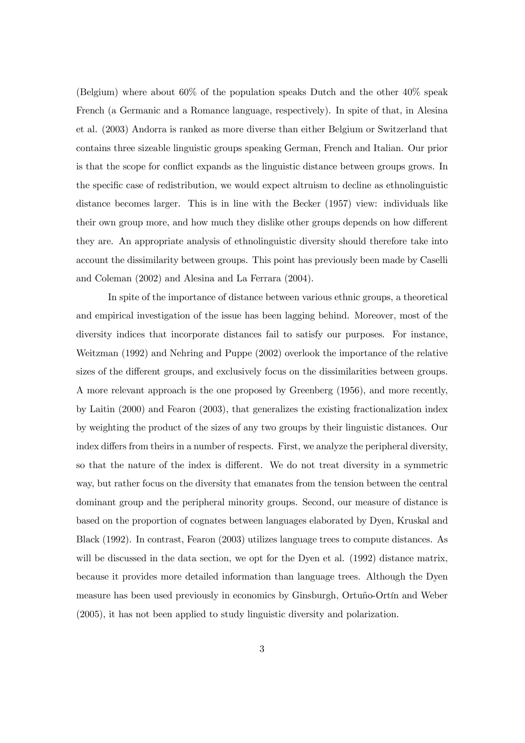(Belgium) where about 60% of the population speaks Dutch and the other 40% speak French (a Germanic and a Romance language, respectively). In spite of that, in Alesina et al. (2003) Andorra is ranked as more diverse than either Belgium or Switzerland that contains three sizeable linguistic groups speaking German, French and Italian. Our prior is that the scope for conflict expands as the linguistic distance between groups grows. In the specific case of redistribution, we would expect altruism to decline as ethnolinguistic distance becomes larger. This is in line with the Becker (1957) view: individuals like their own group more, and how much they dislike other groups depends on how different they are. An appropriate analysis of ethnolinguistic diversity should therefore take into account the dissimilarity between groups. This point has previously been made by Caselli and Coleman (2002) and Alesina and La Ferrara (2004).

In spite of the importance of distance between various ethnic groups, a theoretical and empirical investigation of the issue has been lagging behind. Moreover, most of the diversity indices that incorporate distances fail to satisfy our purposes. For instance, Weitzman (1992) and Nehring and Puppe (2002) overlook the importance of the relative sizes of the different groups, and exclusively focus on the dissimilarities between groups. A more relevant approach is the one proposed by Greenberg (1956), and more recently, by Laitin (2000) and Fearon (2003), that generalizes the existing fractionalization index by weighting the product of the sizes of any two groups by their linguistic distances. Our index differs from theirs in a number of respects. First, we analyze the peripheral diversity, so that the nature of the index is different. We do not treat diversity in a symmetric way, but rather focus on the diversity that emanates from the tension between the central dominant group and the peripheral minority groups. Second, our measure of distance is based on the proportion of cognates between languages elaborated by Dyen, Kruskal and Black (1992). In contrast, Fearon (2003) utilizes language trees to compute distances. As will be discussed in the data section, we opt for the Dyen et al. (1992) distance matrix, because it provides more detailed information than language trees. Although the Dyen measure has been used previously in economics by Ginsburgh, Ortuño-Ortín and Weber (2005), it has not been applied to study linguistic diversity and polarization.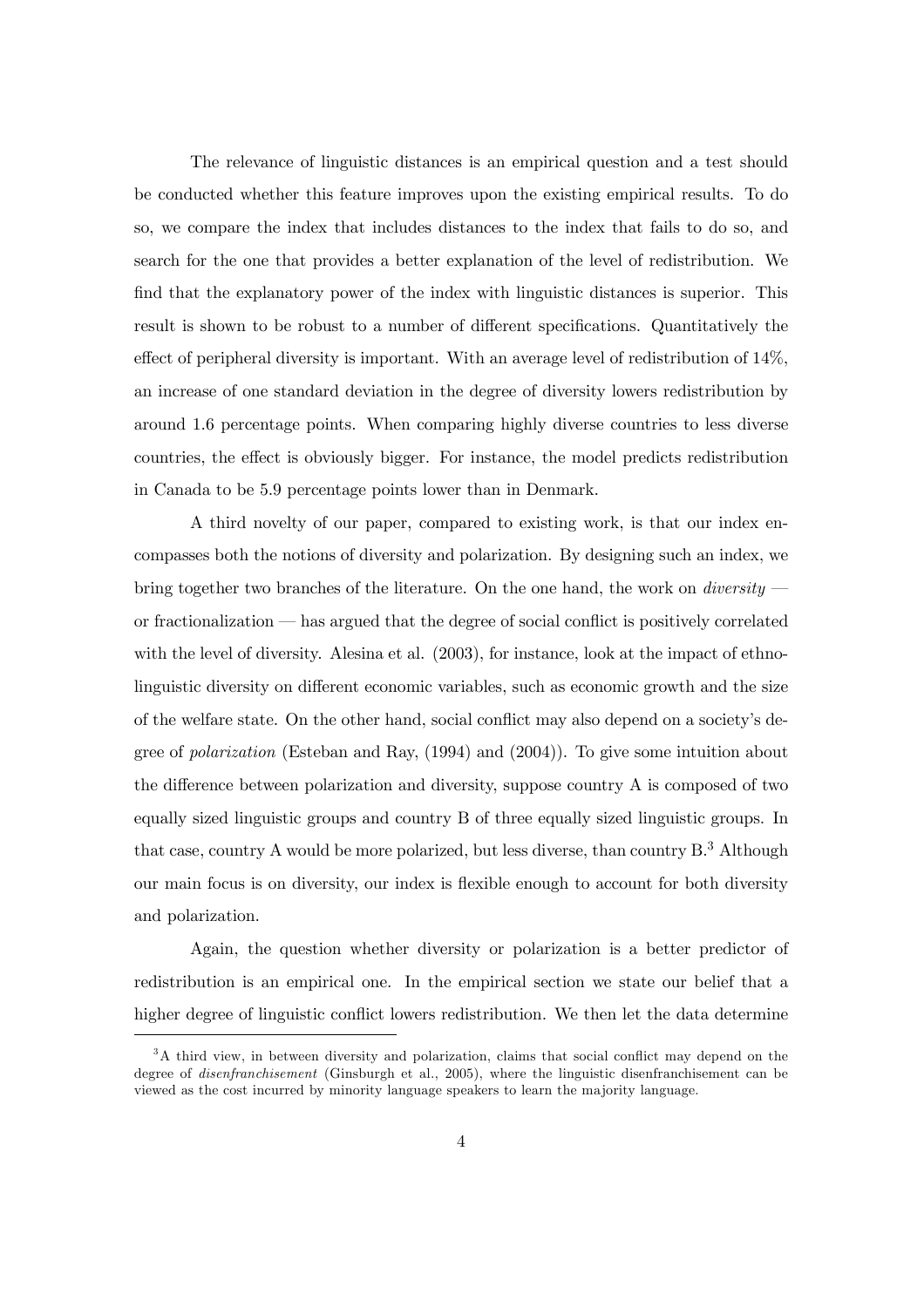The relevance of linguistic distances is an empirical question and a test should be conducted whether this feature improves upon the existing empirical results. To do so, we compare the index that includes distances to the index that fails to do so, and search for the one that provides a better explanation of the level of redistribution. We find that the explanatory power of the index with linguistic distances is superior. This result is shown to be robust to a number of different specifications. Quantitatively the effect of peripheral diversity is important. With an average level of redistribution of 14%, an increase of one standard deviation in the degree of diversity lowers redistribution by around 1.6 percentage points. When comparing highly diverse countries to less diverse countries, the effect is obviously bigger. For instance, the model predicts redistribution in Canada to be 5.9 percentage points lower than in Denmark.

A third novelty of our paper, compared to existing work, is that our index encompasses both the notions of diversity and polarization. By designing such an index, we bring together two branches of the literature. On the one hand, the work on *diversity* — or fractionalization — has argued that the degree of social conflict is positively correlated with the level of diversity. Alesina et al. (2003), for instance, look at the impact of ethnolinguistic diversity on different economic variables, such as economic growth and the size of the welfare state. On the other hand, social conflict may also depend on a society's degree of *polarization* (Esteban and Ray, (1994) and (2004)). To give some intuition about the difference between polarization and diversity, suppose country A is composed of two equally sized linguistic groups and country B of three equally sized linguistic groups. In that case, country A would be more polarized, but less diverse, than country B.[3] Although our main focus is on diversity, our index is flexible enough to account for both diversity and polarization.

Again, the question whether diversity or polarization is a better predictor of redistribution is an empirical one. In the empirical section we state our belief that a higher degree of linguistic conflict lowers redistribution. We then let the data determine

[3]A third view, in between diversity and polarization, claims that social conflict may depend on the degree of *disenfranchisement* (Ginsburgh et al., 2005), where the linguistic disenfranchisement can be viewed as the cost incurred by minority language speakers to learn the majority language.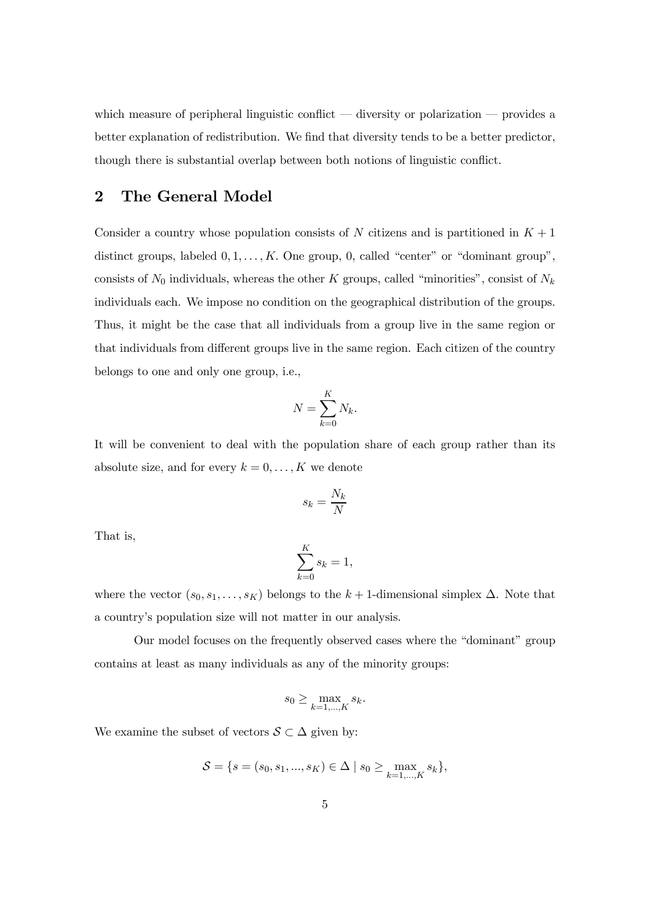which measure of peripheral linguistic conflict — diversity or polarization — provides a better explanation of redistribution. We find that diversity tends to be a better predictor, though there is substantial overlap between both notions of linguistic conflict.

## 2 The General Model

Consider a country whose population consists of $N$ citizens and is partitioned in $K+1$ distinct groups, labeled $0, 1, \ldots, K$. One group, 0, called "center" or "dominant group", consists of $N_0$ individuals, whereas the other $K$ groups, called "minorities", consist of $N_k$ individuals each. We impose no condition on the geographical distribution of the groups. Thus, it might be the case that all individuals from a group live in the same region or that individuals from different groups live in the same region. Each citizen of the country belongs to one and only one group, i.e.,

$$N = \sum_{k=0}^{K} N_k.$$

It will be convenient to deal with the population share of each group rather than its absolute size, and for every $k = 0, \ldots, K$ we denote

$$s_k = \frac{N_k}{N}$$

That is,

$$\sum_{k=0}^{K} s_k = 1,$$

where the vector $(s_0, s_1, \ldots, s_K)$ belongs to the $k+1$-dimensional simplex $\Delta$. Note that a country's population size will not matter in our analysis.

Our model focuses on the frequently observed cases where the "dominant" group contains at least as many individuals as any of the minority groups:

$$s_0 \geq \max_{k=1,\ldots,K} s_k.$$

We examine the subset of vectors $\mathcal{S} \subset \Delta$ given by:

$$\mathcal{S} = \{s = (s_0, s_1, ..., s_K) \in \Delta \mid s_0 \geq \max_{k=1,\ldots,K} s_k\},$$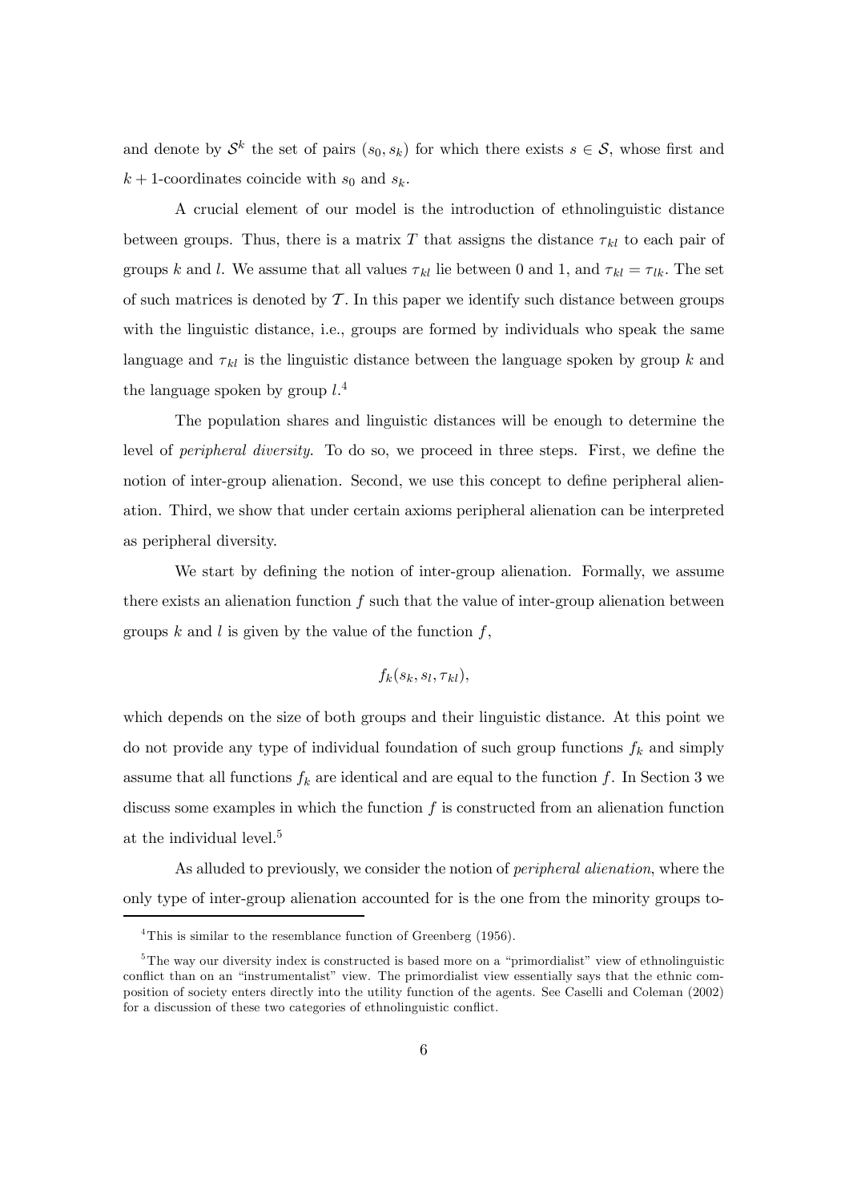and denote by $\mathcal{S}^k$ the set of pairs $(s_0, s_k)$ for which there exists $s \in \mathcal{S}$, whose first and $k+1$-coordinates coincide with $s_0$ and $s_k$.

A crucial element of our model is the introduction of ethnolinguistic distance between groups. Thus, there is a matrix $T$ that assigns the distance $\tau_{kl}$ to each pair of groups $k$ and $l$. We assume that all values $\tau_{kl}$ lie between 0 and 1, and $\tau_{kl} = \tau_{lk}$. The set of such matrices is denoted by $\mathcal{T}$. In this paper we identify such distance between groups with the linguistic distance, i.e., groups are formed by individuals who speak the same language and $\tau_{kl}$ is the linguistic distance between the language spoken by group $k$ and the language spoken by group $l$.[4]

The population shares and linguistic distances will be enough to determine the level of *peripheral diversity*. To do so, we proceed in three steps. First, we define the notion of inter-group alienation. Second, we use this concept to define peripheral alienation. Third, we show that under certain axioms peripheral alienation can be interpreted as peripheral diversity.

We start by defining the notion of inter-group alienation. Formally, we assume there exists an alienation function $f$ such that the value of inter-group alienation between groups $k$ and $l$ is given by the value of the function $f$,

$$f_k(s_k, s_l, \tau_{kl}),$$

which depends on the size of both groups and their linguistic distance. At this point we do not provide any type of individual foundation of such group functions $f_k$ and simply assume that all functions $f_k$ are identical and are equal to the function $f$. In Section 3 we discuss some examples in which the function $f$ is constructed from an alienation function at the individual level.[5]

As alluded to previously, we consider the notion of *peripheral alienation*, where the only type of inter-group alienation accounted for is the one from the minority groups to-

---

[4] This is similar to the resemblance function of Greenberg (1956).

[5] The way our diversity index is constructed is based more on a "primordialist" view of ethnolinguistic conflict than on an "instrumentalist" view. The primordialist view essentially says that the ethnic composition of society enters directly into the utility function of the agents. See Caselli and Coleman (2002) for a discussion of these two categories of ethnolinguistic conflict.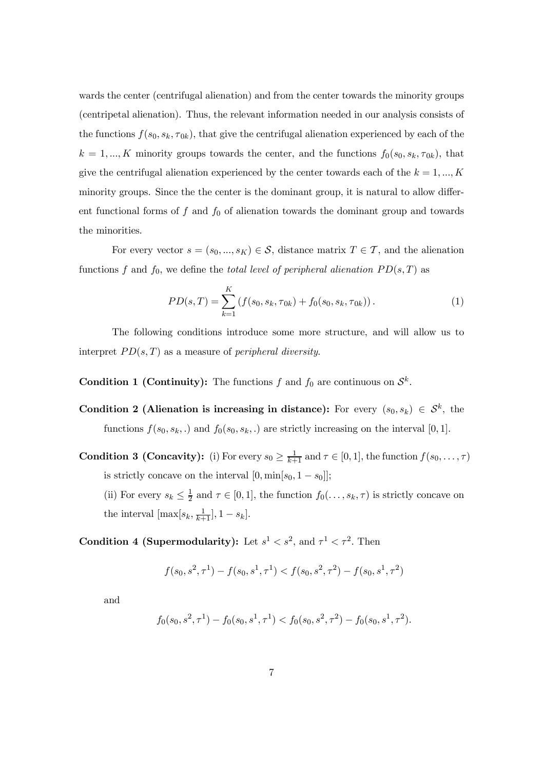wards the center (centrifugal alienation) and from the center towards the minority groups (centripetal alienation). Thus, the relevant information needed in our analysis consists of the functions $f(s_0, s_k, \tau_{0k})$, that give the centrifugal alienation experienced by each of the $k = 1, ..., K$ minority groups towards the center, and the functions $f_0(s_0, s_k, \tau_{0k})$, that give the centrifugal alienation experienced by the center towards each of the $k = 1, ..., K$ minority groups. Since the the center is the dominant group, it is natural to allow different functional forms of $f$ and $f_0$ of alienation towards the dominant group and towards the minorities.

For every vector $s = (s_0, ..., s_K) \in \mathcal{S}$, distance matrix $T \in \mathcal{T}$, and the alienation functions $f$ and $f_0$, we define the *total level of peripheral alienation* $PD(s, T)$ as

$$PD(s, T) = \sum_{k=1}^{K} \left( f(s_0, s_k, \tau_{0k}) + f_0(s_0, s_k, \tau_{0k}) \right). \tag{1}$$

The following conditions introduce some more structure, and will allow us to interpret $PD(s, T)$ as a measure of *peripheral diversity*.

**Condition 1 (Continuity):** The functions $f$ and $f_0$ are continuous on $\mathcal{S}^k$.

**Condition 2 (Alienation is increasing in distance):** For every $(s_0, s_k) \in \mathcal{S}^k$, the functions $f(s_0, s_k, .)$ and $f_0(s_0, s_k, .)$ are strictly increasing on the interval $[0, 1]$.

**Condition 3 (Concavity):** (i) For every $s_0 \geq \frac{1}{k+1}$ and $\tau \in [0, 1]$, the function $f(s_0, \ldots, \tau)$ is strictly concave on the interval $[0, \min[s_0, 1 - s_0]]$;

(ii) For every $s_k \leq \frac{1}{2}$ and $\tau \in [0, 1]$, the function $f_0(\ldots, s_k, \tau)$ is strictly concave on the interval $[\max[s_k, \frac{1}{k+1}], 1 - s_k]$.

**Condition 4 (Supermodularity):** Let $s^1 < s^2$, and $\tau^1 < \tau^2$. Then

$$f(s_0, s^2, \tau^1) - f(s_0, s^1, \tau^1) < f(s_0, s^2, \tau^2) - f(s_0, s^1, \tau^2)$$

and

$$f_0(s_0, s^2, \tau^1) - f_0(s_0, s^1, \tau^1) < f_0(s_0, s^2, \tau^2) - f_0(s_0, s^1, \tau^2).$$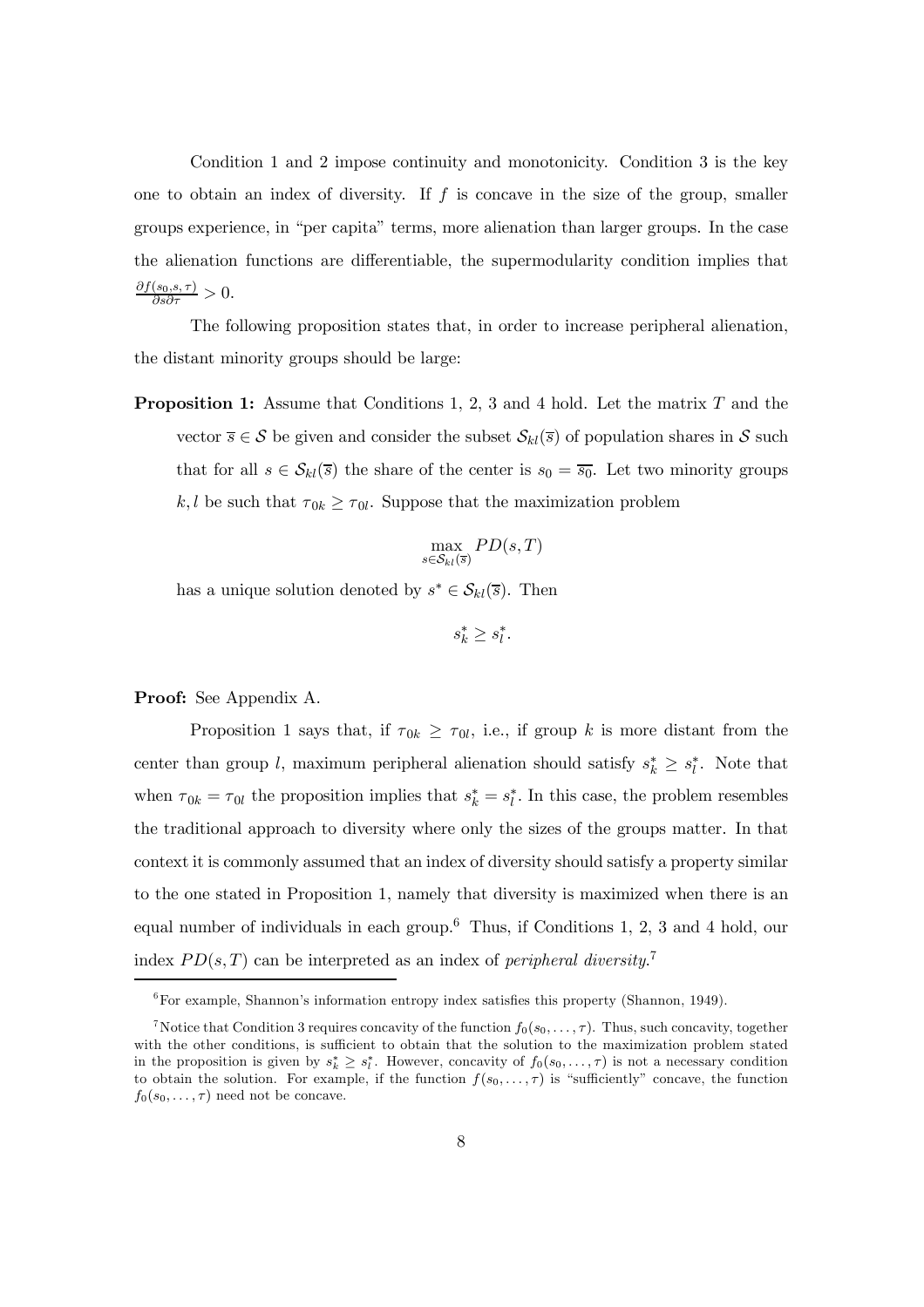Condition 1 and 2 impose continuity and monotonicity. Condition 3 is the key one to obtain an index of diversity. If $f$ is concave in the size of the group, smaller groups experience, in "per capita" terms, more alienation than larger groups. In the case the alienation functions are differentiable, the supermodularity condition implies that $\frac{\partial f(s_0,s,\tau)}{\partial s \partial \tau} > 0$.

The following proposition states that, in order to increase peripheral alienation, the distant minority groups should be large:

**Proposition 1:** Assume that Conditions 1, 2, 3 and 4 hold. Let the matrix $T$ and the vector $\overline{s} \in \mathcal{S}$ be given and consider the subset $\mathcal{S}_{kl}(\overline{s})$ of population shares in $\mathcal{S}$ such that for all $s \in \mathcal{S}_{kl}(\overline{s})$ the share of the center is $s_0 = \overline{s_0}$. Let two minority groups $k, l$ be such that $\tau_{0k} \geq \tau_{0l}$. Suppose that the maximization problem

$$\max_{s \in \mathcal{S}_{kl}(\overline{s})} PD(s, T)$$

has a unique solution denoted by $s^* \in \mathcal{S}_{kl}(\overline{s})$. Then

$$s_k^* \geq s_l^*.$$

**Proof:** See Appendix A.

Proposition 1 says that, if $\tau_{0k} \geq \tau_{0l}$, i.e., if group $k$ is more distant from the center than group $l$, maximum peripheral alienation should satisfy $s_k^* \geq s_l^*$. Note that when $\tau_{0k} = \tau_{0l}$ the proposition implies that $s_k^* = s_l^*$. In this case, the problem resembles the traditional approach to diversity where only the sizes of the groups matter. In that context it is commonly assumed that an index of diversity should satisfy a property similar to the one stated in Proposition 1, namely that diversity is maximized when there is an equal number of individuals in each group.[6] Thus, if Conditions 1, 2, 3 and 4 hold, our index $PD(s, T)$ can be interpreted as an index of *peripheral diversity*.[7]

[6] For example, Shannon's information entropy index satisfies this property (Shannon, 1949).

[7] Notice that Condition 3 requires concavity of the function $f_0(s_0, \ldots, \tau)$. Thus, such concavity, together with the other conditions, is sufficient to obtain that the solution to the maximization problem stated in the proposition is given by $s_k^* \geq s_l^*$. However, concavity of $f_0(s_0, \ldots, \tau)$ is not a necessary condition to obtain the solution. For example, if the function $f(s_0, \ldots, \tau)$ is "sufficiently" concave, the function $f_0(s_0, \ldots, \tau)$ need not be concave.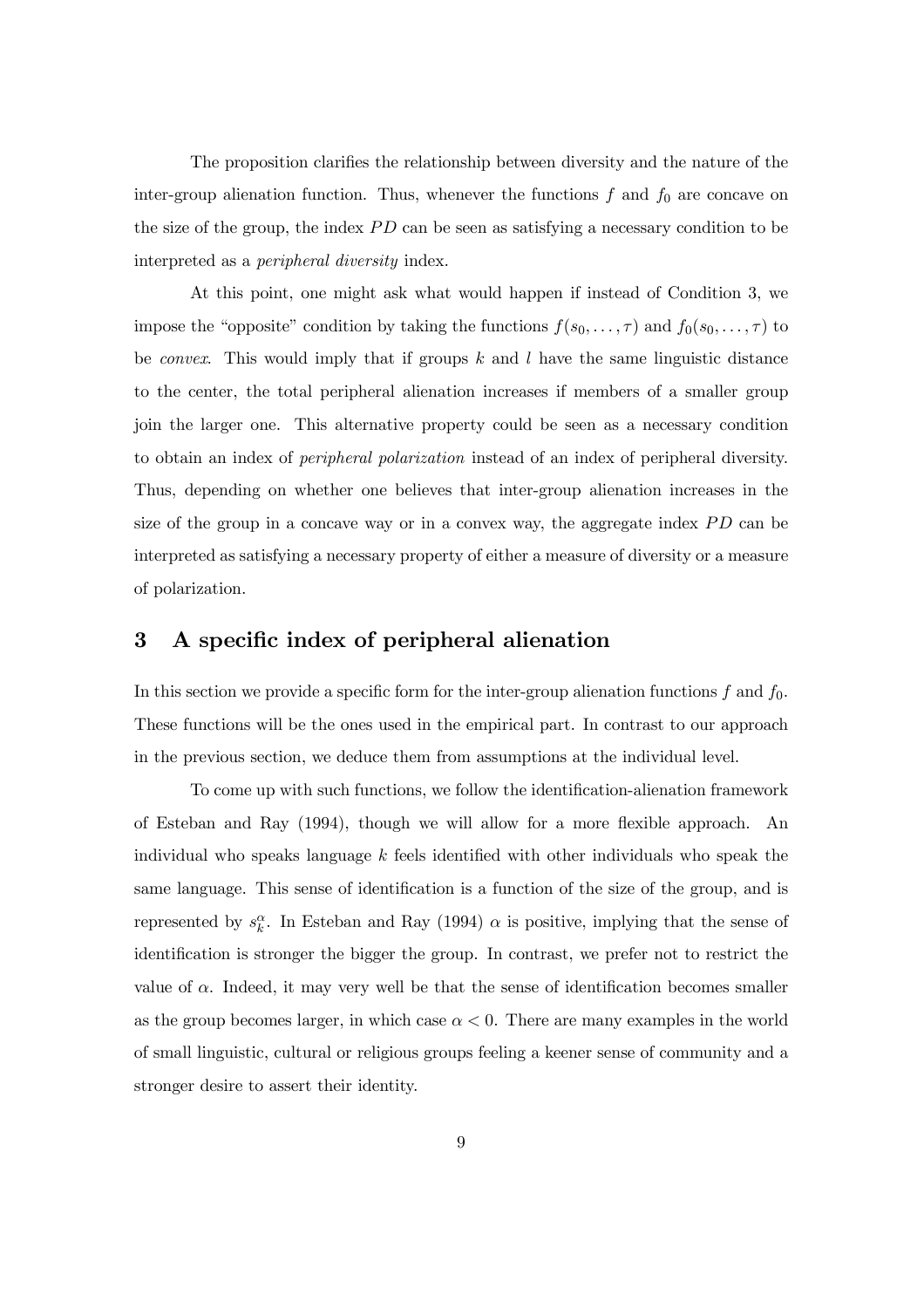The proposition clarifies the relationship between diversity and the nature of the inter-group alienation function. Thus, whenever the functions $f$ and $f_0$ are concave on the size of the group, the index $PD$ can be seen as satisfying a necessary condition to be interpreted as a *peripheral diversity* index.

At this point, one might ask what would happen if instead of Condition 3, we impose the "opposite" condition by taking the functions $f(s_0, \ldots, \tau)$ and $f_0(s_0, \ldots, \tau)$ to be *convex*. This would imply that if groups $k$ and $l$ have the same linguistic distance to the center, the total peripheral alienation increases if members of a smaller group join the larger one. This alternative property could be seen as a necessary condition to obtain an index of *peripheral polarization* instead of an index of peripheral diversity. Thus, depending on whether one believes that inter-group alienation increases in the size of the group in a concave way or in a convex way, the aggregate index $PD$ can be interpreted as satisfying a necessary property of either a measure of diversity or a measure of polarization.

## 3 A specific index of peripheral alienation

In this section we provide a specific form for the inter-group alienation functions $f$ and $f_0$. These functions will be the ones used in the empirical part. In contrast to our approach in the previous section, we deduce them from assumptions at the individual level.

To come up with such functions, we follow the identification-alienation framework of Esteban and Ray (1994), though we will allow for a more flexible approach. An individual who speaks language $k$ feels identified with other individuals who speak the same language. This sense of identification is a function of the size of the group, and is represented by $s_k^{\alpha}$. In Esteban and Ray (1994) $\alpha$ is positive, implying that the sense of identification is stronger the bigger the group. In contrast, we prefer not to restrict the value of $\alpha$. Indeed, it may very well be that the sense of identification becomes smaller as the group becomes larger, in which case $\alpha < 0$. There are many examples in the world of small linguistic, cultural or religious groups feeling a keener sense of community and a stronger desire to assert their identity.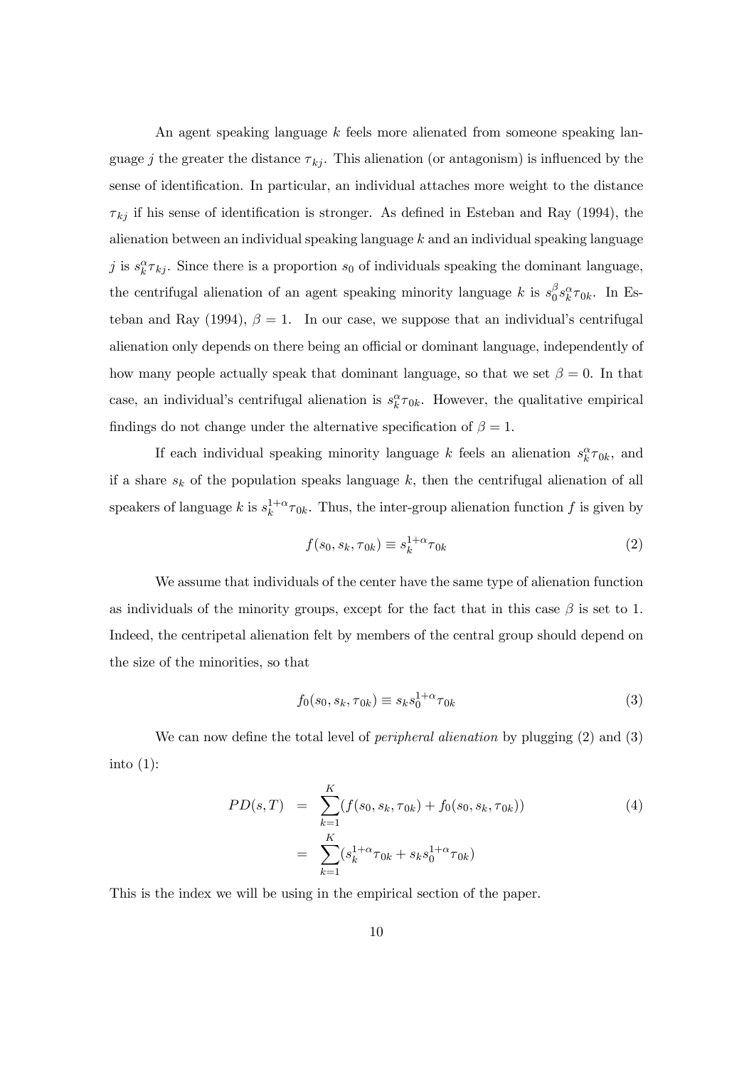An agent speaking language $k$ feels more alienated from someone speaking language $j$ the greater the distance $\tau_{kj}$. This alienation (or antagonism) is influenced by the sense of identification. In particular, an individual attaches more weight to the distance $\tau_{kj}$ if his sense of identification is stronger. As defined in Esteban and Ray (1994), the alienation between an individual speaking language $k$ and an individual speaking language $j$ is $s_k^{\alpha}\tau_{kj}$. Since there is a proportion $s_0$ of individuals speaking the dominant language, the centrifugal alienation of an agent speaking minority language $k$ is $s_0^{\beta}s_k^{\alpha}\tau_{0k}$. In Esteban and Ray (1994), $\beta = 1$. In our case, we suppose that an individual's centrifugal alienation only depends on there being an official or dominant language, independently of how many people actually speak that dominant language, so that we set $\beta = 0$. In that case, an individual's centrifugal alienation is $s_k^{\alpha}\tau_{0k}$. However, the qualitative empirical findings do not change under the alternative specification of $\beta = 1$.

If each individual speaking minority language $k$ feels an alienation $s_k^{\alpha}\tau_{0k}$, and if a share $s_k$ of the population speaks language $k$, then the centrifugal alienation of all speakers of language $k$ is $s_k^{1+\alpha}\tau_{0k}$. Thus, the inter-group alienation function $f$ is given by

$$f(s_0, s_k, \tau_{0k}) \equiv s_k^{1+\alpha}\tau_{0k} \tag{2}$$

We assume that individuals of the center have the same type of alienation function as individuals of the minority groups, except for the fact that in this case $\beta$ is set to 1. Indeed, the centripetal alienation felt by members of the central group should depend on the size of the minorities, so that

$$f_0(s_0, s_k, \tau_{0k}) \equiv s_k s_0^{1+\alpha}\tau_{0k} \tag{3}$$

We can now define the total level of *peripheral alienation* by plugging (2) and (3) into (1):

$$\begin{aligned} PD(s,T) &= \sum_{k=1}^{K}(f(s_0, s_k, \tau_{0k}) + f_0(s_0, s_k, \tau_{0k})) \\ &= \sum_{k=1}^{K}(s_k^{1+\alpha}\tau_{0k} + s_k s_0^{1+\alpha}\tau_{0k}) \end{aligned} \tag{4}$$

This is the index we will be using in the empirical section of the paper.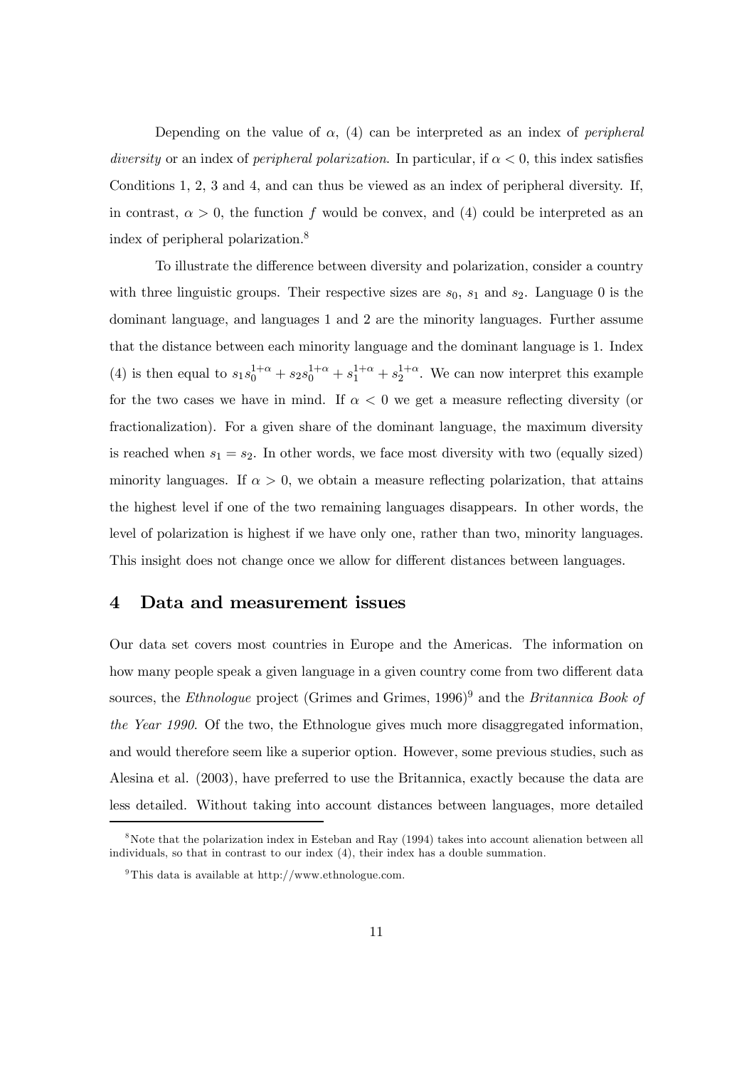Depending on the value of $\alpha$, (4) can be interpreted as an index of *peripheral diversity* or an index of *peripheral polarization*. In particular, if $\alpha < 0$, this index satisfies Conditions 1, 2, 3 and 4, and can thus be viewed as an index of peripheral diversity. If, in contrast, $\alpha > 0$, the function $f$ would be convex, and (4) could be interpreted as an index of peripheral polarization.[8]

To illustrate the difference between diversity and polarization, consider a country with three linguistic groups. Their respective sizes are $s_0$, $s_1$ and $s_2$. Language 0 is the dominant language, and languages 1 and 2 are the minority languages. Further assume that the distance between each minority language and the dominant language is 1. Index (4) is then equal to $s_1 s_0^{1+\alpha} + s_2 s_0^{1+\alpha} + s_1^{1+\alpha} + s_2^{1+\alpha}$. We can now interpret this example for the two cases we have in mind. If $\alpha < 0$ we get a measure reflecting diversity (or fractionalization). For a given share of the dominant language, the maximum diversity is reached when $s_1 = s_2$. In other words, we face most diversity with two (equally sized) minority languages. If $\alpha > 0$, we obtain a measure reflecting polarization, that attains the highest level if one of the two remaining languages disappears. In other words, the level of polarization is highest if we have only one, rather than two, minority languages. This insight does not change once we allow for different distances between languages.

## 4 Data and measurement issues

Our data set covers most countries in Europe and the Americas. The information on how many people speak a given language in a given country come from two different data sources, the *Ethnologue* project (Grimes and Grimes, 1996)[9] and the *Britannica Book of the Year 1990*. Of the two, the Ethnologue gives much more disaggregated information, and would therefore seem like a superior option. However, some previous studies, such as Alesina et al. (2003), have preferred to use the Britannica, exactly because the data are less detailed. Without taking into account distances between languages, more detailed

[8] Note that the polarization index in Esteban and Ray (1994) takes into account alienation between all individuals, so that in contrast to our index (4), their index has a double summation.

[9] This data is available at http://www.ethnologue.com.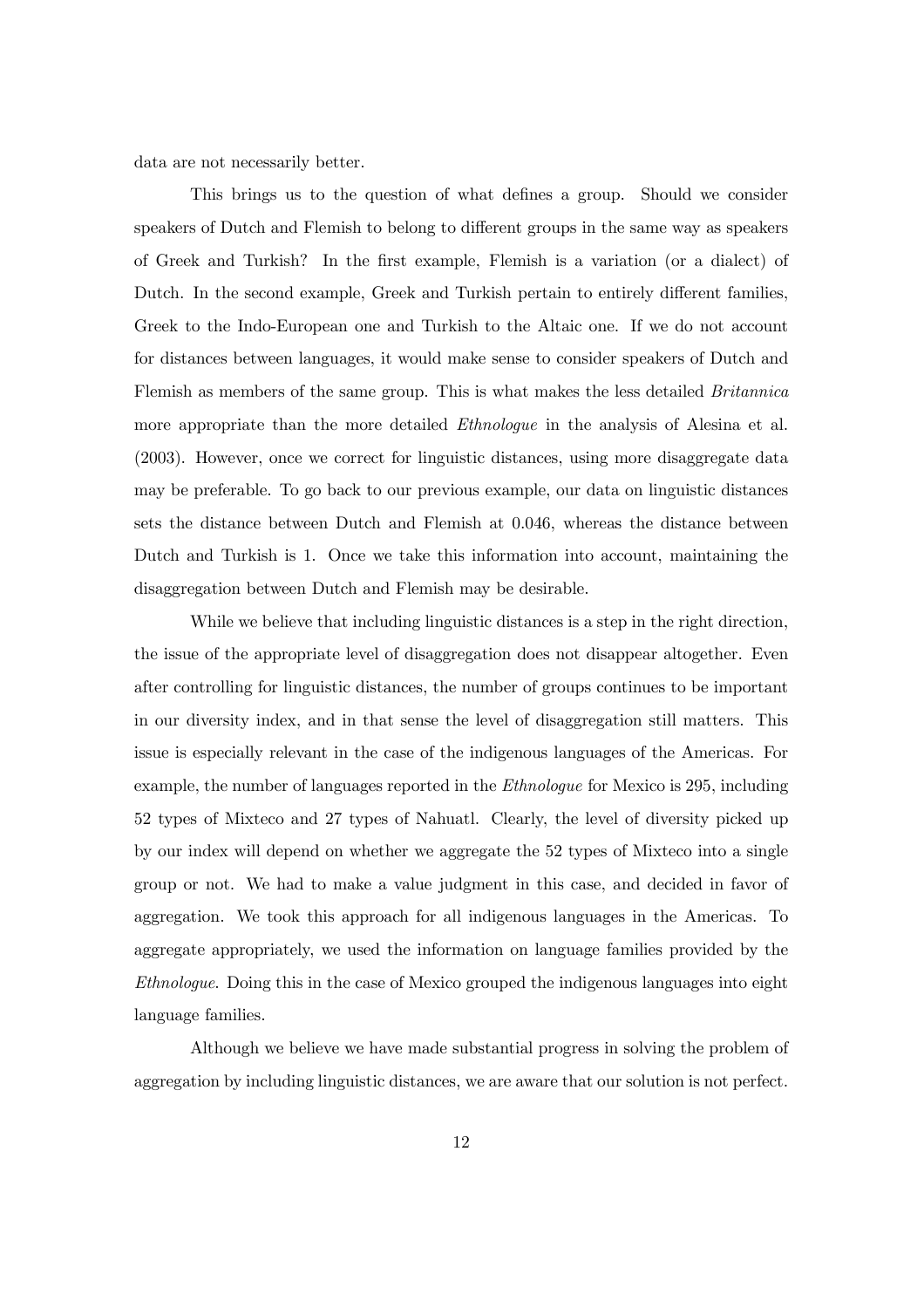data are not necessarily better.

This brings us to the question of what defines a group. Should we consider speakers of Dutch and Flemish to belong to different groups in the same way as speakers of Greek and Turkish? In the first example, Flemish is a variation (or a dialect) of Dutch. In the second example, Greek and Turkish pertain to entirely different families, Greek to the Indo-European one and Turkish to the Altaic one. If we do not account for distances between languages, it would make sense to consider speakers of Dutch and Flemish as members of the same group. This is what makes the less detailed *Britannica* more appropriate than the more detailed *Ethnologue* in the analysis of Alesina et al. (2003). However, once we correct for linguistic distances, using more disaggregate data may be preferable. To go back to our previous example, our data on linguistic distances sets the distance between Dutch and Flemish at 0.046, whereas the distance between Dutch and Turkish is 1. Once we take this information into account, maintaining the disaggregation between Dutch and Flemish may be desirable.

While we believe that including linguistic distances is a step in the right direction, the issue of the appropriate level of disaggregation does not disappear altogether. Even after controlling for linguistic distances, the number of groups continues to be important in our diversity index, and in that sense the level of disaggregation still matters. This issue is especially relevant in the case of the indigenous languages of the Americas. For example, the number of languages reported in the *Ethnologue* for Mexico is 295, including 52 types of Mixteco and 27 types of Nahuatl. Clearly, the level of diversity picked up by our index will depend on whether we aggregate the 52 types of Mixteco into a single group or not. We had to make a value judgment in this case, and decided in favor of aggregation. We took this approach for all indigenous languages in the Americas. To aggregate appropriately, we used the information on language families provided by the *Ethnologue*. Doing this in the case of Mexico grouped the indigenous languages into eight language families.

Although we believe we have made substantial progress in solving the problem of aggregation by including linguistic distances, we are aware that our solution is not perfect.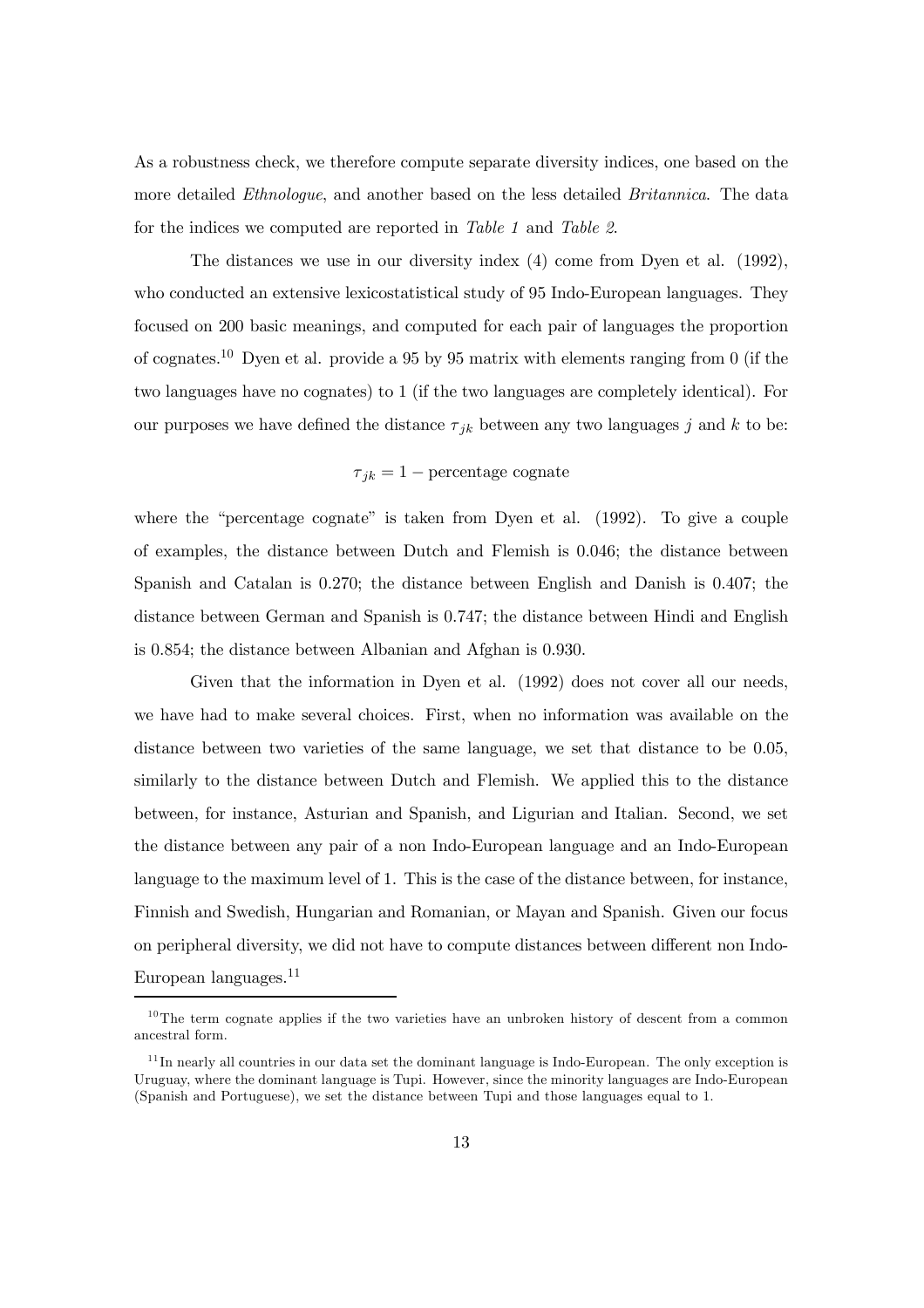As a robustness check, we therefore compute separate diversity indices, one based on the more detailed *Ethnologue*, and another based on the less detailed *Britannica*. The data for the indices we computed are reported in *Table 1* and *Table 2*.

The distances we use in our diversity index (4) come from Dyen et al. (1992), who conducted an extensive lexicostatistical study of 95 Indo-European languages. They focused on 200 basic meanings, and computed for each pair of languages the proportion of cognates.[10] Dyen et al. provide a 95 by 95 matrix with elements ranging from 0 (if the two languages have no cognates) to 1 (if the two languages are completely identical). For our purposes we have defined the distance $\tau_{jk}$ between any two languages $j$ and $k$ to be:

$$\tau_{jk} = 1 - \text{percentage cognate}$$

where the "percentage cognate" is taken from Dyen et al. (1992). To give a couple of examples, the distance between Dutch and Flemish is 0.046; the distance between Spanish and Catalan is 0.270; the distance between English and Danish is 0.407; the distance between German and Spanish is 0.747; the distance between Hindi and English is 0.854; the distance between Albanian and Afghan is 0.930.

Given that the information in Dyen et al. (1992) does not cover all our needs, we have had to make several choices. First, when no information was available on the distance between two varieties of the same language, we set that distance to be 0.05, similarly to the distance between Dutch and Flemish. We applied this to the distance between, for instance, Asturian and Spanish, and Ligurian and Italian. Second, we set the distance between any pair of a non Indo-European language and an Indo-European language to the maximum level of 1. This is the case of the distance between, for instance, Finnish and Swedish, Hungarian and Romanian, or Mayan and Spanish. Given our focus on peripheral diversity, we did not have to compute distances between different non Indo-European languages.[11]

[10] The term cognate applies if the two varieties have an unbroken history of descent from a common ancestral form.

[11] In nearly all countries in our data set the dominant language is Indo-European. The only exception is Uruguay, where the dominant language is Tupi. However, since the minority languages are Indo-European (Spanish and Portuguese), we set the distance between Tupi and those languages equal to 1.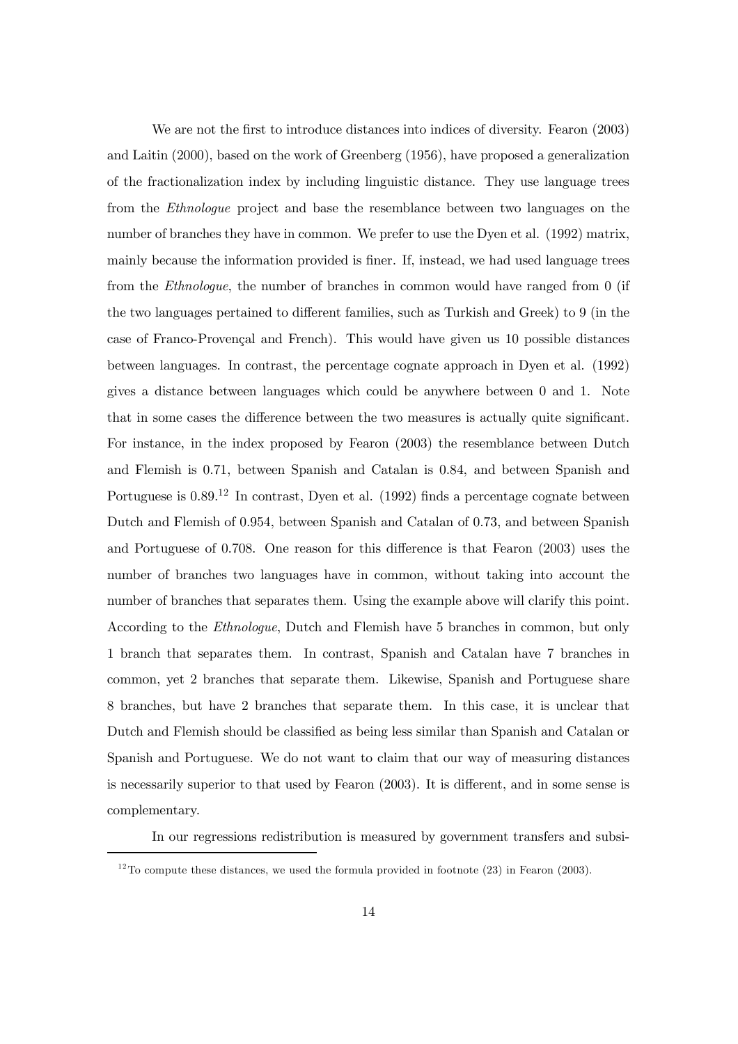We are not the first to introduce distances into indices of diversity. Fearon (2003) and Laitin (2000), based on the work of Greenberg (1956), have proposed a generalization of the fractionalization index by including linguistic distance. They use language trees from the *Ethnologue* project and base the resemblance between two languages on the number of branches they have in common. We prefer to use the Dyen et al. (1992) matrix, mainly because the information provided is finer. If, instead, we had used language trees from the *Ethnologue*, the number of branches in common would have ranged from 0 (if the two languages pertained to different families, such as Turkish and Greek) to 9 (in the case of Franco-Provençal and French). This would have given us 10 possible distances between languages. In contrast, the percentage cognate approach in Dyen et al. (1992) gives a distance between languages which could be anywhere between 0 and 1. Note that in some cases the difference between the two measures is actually quite significant. For instance, in the index proposed by Fearon (2003) the resemblance between Dutch and Flemish is 0.71, between Spanish and Catalan is 0.84, and between Spanish and Portuguese is 0.89.[12] In contrast, Dyen et al. (1992) finds a percentage cognate between Dutch and Flemish of 0.954, between Spanish and Catalan of 0.73, and between Spanish and Portuguese of 0.708. One reason for this difference is that Fearon (2003) uses the number of branches two languages have in common, without taking into account the number of branches that separates them. Using the example above will clarify this point. According to the *Ethnologue*, Dutch and Flemish have 5 branches in common, but only 1 branch that separates them. In contrast, Spanish and Catalan have 7 branches in common, yet 2 branches that separate them. Likewise, Spanish and Portuguese share 8 branches, but have 2 branches that separate them. In this case, it is unclear that Dutch and Flemish should be classified as being less similar than Spanish and Catalan or Spanish and Portuguese. We do not want to claim that our way of measuring distances is necessarily superior to that used by Fearon (2003). It is different, and in some sense is complementary.

In our regressions redistribution is measured by government transfers and subsi-

[12] To compute these distances, we used the formula provided in footnote (23) in Fearon (2003).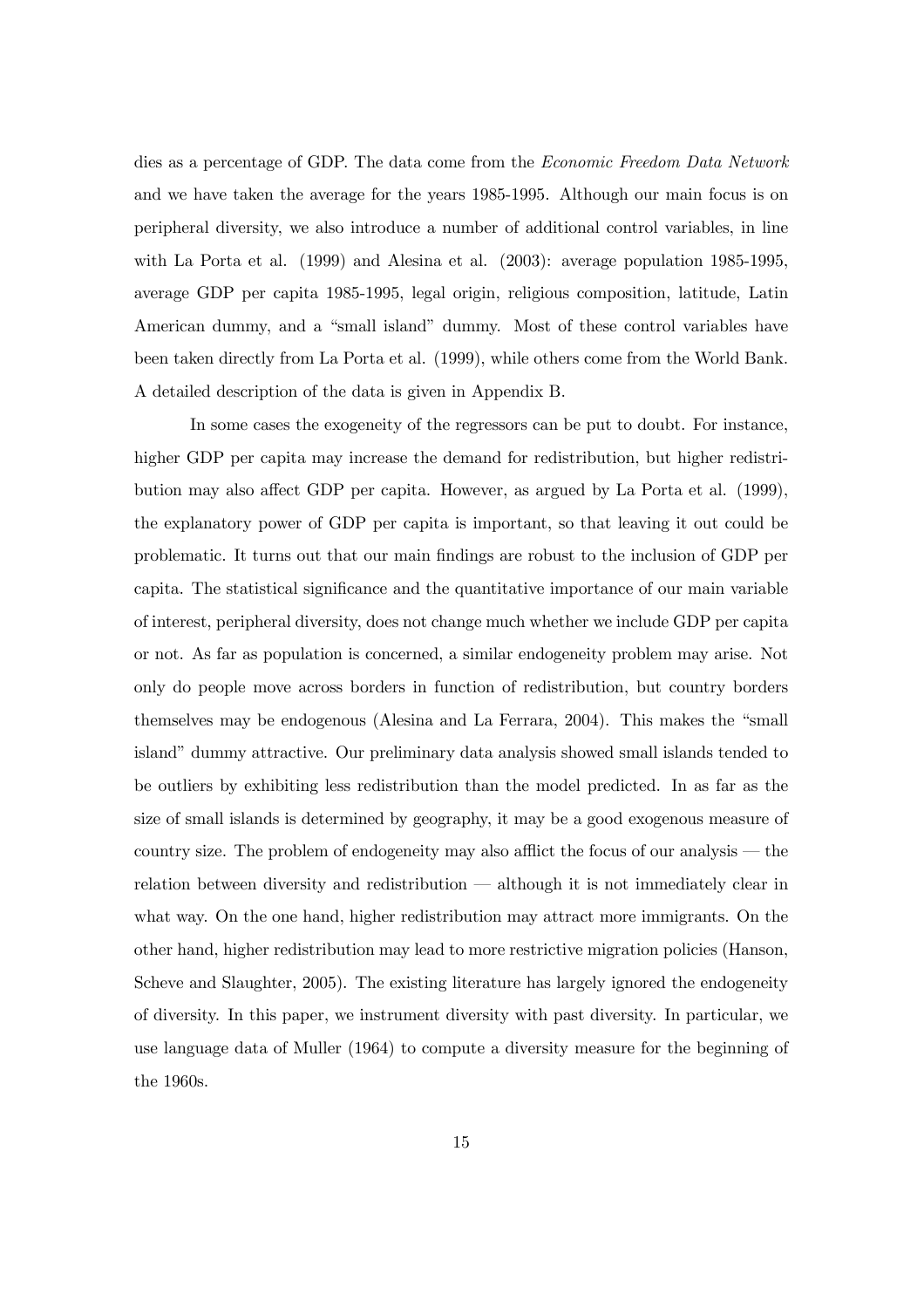dies as a percentage of GDP. The data come from the *Economic Freedom Data Network* and we have taken the average for the years 1985-1995. Although our main focus is on peripheral diversity, we also introduce a number of additional control variables, in line with La Porta et al. (1999) and Alesina et al. (2003): average population 1985-1995, average GDP per capita 1985-1995, legal origin, religious composition, latitude, Latin American dummy, and a "small island" dummy. Most of these control variables have been taken directly from La Porta et al. (1999), while others come from the World Bank. A detailed description of the data is given in Appendix B.

In some cases the exogeneity of the regressors can be put to doubt. For instance, higher GDP per capita may increase the demand for redistribution, but higher redistribution may also affect GDP per capita. However, as argued by La Porta et al. (1999), the explanatory power of GDP per capita is important, so that leaving it out could be problematic. It turns out that our main findings are robust to the inclusion of GDP per capita. The statistical significance and the quantitative importance of our main variable of interest, peripheral diversity, does not change much whether we include GDP per capita or not. As far as population is concerned, a similar endogeneity problem may arise. Not only do people move across borders in function of redistribution, but country borders themselves may be endogenous (Alesina and La Ferrara, 2004). This makes the "small island" dummy attractive. Our preliminary data analysis showed small islands tended to be outliers by exhibiting less redistribution than the model predicted. In as far as the size of small islands is determined by geography, it may be a good exogenous measure of country size. The problem of endogeneity may also afflict the focus of our analysis — the relation between diversity and redistribution — although it is not immediately clear in what way. On the one hand, higher redistribution may attract more immigrants. On the other hand, higher redistribution may lead to more restrictive migration policies (Hanson, Scheve and Slaughter, 2005). The existing literature has largely ignored the endogeneity of diversity. In this paper, we instrument diversity with past diversity. In particular, we use language data of Muller (1964) to compute a diversity measure for the beginning of the 1960s.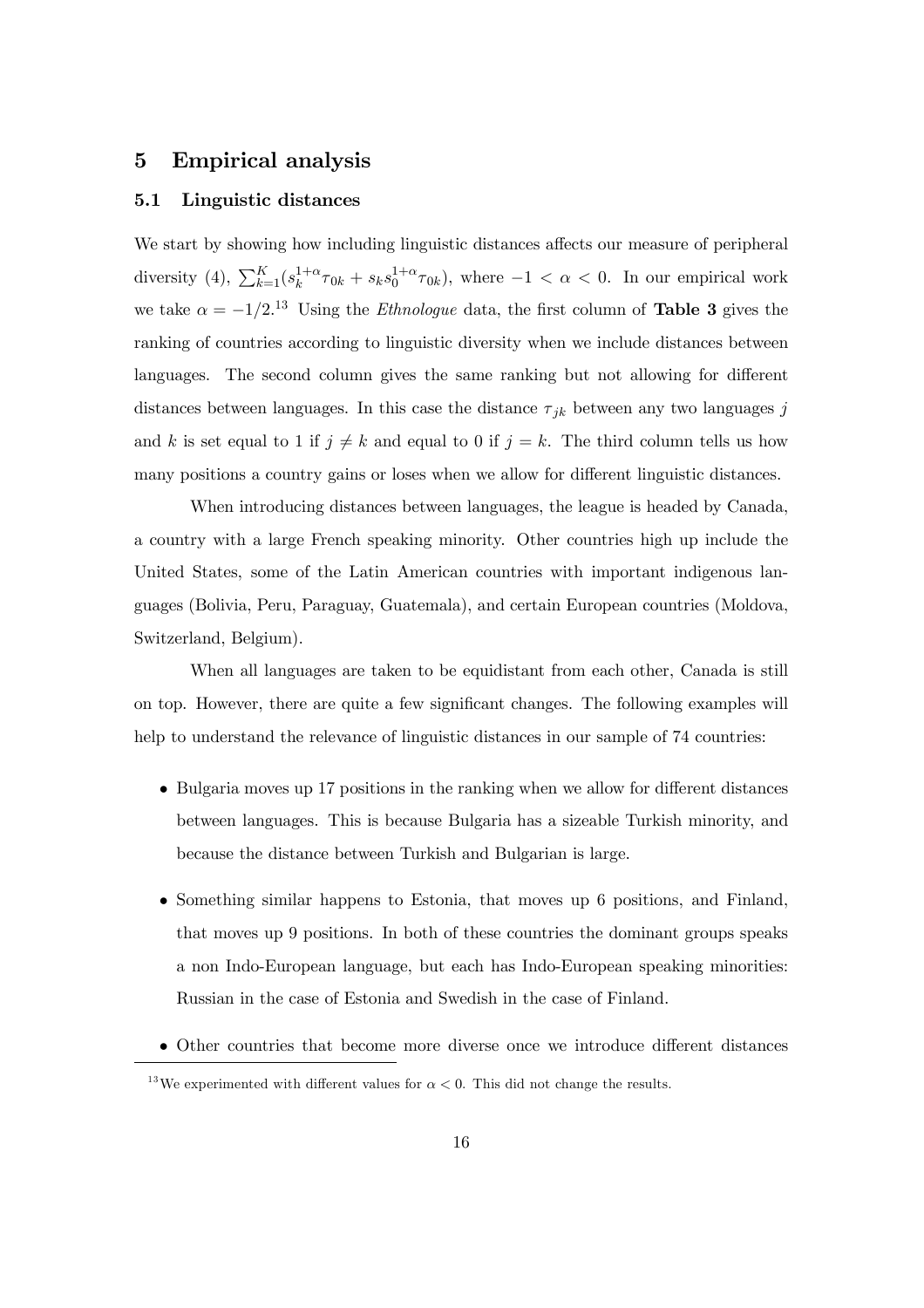# 5 Empirical analysis

## 5.1 Linguistic distances

We start by showing how including linguistic distances affects our measure of peripheral diversity (4), $\sum_{k=1}^{K}(s_k^{1+\alpha}\tau_{0k} + s_k s_0^{1+\alpha}\tau_{0k})$, where $-1 < \alpha < 0$. In our empirical work we take $\alpha = -1/2$.[13] Using the *Ethnologue* data, the first column of **Table 3** gives the ranking of countries according to linguistic diversity when we include distances between languages. The second column gives the same ranking but not allowing for different distances between languages. In this case the distance $\tau_{jk}$ between any two languages $j$ and $k$ is set equal to 1 if $j \neq k$ and equal to 0 if $j = k$. The third column tells us how many positions a country gains or loses when we allow for different linguistic distances.

When introducing distances between languages, the league is headed by Canada, a country with a large French speaking minority. Other countries high up include the United States, some of the Latin American countries with important indigenous languages (Bolivia, Peru, Paraguay, Guatemala), and certain European countries (Moldova, Switzerland, Belgium).

When all languages are taken to be equidistant from each other, Canada is still on top. However, there are quite a few significant changes. The following examples will help to understand the relevance of linguistic distances in our sample of 74 countries:

- Bulgaria moves up 17 positions in the ranking when we allow for different distances between languages. This is because Bulgaria has a sizeable Turkish minority, and because the distance between Turkish and Bulgarian is large.
- Something similar happens to Estonia, that moves up 6 positions, and Finland, that moves up 9 positions. In both of these countries the dominant groups speaks a non Indo-European language, but each has Indo-European speaking minorities: Russian in the case of Estonia and Swedish in the case of Finland.
- Other countries that become more diverse once we introduce different distances

[13] We experimented with different values for $\alpha < 0$. This did not change the results.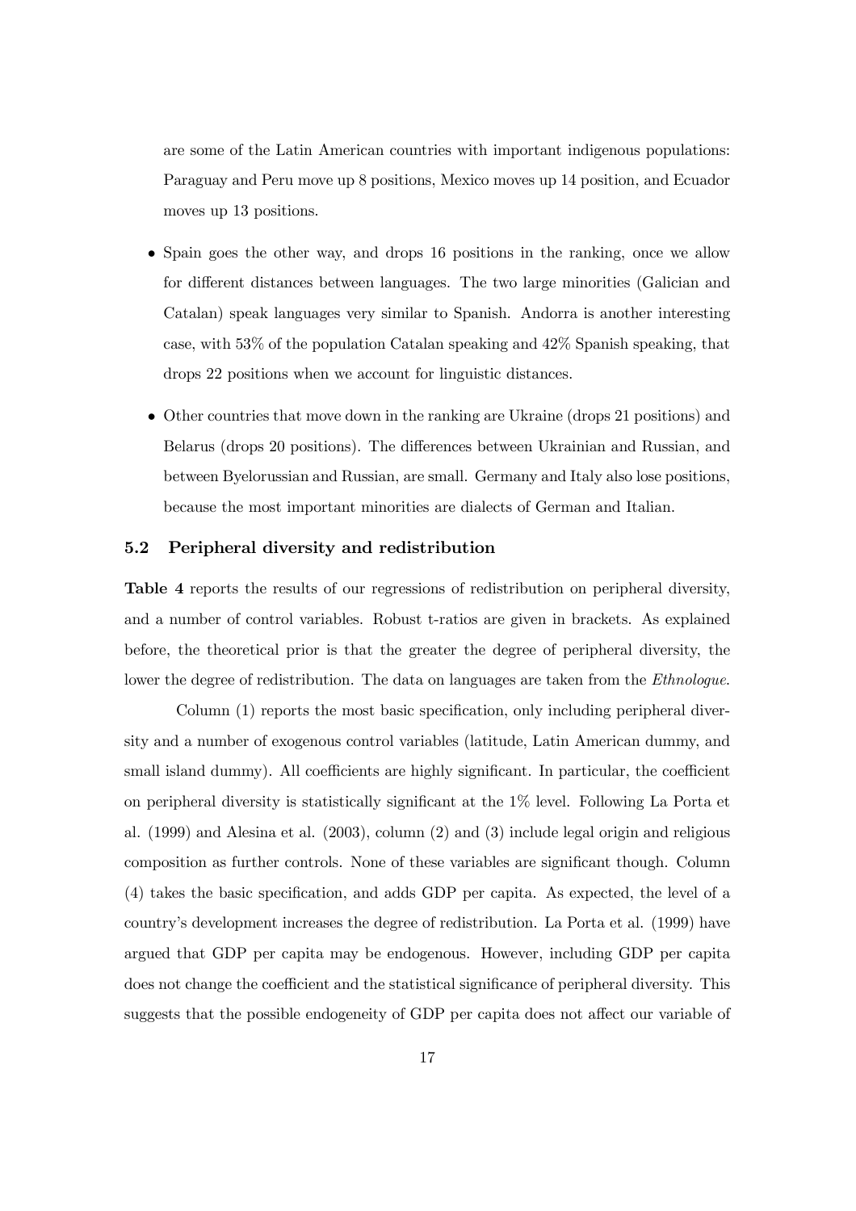are some of the Latin American countries with important indigenous populations: Paraguay and Peru move up 8 positions, Mexico moves up 14 position, and Ecuador moves up 13 positions.

- Spain goes the other way, and drops 16 positions in the ranking, once we allow for different distances between languages. The two large minorities (Galician and Catalan) speak languages very similar to Spanish. Andorra is another interesting case, with 53% of the population Catalan speaking and 42% Spanish speaking, that drops 22 positions when we account for linguistic distances.

- Other countries that move down in the ranking are Ukraine (drops 21 positions) and Belarus (drops 20 positions). The differences between Ukrainian and Russian, and between Byelorussian and Russian, are small. Germany and Italy also lose positions, because the most important minorities are dialects of German and Italian.

### 5.2 Peripheral diversity and redistribution

**Table 4** reports the results of our regressions of redistribution on peripheral diversity, and a number of control variables. Robust t-ratios are given in brackets. As explained before, the theoretical prior is that the greater the degree of peripheral diversity, the lower the degree of redistribution. The data on languages are taken from the *Ethnologue*.

Column (1) reports the most basic specification, only including peripheral diversity and a number of exogenous control variables (latitude, Latin American dummy, and small island dummy). All coefficients are highly significant. In particular, the coefficient on peripheral diversity is statistically significant at the 1% level. Following La Porta et al. (1999) and Alesina et al. (2003), column (2) and (3) include legal origin and religious composition as further controls. None of these variables are significant though. Column (4) takes the basic specification, and adds GDP per capita. As expected, the level of a country's development increases the degree of redistribution. La Porta et al. (1999) have argued that GDP per capita may be endogenous. However, including GDP per capita does not change the coefficient and the statistical significance of peripheral diversity. This suggests that the possible endogeneity of GDP per capita does not affect our variable of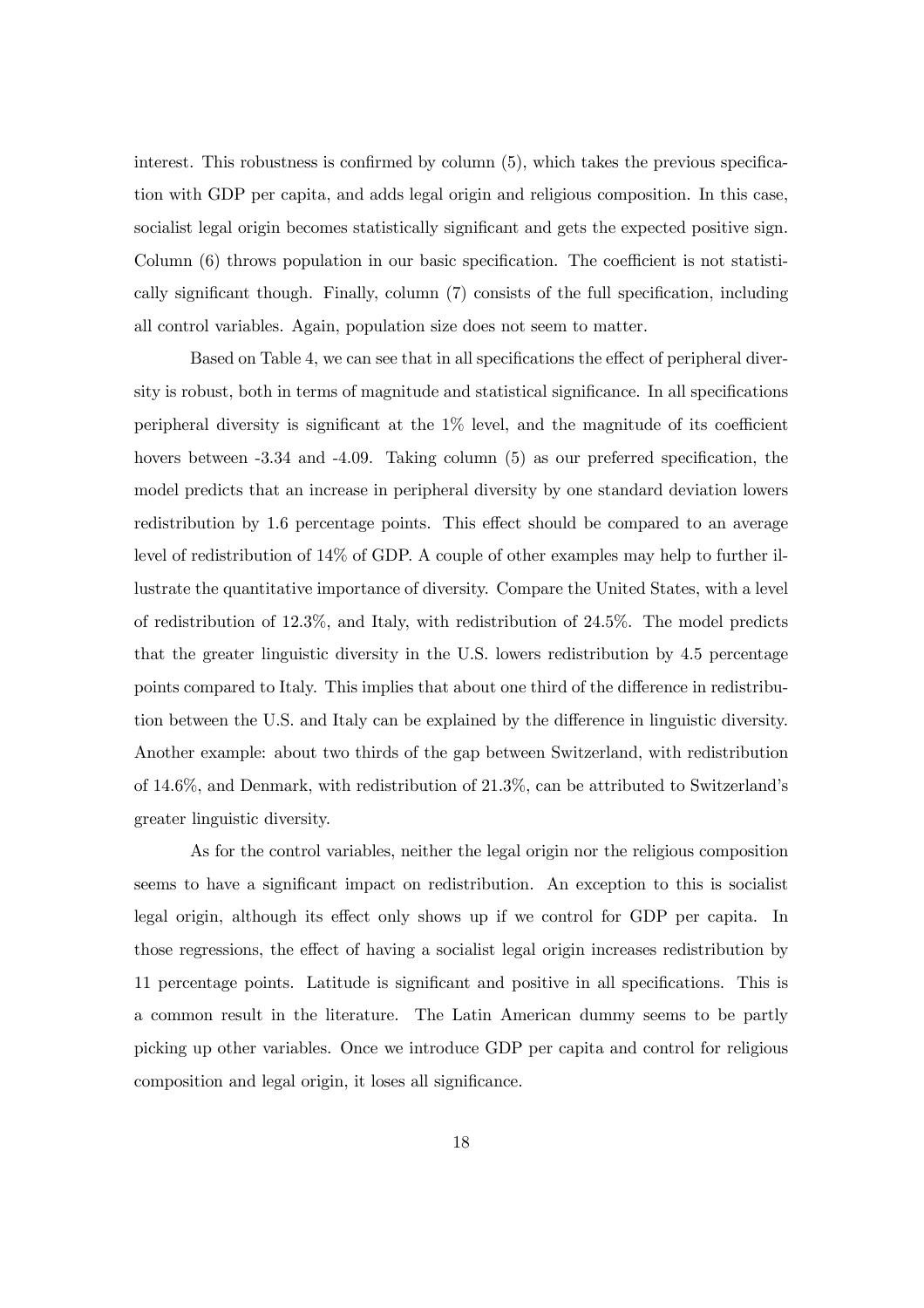interest. This robustness is confirmed by column (5), which takes the previous specification with GDP per capita, and adds legal origin and religious composition. In this case, socialist legal origin becomes statistically significant and gets the expected positive sign. Column (6) throws population in our basic specification. The coefficient is not statistically significant though. Finally, column (7) consists of the full specification, including all control variables. Again, population size does not seem to matter.

Based on Table 4, we can see that in all specifications the effect of peripheral diversity is robust, both in terms of magnitude and statistical significance. In all specifications peripheral diversity is significant at the 1% level, and the magnitude of its coefficient hovers between -3.34 and -4.09. Taking column (5) as our preferred specification, the model predicts that an increase in peripheral diversity by one standard deviation lowers redistribution by 1.6 percentage points. This effect should be compared to an average level of redistribution of 14% of GDP. A couple of other examples may help to further illustrate the quantitative importance of diversity. Compare the United States, with a level of redistribution of 12.3%, and Italy, with redistribution of 24.5%. The model predicts that the greater linguistic diversity in the U.S. lowers redistribution by 4.5 percentage points compared to Italy. This implies that about one third of the difference in redistribution between the U.S. and Italy can be explained by the difference in linguistic diversity. Another example: about two thirds of the gap between Switzerland, with redistribution of 14.6%, and Denmark, with redistribution of 21.3%, can be attributed to Switzerland's greater linguistic diversity.

As for the control variables, neither the legal origin nor the religious composition seems to have a significant impact on redistribution. An exception to this is socialist legal origin, although its effect only shows up if we control for GDP per capita. In those regressions, the effect of having a socialist legal origin increases redistribution by 11 percentage points. Latitude is significant and positive in all specifications. This is a common result in the literature. The Latin American dummy seems to be partly picking up other variables. Once we introduce GDP per capita and control for religious composition and legal origin, it loses all significance.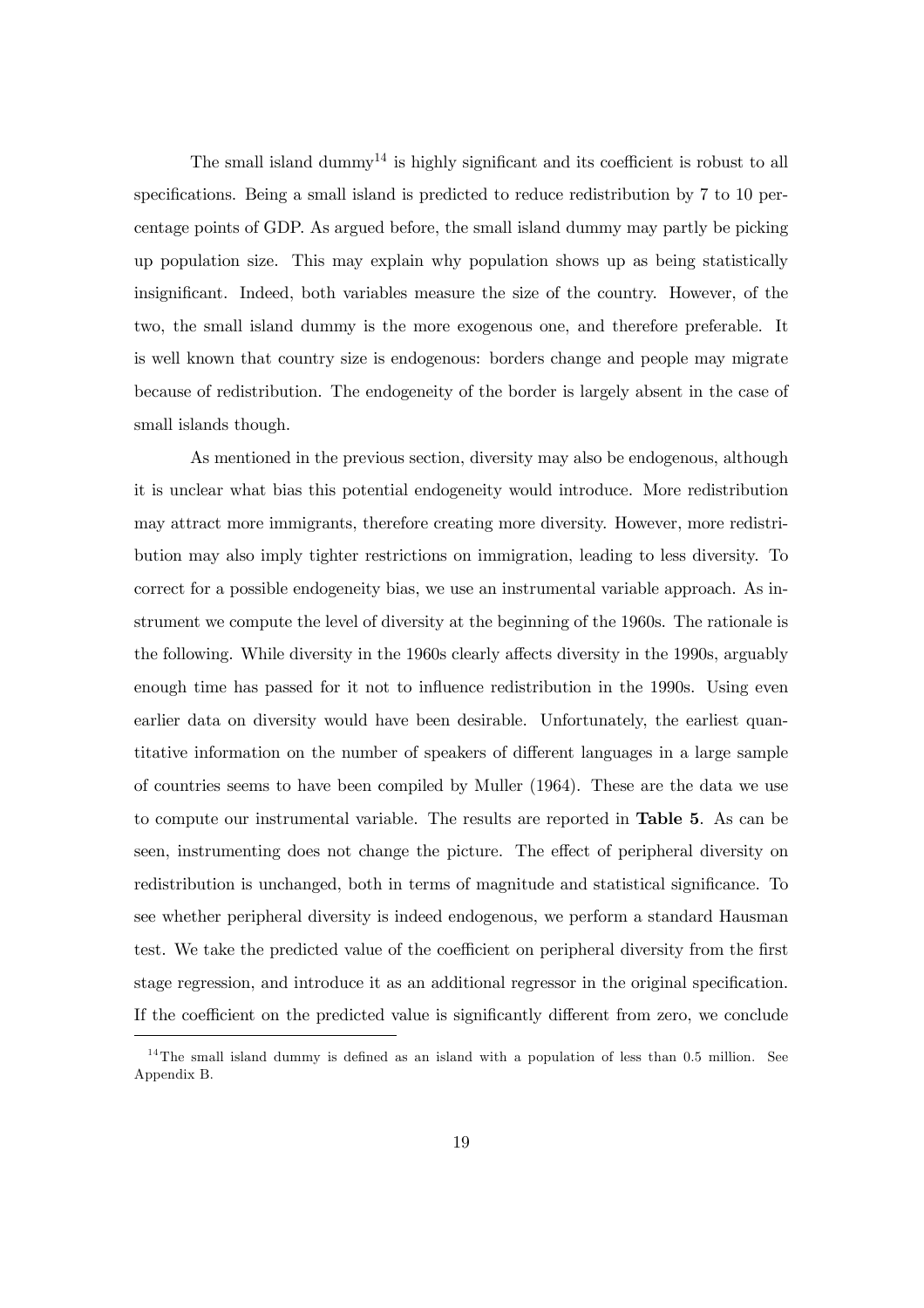The small island dummy[14] is highly significant and its coefficient is robust to all specifications. Being a small island is predicted to reduce redistribution by 7 to 10 percentage points of GDP. As argued before, the small island dummy may partly be picking up population size. This may explain why population shows up as being statistically insignificant. Indeed, both variables measure the size of the country. However, of the two, the small island dummy is the more exogenous one, and therefore preferable. It is well known that country size is endogenous: borders change and people may migrate because of redistribution. The endogeneity of the border is largely absent in the case of small islands though.

As mentioned in the previous section, diversity may also be endogenous, although it is unclear what bias this potential endogeneity would introduce. More redistribution may attract more immigrants, therefore creating more diversity. However, more redistribution may also imply tighter restrictions on immigration, leading to less diversity. To correct for a possible endogeneity bias, we use an instrumental variable approach. As instrument we compute the level of diversity at the beginning of the 1960s. The rationale is the following. While diversity in the 1960s clearly affects diversity in the 1990s, arguably enough time has passed for it not to influence redistribution in the 1990s. Using even earlier data on diversity would have been desirable. Unfortunately, the earliest quantitative information on the number of speakers of different languages in a large sample of countries seems to have been compiled by Muller (1964). These are the data we use to compute our instrumental variable. The results are reported in **Table 5**. As can be seen, instrumenting does not change the picture. The effect of peripheral diversity on redistribution is unchanged, both in terms of magnitude and statistical significance. To see whether peripheral diversity is indeed endogenous, we perform a standard Hausman test. We take the predicted value of the coefficient on peripheral diversity from the first stage regression, and introduce it as an additional regressor in the original specification. If the coefficient on the predicted value is significantly different from zero, we conclude

[14] The small island dummy is defined as an island with a population of less than 0.5 million. See Appendix B.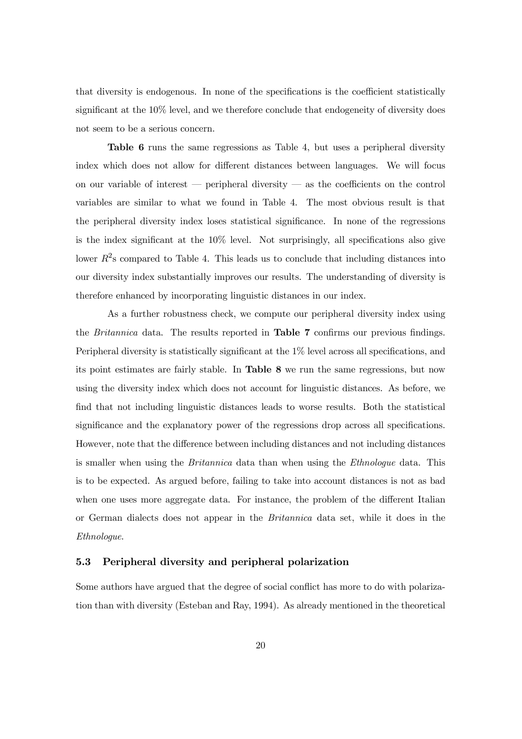that diversity is endogenous. In none of the specifications is the coefficient statistically significant at the 10% level, and we therefore conclude that endogeneity of diversity does not seem to be a serious concern.

**Table 6** runs the same regressions as Table 4, but uses a peripheral diversity index which does not allow for different distances between languages. We will focus on our variable of interest — peripheral diversity — as the coefficients on the control variables are similar to what we found in Table 4. The most obvious result is that the peripheral diversity index loses statistical significance. In none of the regressions is the index significant at the 10% level. Not surprisingly, all specifications also give lower $R^2$s compared to Table 4. This leads us to conclude that including distances into our diversity index substantially improves our results. The understanding of diversity is therefore enhanced by incorporating linguistic distances in our index.

As a further robustness check, we compute our peripheral diversity index using the *Britannica* data. The results reported in **Table 7** confirms our previous findings. Peripheral diversity is statistically significant at the 1% level across all specifications, and its point estimates are fairly stable. In **Table 8** we run the same regressions, but now using the diversity index which does not account for linguistic distances. As before, we find that not including linguistic distances leads to worse results. Both the statistical significance and the explanatory power of the regressions drop across all specifications. However, note that the difference between including distances and not including distances is smaller when using the *Britannica* data than when using the *Ethnologue* data. This is to be expected. As argued before, failing to take into account distances is not as bad when one uses more aggregate data. For instance, the problem of the different Italian or German dialects does not appear in the *Britannica* data set, while it does in the *Ethnologue.*

### 5.3 Peripheral diversity and peripheral polarization

Some authors have argued that the degree of social conflict has more to do with polarization than with diversity (Esteban and Ray, 1994). As already mentioned in the theoretical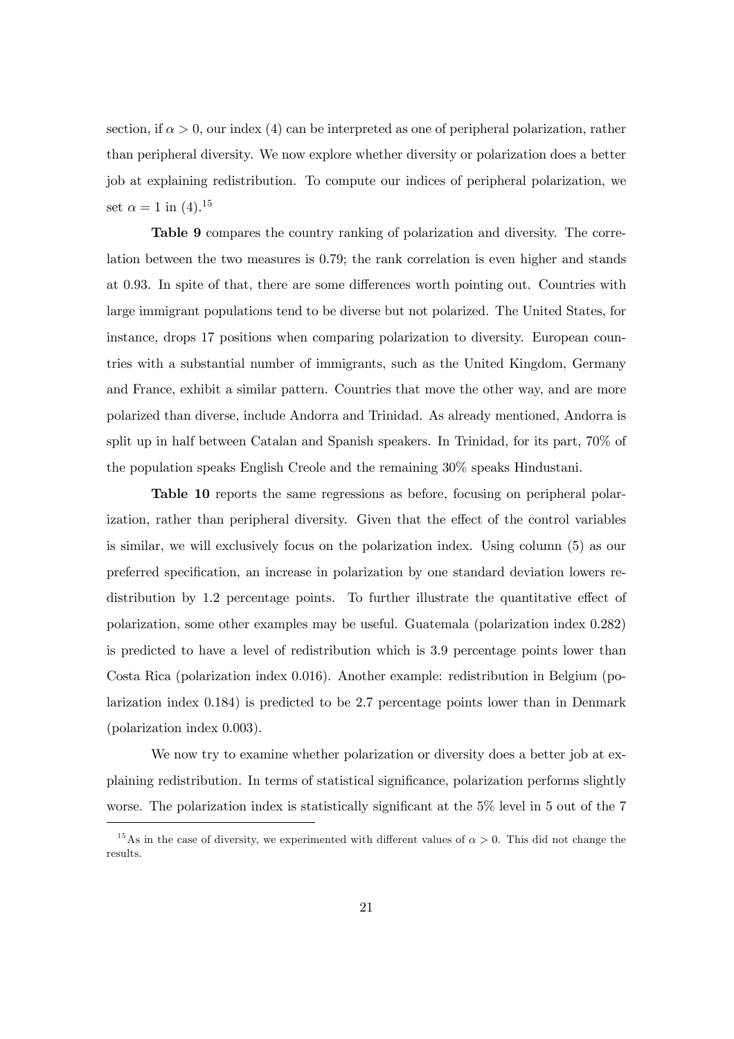section, if $\alpha > 0$, our index (4) can be interpreted as one of peripheral polarization, rather than peripheral diversity. We now explore whether diversity or polarization does a better job at explaining redistribution. To compute our indices of peripheral polarization, we set $\alpha = 1$ in (4).[15]

**Table 9** compares the country ranking of polarization and diversity. The correlation between the two measures is 0.79; the rank correlation is even higher and stands at 0.93. In spite of that, there are some differences worth pointing out. Countries with large immigrant populations tend to be diverse but not polarized. The United States, for instance, drops 17 positions when comparing polarization to diversity. European countries with a substantial number of immigrants, such as the United Kingdom, Germany and France, exhibit a similar pattern. Countries that move the other way, and are more polarized than diverse, include Andorra and Trinidad. As already mentioned, Andorra is split up in half between Catalan and Spanish speakers. In Trinidad, for its part, 70% of the population speaks English Creole and the remaining 30% speaks Hindustani.

**Table 10** reports the same regressions as before, focusing on peripheral polarization, rather than peripheral diversity. Given that the effect of the control variables is similar, we will exclusively focus on the polarization index. Using column (5) as our preferred specification, an increase in polarization by one standard deviation lowers redistribution by 1.2 percentage points. To further illustrate the quantitative effect of polarization, some other examples may be useful. Guatemala (polarization index 0.282) is predicted to have a level of redistribution which is 3.9 percentage points lower than Costa Rica (polarization index 0.016). Another example: redistribution in Belgium (polarization index 0.184) is predicted to be 2.7 percentage points lower than in Denmark (polarization index 0.003).

We now try to examine whether polarization or diversity does a better job at explaining redistribution. In terms of statistical significance, polarization performs slightly worse. The polarization index is statistically significant at the 5% level in 5 out of the 7

[15] As in the case of diversity, we experimented with different values of $\alpha > 0$. This did not change the results.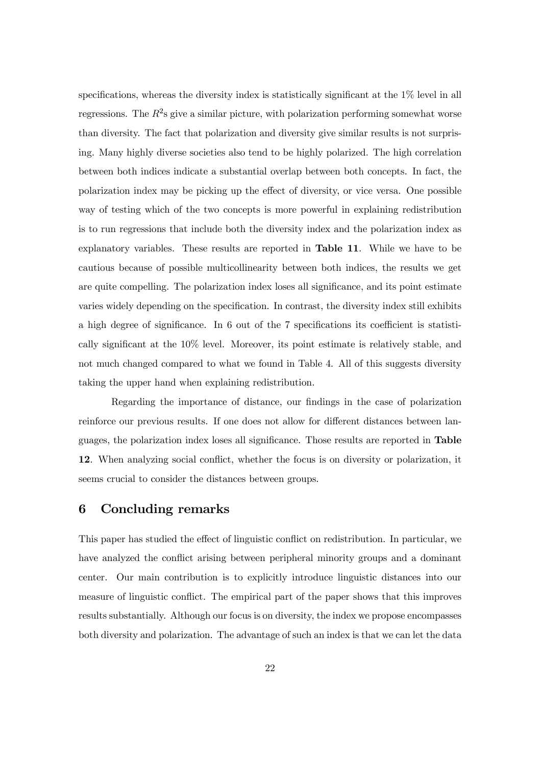specifications, whereas the diversity index is statistically significant at the 1% level in all regressions. The $R^2$s give a similar picture, with polarization performing somewhat worse than diversity. The fact that polarization and diversity give similar results is not surprising. Many highly diverse societies also tend to be highly polarized. The high correlation between both indices indicate a substantial overlap between both concepts. In fact, the polarization index may be picking up the effect of diversity, or vice versa. One possible way of testing which of the two concepts is more powerful in explaining redistribution is to run regressions that include both the diversity index and the polarization index as explanatory variables. These results are reported in **Table 11**. While we have to be cautious because of possible multicollinearity between both indices, the results we get are quite compelling. The polarization index loses all significance, and its point estimate varies widely depending on the specification. In contrast, the diversity index still exhibits a high degree of significance. In 6 out of the 7 specifications its coefficient is statistically significant at the 10% level. Moreover, its point estimate is relatively stable, and not much changed compared to what we found in Table 4. All of this suggests diversity taking the upper hand when explaining redistribution.

Regarding the importance of distance, our findings in the case of polarization reinforce our previous results. If one does not allow for different distances between languages, the polarization index loses all significance. Those results are reported in **Table 12**. When analyzing social conflict, whether the focus is on diversity or polarization, it seems crucial to consider the distances between groups.

## 6 Concluding remarks

This paper has studied the effect of linguistic conflict on redistribution. In particular, we have analyzed the conflict arising between peripheral minority groups and a dominant center. Our main contribution is to explicitly introduce linguistic distances into our measure of linguistic conflict. The empirical part of the paper shows that this improves results substantially. Although our focus is on diversity, the index we propose encompasses both diversity and polarization. The advantage of such an index is that we can let the data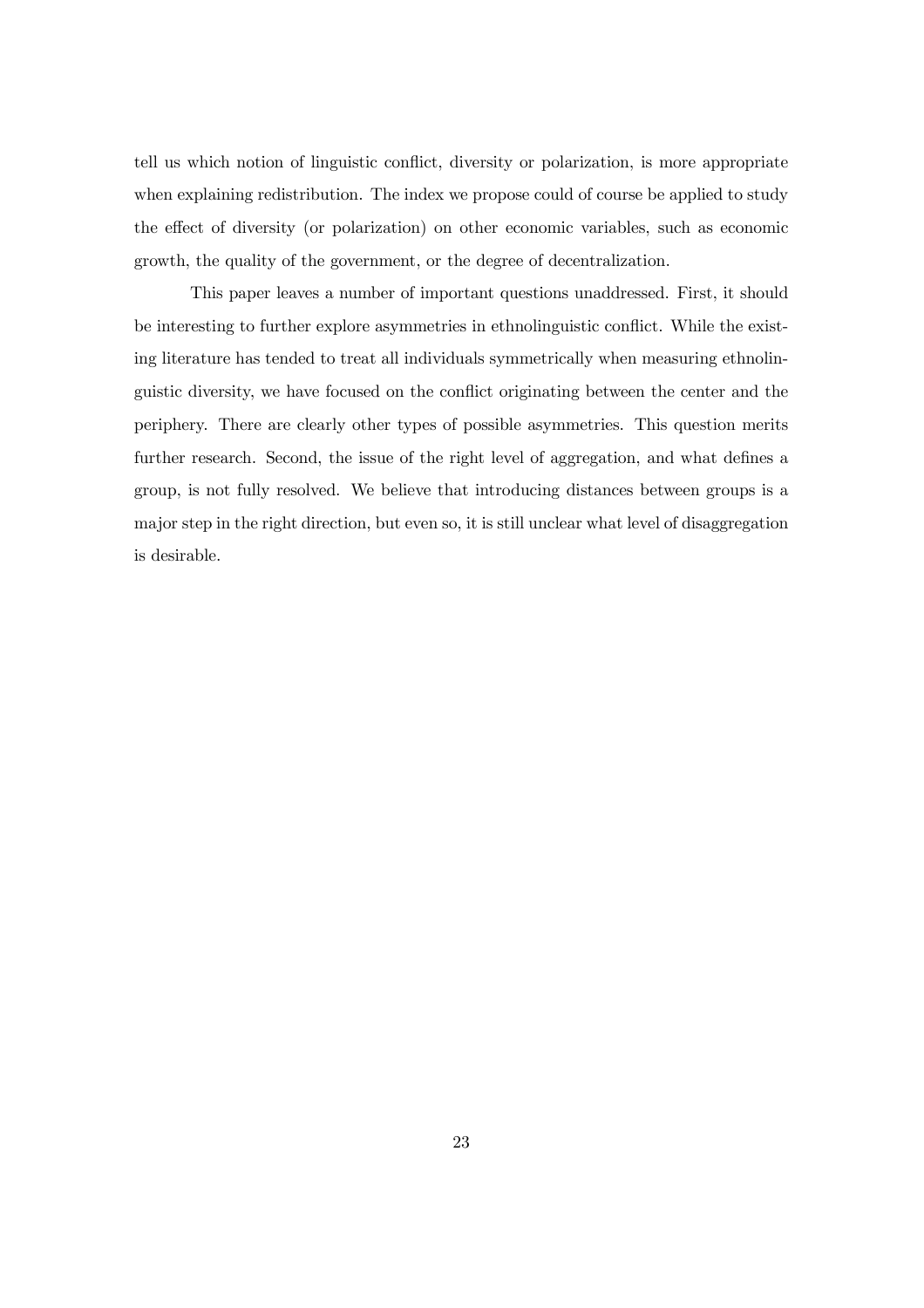tell us which notion of linguistic conflict, diversity or polarization, is more appropriate when explaining redistribution. The index we propose could of course be applied to study the effect of diversity (or polarization) on other economic variables, such as economic growth, the quality of the government, or the degree of decentralization.

This paper leaves a number of important questions unaddressed. First, it should be interesting to further explore asymmetries in ethnolinguistic conflict. While the existing literature has tended to treat all individuals symmetrically when measuring ethnolinguistic diversity, we have focused on the conflict originating between the center and the periphery. There are clearly other types of possible asymmetries. This question merits further research. Second, the issue of the right level of aggregation, and what defines a group, is not fully resolved. We believe that introducing distances between groups is a major step in the right direction, but even so, it is still unclear what level of disaggregation is desirable.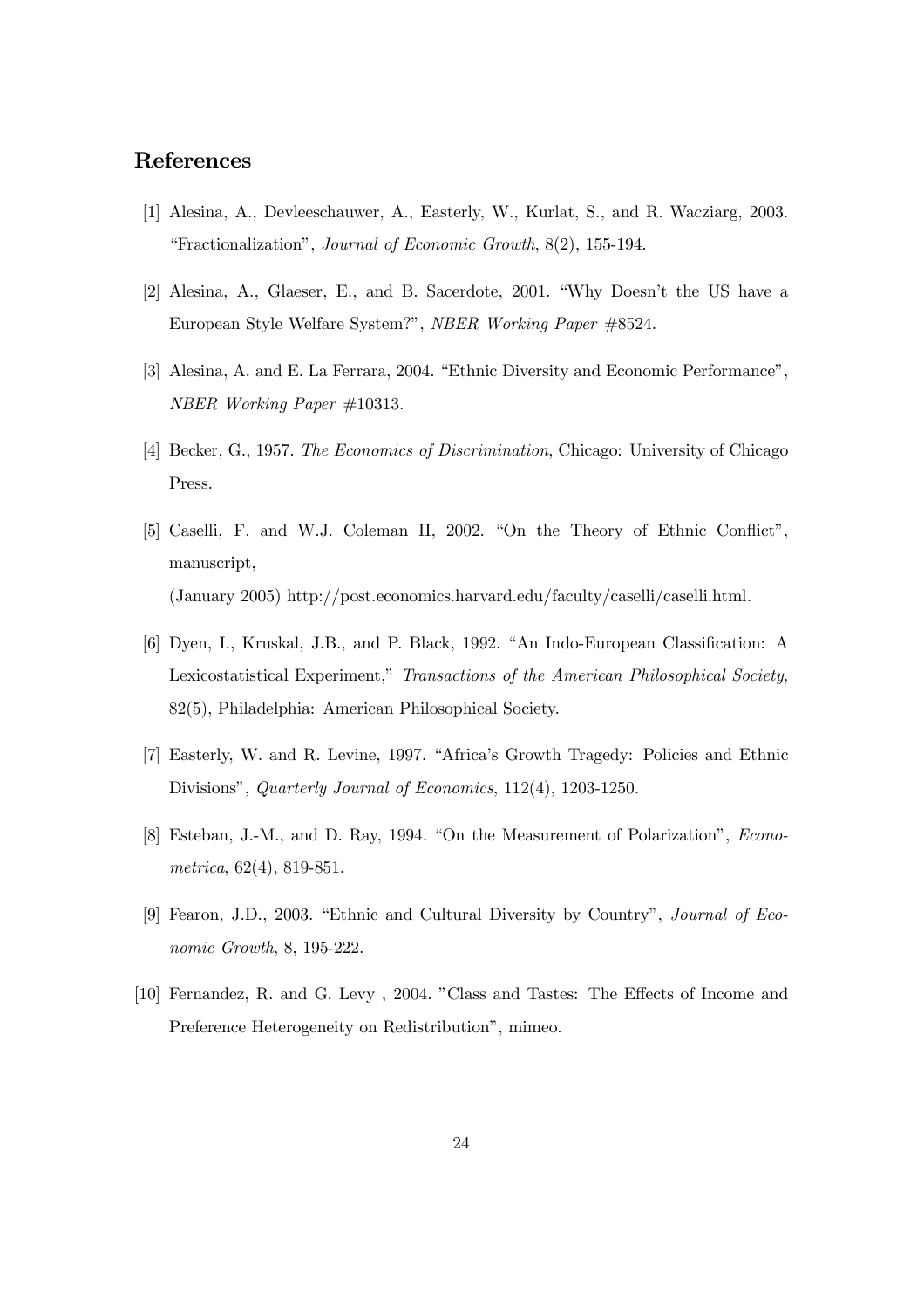## References

[1] Alesina, A., Devleeschauwer, A., Easterly, W., Kurlat, S., and R. Wacziarg, 2003. "Fractionalization", *Journal of Economic Growth*, 8(2), 155-194.

[2] Alesina, A., Glaeser, E., and B. Sacerdote, 2001. "Why Doesn't the US have a European Style Welfare System?", *NBER Working Paper* #8524.

[3] Alesina, A. and E. La Ferrara, 2004. "Ethnic Diversity and Economic Performance", *NBER Working Paper* #10313.

[4] Becker, G., 1957. *The Economics of Discrimination*, Chicago: University of Chicago Press.

[5] Caselli, F. and W.J. Coleman II, 2002. "On the Theory of Ethnic Conflict", manuscript,
(January 2005) http://post.economics.harvard.edu/faculty/caselli/caselli.html.

[6] Dyen, I., Kruskal, J.B., and P. Black, 1992. "An Indo-European Classification: A Lexicostatistical Experiment," *Transactions of the American Philosophical Society*, 82(5), Philadelphia: American Philosophical Society.

[7] Easterly, W. and R. Levine, 1997. "Africa's Growth Tragedy: Policies and Ethnic Divisions", *Quarterly Journal of Economics*, 112(4), 1203-1250.

[8] Esteban, J.-M., and D. Ray, 1994. "On the Measurement of Polarization", *Econometrica*, 62(4), 819-851.

[9] Fearon, J.D., 2003. "Ethnic and Cultural Diversity by Country", *Journal of Economic Growth*, 8, 195-222.

[10] Fernandez, R. and G. Levy , 2004. "Class and Tastes: The Effects of Income and Preference Heterogeneity on Redistribution", mimeo.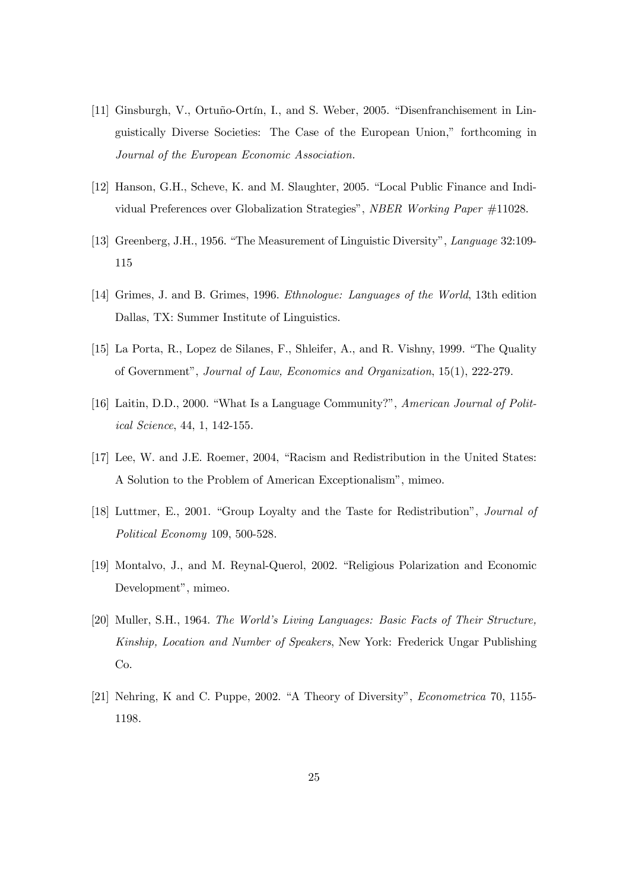[11] Ginsburgh, V., Ortuño-Ortín, I., and S. Weber, 2005. "Disenfranchisement in Linguistically Diverse Societies: The Case of the European Union," forthcoming in *Journal of the European Economic Association.*

[12] Hanson, G.H., Scheve, K. and M. Slaughter, 2005. "Local Public Finance and Individual Preferences over Globalization Strategies", *NBER Working Paper* #11028.

[13] Greenberg, J.H., 1956. "The Measurement of Linguistic Diversity", *Language* 32:109-115

[14] Grimes, J. and B. Grimes, 1996. *Ethnologue: Languages of the World*, 13th edition Dallas, TX: Summer Institute of Linguistics.

[15] La Porta, R., Lopez de Silanes, F., Shleifer, A., and R. Vishny, 1999. "The Quality of Government", *Journal of Law, Economics and Organization*, 15(1), 222-279.

[16] Laitin, D.D., 2000. "What Is a Language Community?", *American Journal of Political Science*, 44, 1, 142-155.

[17] Lee, W. and J.E. Roemer, 2004, "Racism and Redistribution in the United States: A Solution to the Problem of American Exceptionalism", mimeo.

[18] Luttmer, E., 2001. "Group Loyalty and the Taste for Redistribution", *Journal of Political Economy* 109, 500-528.

[19] Montalvo, J., and M. Reynal-Querol, 2002. "Religious Polarization and Economic Development", mimeo.

[20] Muller, S.H., 1964. *The World's Living Languages: Basic Facts of Their Structure, Kinship, Location and Number of Speakers*, New York: Frederick Ungar Publishing Co.

[21] Nehring, K and C. Puppe, 2002. "A Theory of Diversity", *Econometrica* 70, 1155-1198.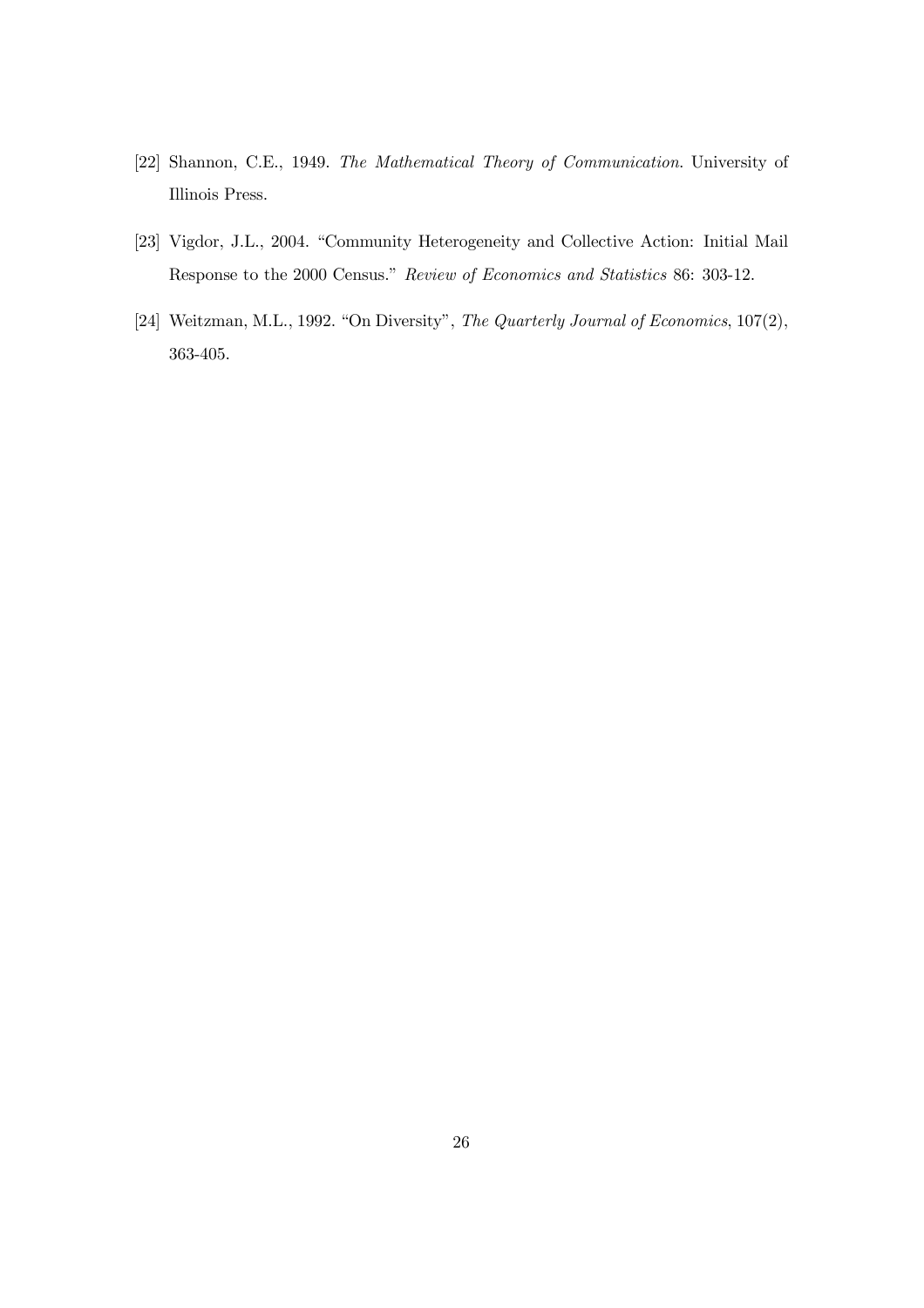[22] Shannon, C.E., 1949. *The Mathematical Theory of Communication*. University of Illinois Press.

[23] Vigdor, J.L., 2004. "Community Heterogeneity and Collective Action: Initial Mail Response to the 2000 Census." *Review of Economics and Statistics* 86: 303-12.

[24] Weitzman, M.L., 1992. "On Diversity", *The Quarterly Journal of Economics*, 107(2), 363-405.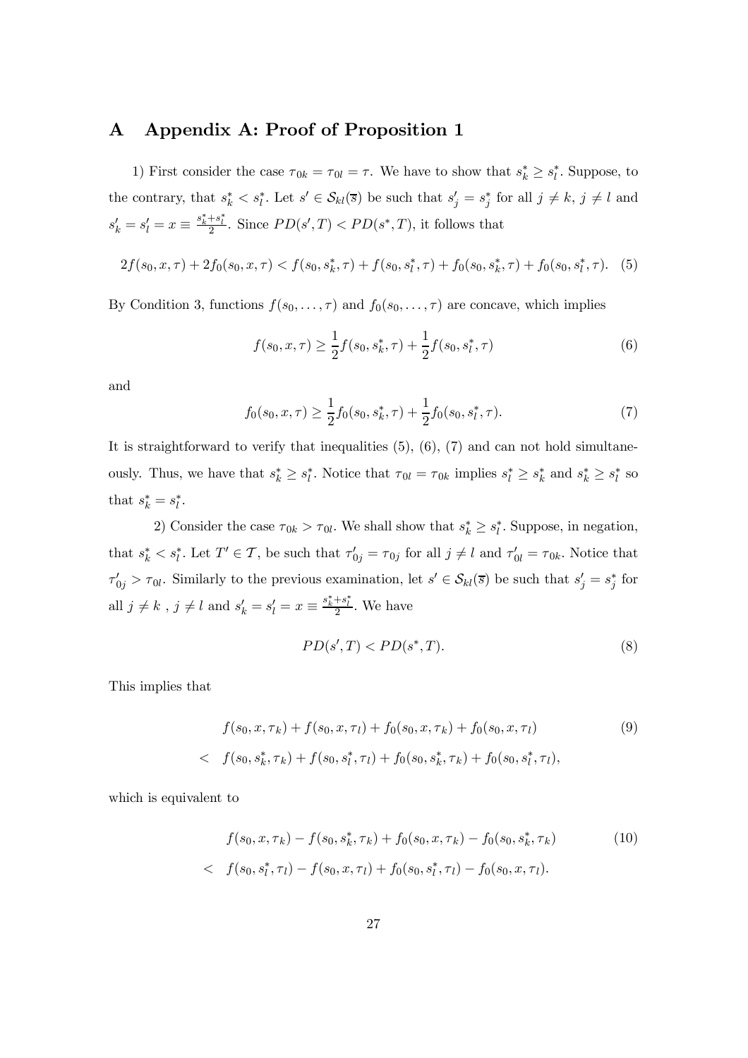# A Appendix A: Proof of Proposition 1

1) First consider the case $\tau_{0k} = \tau_{0l} = \tau$. We have to show that $s_k^* \geq s_l^*$. Suppose, to the contrary, that $s_k^* < s_l^*$. Let $s' \in \mathcal{S}_{kl}(\overline{s})$ be such that $s'_j = s_j^*$ for all $j \neq k$, $j \neq l$ and $s'_k = s'_l = x \equiv \frac{s_k^* + s_l^*}{2}$. Since $PD(s', T) < PD(s^*, T)$, it follows that

$$2f(s_0, x, \tau) + 2f_0(s_0, x, \tau) < f(s_0, s_k^*, \tau) + f(s_0, s_l^*, \tau) + f_0(s_0, s_k^*, \tau) + f_0(s_0, s_l^*, \tau). \quad (5)$$

By Condition 3, functions $f(s_0, \ldots, \tau)$ and $f_0(s_0, \ldots, \tau)$ are concave, which implies

$$f(s_0, x, \tau) \geq \frac{1}{2} f(s_0, s_k^*, \tau) + \frac{1}{2} f(s_0, s_l^*, \tau) \quad (6)$$

and

$$f_0(s_0, x, \tau) \geq \frac{1}{2} f_0(s_0, s_k^*, \tau) + \frac{1}{2} f_0(s_0, s_l^*, \tau). \quad (7)$$

It is straightforward to verify that inequalities (5), (6), (7) and can not hold simultaneously. Thus, we have that $s_k^* \geq s_l^*$. Notice that $\tau_{0l} = \tau_{0k}$ implies $s_l^* \geq s_k^*$ and $s_k^* \geq s_l^*$ so that $s_k^* = s_l^*$.

2) Consider the case $\tau_{0k} > \tau_{0l}$. We shall show that $s_k^* \geq s_l^*$. Suppose, in negation, that $s_k^* < s_l^*$. Let $T' \in \mathcal{T}$, be such that $\tau'_{0j} = \tau_{0j}$ for all $j \neq l$ and $\tau'_{0l} = \tau_{0k}$. Notice that $\tau'_{0j} > \tau_{0l}$. Similarly to the previous examination, let $s' \in \mathcal{S}_{kl}(\overline{s})$ be such that $s'_j = s_j^*$ for all $j \neq k$ , $j \neq l$ and $s'_k = s'_l = x \equiv \frac{s_k^* + s_l^*}{2}$. We have

$$PD(s', T) < PD(s^*, T). \quad (8)$$

This implies that

$$\begin{aligned} & f(s_0, x, \tau_k) + f(s_0, x, \tau_l) + f_0(s_0, x, \tau_k) + f_0(s_0, x, \tau_l) \\ < \quad & f(s_0, s_k^*, \tau_k) + f(s_0, s_l^*, \tau_l) + f_0(s_0, s_k^*, \tau_k) + f_0(s_0, s_l^*, \tau_l), \end{aligned} \quad (9)$$

which is equivalent to

$$\begin{aligned} & f(s_0, x, \tau_k) - f(s_0, s_k^*, \tau_k) + f_0(s_0, x, \tau_k) - f_0(s_0, s_k^*, \tau_k) \\ < \quad & f(s_0, s_l^*, \tau_l) - f(s_0, x, \tau_l) + f_0(s_0, s_l^*, \tau_l) - f_0(s_0, x, \tau_l). \end{aligned} \quad (10)$$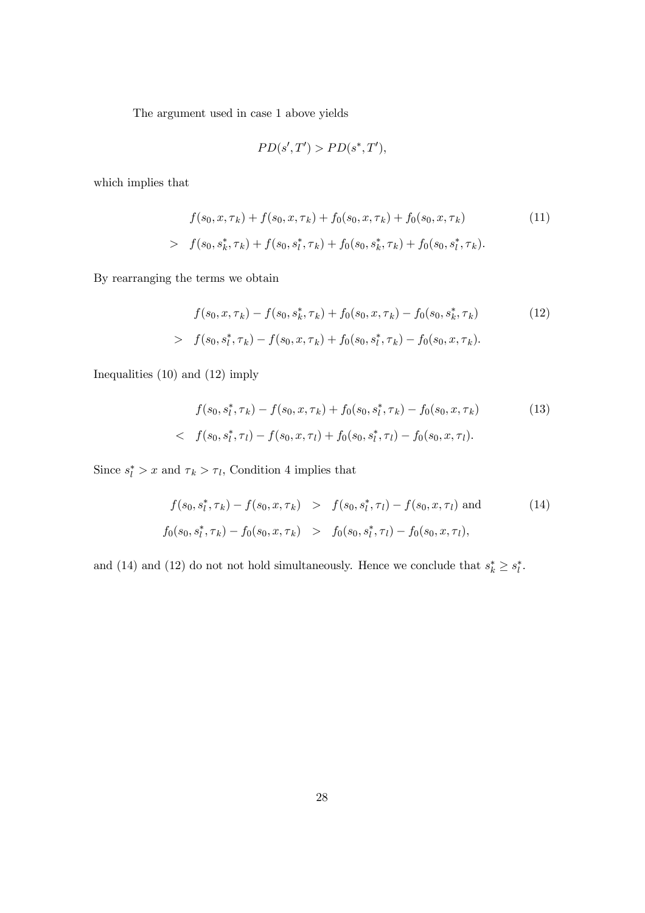The argument used in case 1 above yields

$$PD(s', T') > PD(s^*, T'),$$

which implies that

$$\begin{aligned}
& f(s_0, x, \tau_k) + f(s_0, x, \tau_k) + f_0(s_0, x, \tau_k) + f_0(s_0, x, \tau_k) \\
> \quad & f(s_0, s_k^*, \tau_k) + f(s_0, s_l^*, \tau_k) + f_0(s_0, s_k^*, \tau_k) + f_0(s_0, s_l^*, \tau_k).
\end{aligned} \tag{11}$$

By rearranging the terms we obtain

$$\begin{aligned}
& f(s_0, x, \tau_k) - f(s_0, s_k^*, \tau_k) + f_0(s_0, x, \tau_k) - f_0(s_0, s_k^*, \tau_k) \\
> \quad & f(s_0, s_l^*, \tau_k) - f(s_0, x, \tau_k) + f_0(s_0, s_l^*, \tau_k) - f_0(s_0, x, \tau_k).
\end{aligned} \tag{12}$$

Inequalities (10) and (12) imply

$$\begin{aligned}
& f(s_0, s_l^*, \tau_k) - f(s_0, x, \tau_k) + f_0(s_0, s_l^*, \tau_k) - f_0(s_0, x, \tau_k) \\
< \quad & f(s_0, s_l^*, \tau_l) - f(s_0, x, \tau_l) + f_0(s_0, s_l^*, \tau_l) - f_0(s_0, x, \tau_l).
\end{aligned} \tag{13}$$

Since $s_l^* > x$ and $\tau_k > \tau_l$, Condition 4 implies that

$$\begin{aligned}
f(s_0, s_l^*, \tau_k) - f(s_0, x, \tau_k) \quad &> \quad f(s_0, s_l^*, \tau_l) - f(s_0, x, \tau_l) \text{ and} \\
f_0(s_0, s_l^*, \tau_k) - f_0(s_0, x, \tau_k) \quad &> \quad f_0(s_0, s_l^*, \tau_l) - f_0(s_0, x, \tau_l),
\end{aligned} \tag{14}$$

and (14) and (12) do not not hold simultaneously. Hence we conclude that $s_k^* \geq s_l^*$.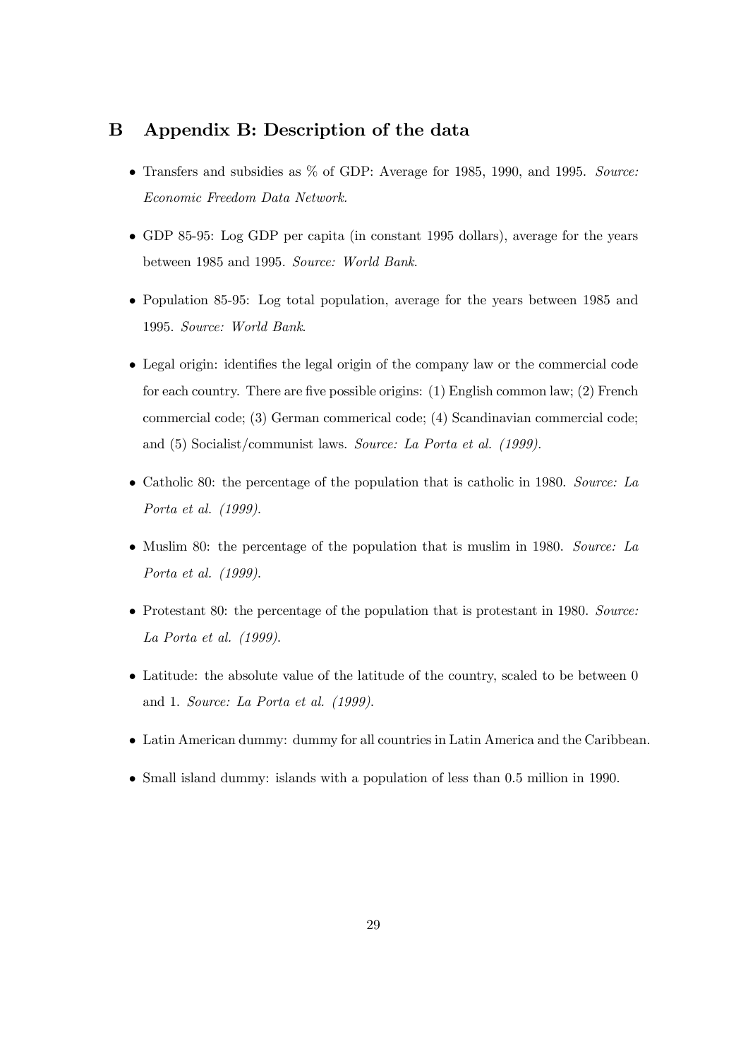# B Appendix B: Description of the data

- Transfers and subsidies as % of GDP: Average for 1985, 1990, and 1995. *Source: Economic Freedom Data Network.*
- GDP 85-95: Log GDP per capita (in constant 1995 dollars), average for the years between 1985 and 1995. *Source: World Bank.*
- Population 85-95: Log total population, average for the years between 1985 and 1995. *Source: World Bank.*
- Legal origin: identifies the legal origin of the company law or the commercial code for each country. There are five possible origins: (1) English common law; (2) French commercial code; (3) German commerical code; (4) Scandinavian commercial code; and (5) Socialist/communist laws. *Source: La Porta et al. (1999).*
- Catholic 80: the percentage of the population that is catholic in 1980. *Source: La Porta et al. (1999).*
- Muslim 80: the percentage of the population that is muslim in 1980. *Source: La Porta et al. (1999).*
- Protestant 80: the percentage of the population that is protestant in 1980. *Source: La Porta et al. (1999).*
- Latitude: the absolute value of the latitude of the country, scaled to be between 0 and 1. *Source: La Porta et al. (1999).*
- Latin American dummy: dummy for all countries in Latin America and the Caribbean.
- Small island dummy: islands with a population of less than 0.5 million in 1990.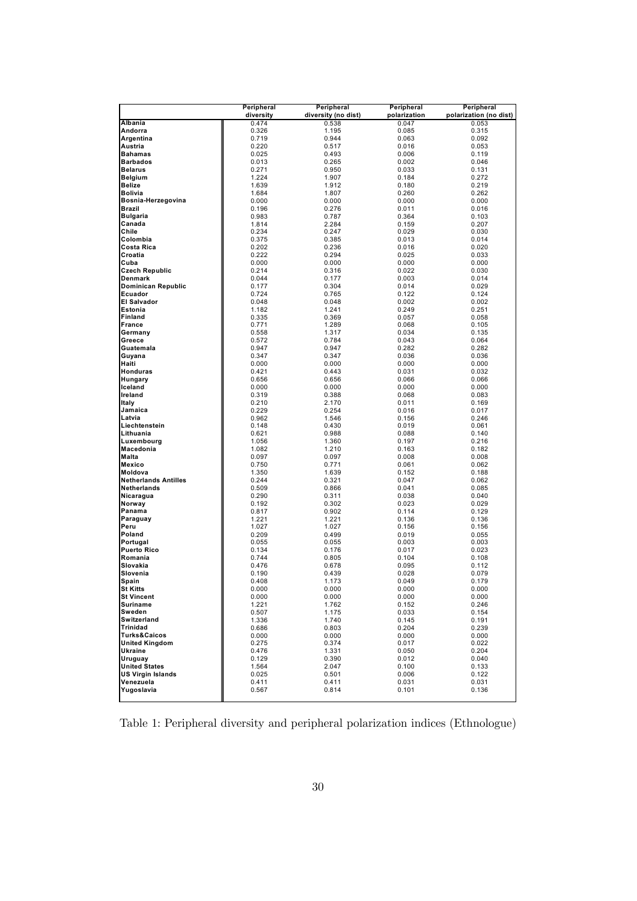| | Peripheral diversity | Peripheral diversity (no dist) | Peripheral polarization | Peripheral polarization (no dist) |
|---|---|---|---|---|
| Albania | 0.474 | 0.538 | 0.047 | 0.053 |
| Andorra | 0.326 | 1.195 | 0.085 | 0.315 |
| Argentina | 0.719 | 0.944 | 0.063 | 0.092 |
| Austria | 0.220 | 0.517 | 0.016 | 0.053 |
| Bahamas | 0.025 | 0.493 | 0.006 | 0.119 |
| Barbados | 0.013 | 0.265 | 0.002 | 0.046 |
| Belarus | 0.271 | 0.950 | 0.033 | 0.131 |
| Belgium | 1.224 | 1.907 | 0.184 | 0.272 |
| Belize | 1.639 | 1.912 | 0.180 | 0.219 |
| Bolivia | 1.684 | 1.807 | 0.260 | 0.262 |
| Bosnia-Herzegovina | 0.000 | 0.000 | 0.000 | 0.000 |
| Brazil | 0.196 | 0.276 | 0.011 | 0.016 |
| Bulgaria | 0.983 | 0.787 | 0.364 | 0.103 |
| Canada | 1.814 | 2.284 | 0.159 | 0.207 |
| Chile | 0.234 | 0.247 | 0.029 | 0.030 |
| Colombia | 0.375 | 0.385 | 0.013 | 0.014 |
| Costa Rica | 0.202 | 0.236 | 0.016 | 0.020 |
| Croatia | 0.222 | 0.294 | 0.025 | 0.033 |
| Cuba | 0.000 | 0.000 | 0.000 | 0.000 |
| Czech Republic | 0.214 | 0.316 | 0.022 | 0.030 |
| Denmark | 0.044 | 0.177 | 0.003 | 0.014 |
| Dominican Republic | 0.177 | 0.304 | 0.014 | 0.029 |
| Ecuador | 0.724 | 0.765 | 0.122 | 0.124 |
| El Salvador | 0.048 | 0.048 | 0.002 | 0.002 |
| Estonia | 1.182 | 1.241 | 0.249 | 0.251 |
| Finland | 0.335 | 0.369 | 0.057 | 0.058 |
| France | 0.771 | 1.289 | 0.068 | 0.105 |
| Germany | 0.558 | 1.317 | 0.034 | 0.135 |
| Greece | 0.572 | 0.784 | 0.043 | 0.064 |
| Guatemala | 0.947 | 0.947 | 0.282 | 0.282 |
| Guyana | 0.347 | 0.347 | 0.036 | 0.036 |
| Haiti | 0.000 | 0.000 | 0.000 | 0.000 |
| Honduras | 0.421 | 0.443 | 0.031 | 0.032 |
| Hungary | 0.656 | 0.656 | 0.066 | 0.066 |
| Iceland | 0.000 | 0.000 | 0.000 | 0.000 |
| Ireland | 0.319 | 0.388 | 0.068 | 0.083 |
| Italy | 0.210 | 2.170 | 0.011 | 0.169 |
| Jamaica | 0.229 | 0.254 | 0.016 | 0.017 |
| Latvia | 0.962 | 1.546 | 0.156 | 0.246 |
| Liechtenstein | 0.148 | 0.430 | 0.019 | 0.061 |
| Lithuania | 0.621 | 0.988 | 0.088 | 0.140 |
| Luxembourg | 1.056 | 1.360 | 0.197 | 0.216 |
| Macedonia | 1.082 | 1.210 | 0.163 | 0.182 |
| Malta | 0.097 | 0.097 | 0.008 | 0.008 |
| Mexico | 0.750 | 0.771 | 0.061 | 0.062 |
| Moldova | 1.350 | 1.639 | 0.152 | 0.188 |
| Netherlands Antilles | 0.244 | 0.321 | 0.047 | 0.062 |
| Netherlands | 0.509 | 0.866 | 0.041 | 0.085 |
| Nicaragua | 0.290 | 0.311 | 0.038 | 0.040 |
| Norway | 0.192 | 0.302 | 0.023 | 0.029 |
| Panama | 0.817 | 0.902 | 0.114 | 0.129 |
| Paraguay | 1.221 | 1.221 | 0.136 | 0.136 |
| Peru | 1.027 | 1.027 | 0.156 | 0.156 |
| Poland | 0.209 | 0.499 | 0.019 | 0.055 |
| Portugal | 0.055 | 0.055 | 0.003 | 0.003 |
| Puerto Rico | 0.134 | 0.176 | 0.017 | 0.023 |
| Romania | 0.744 | 0.805 | 0.104 | 0.108 |
| Slovakia | 0.476 | 0.678 | 0.095 | 0.112 |
| Slovenia | 0.190 | 0.439 | 0.028 | 0.079 |
| Spain | 0.408 | 1.173 | 0.049 | 0.179 |
| St Kitts | 0.000 | 0.000 | 0.000 | 0.000 |
| St Vincent | 0.000 | 0.000 | 0.000 | 0.000 |
| Suriname | 1.221 | 1.762 | 0.152 | 0.246 |
| Sweden | 0.507 | 1.175 | 0.033 | 0.154 |
| Switzerland | 1.336 | 1.740 | 0.145 | 0.191 |
| Trinidad | 0.686 | 0.803 | 0.204 | 0.239 |
| Turks&Caicos | 0.000 | 0.000 | 0.000 | 0.000 |
| United Kingdom | 0.275 | 0.374 | 0.017 | 0.022 |
| Ukraine | 0.476 | 1.331 | 0.050 | 0.204 |
| Uruguay | 0.129 | 0.390 | 0.012 | 0.040 |
| United States | 1.564 | 2.047 | 0.100 | 0.133 |
| US Virgin Islands | 0.025 | 0.501 | 0.006 | 0.122 |
| Venezuela | 0.411 | 0.411 | 0.031 | 0.031 |
| Yugoslavia | 0.567 | 0.814 | 0.101 | 0.136 |

Table 1: Peripheral diversity and peripheral polarization indices (Ethnologue)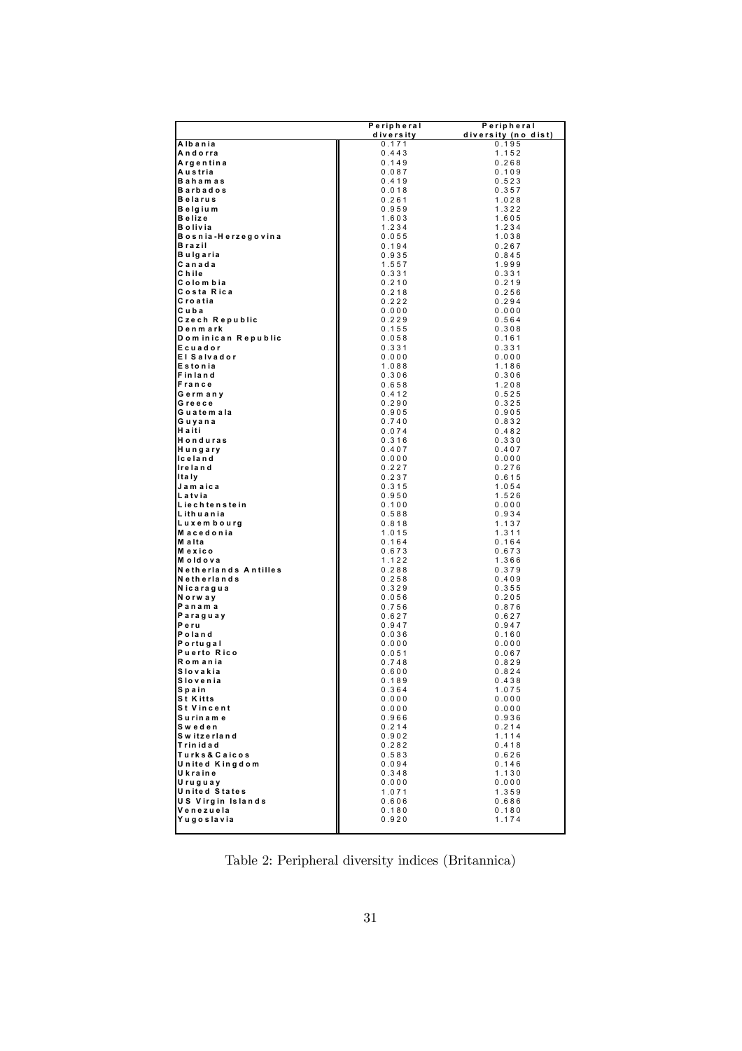| | Peripheral diversity | Peripheral diversity (no dist) |
|---|---|---|
| Albania | 0.171 | 0.195 |
| Andorra | 0.443 | 1.152 |
| Argentina | 0.149 | 0.268 |
| Austria | 0.087 | 0.109 |
| Bahamas | 0.419 | 0.523 |
| Barbados | 0.018 | 0.357 |
| Belarus | 0.261 | 1.028 |
| Belgium | 0.959 | 1.322 |
| Belize | 1.603 | 1.605 |
| Bolivia | 1.234 | 1.234 |
| Bosnia-Herzegovina | 0.055 | 1.038 |
| Brazil | 0.194 | 0.267 |
| Bulgaria | 0.935 | 0.845 |
| Canada | 1.557 | 1.999 |
| Chile | 0.331 | 0.331 |
| Colombia | 0.210 | 0.219 |
| Costa Rica | 0.218 | 0.256 |
| Croatia | 0.222 | 0.294 |
| Cuba | 0.000 | 0.000 |
| Czech Republic | 0.229 | 0.564 |
| Denmark | 0.155 | 0.308 |
| Dominican Republic | 0.058 | 0.161 |
| Ecuador | 0.331 | 0.331 |
| El Salvador | 0.000 | 0.000 |
| Estonia | 1.088 | 1.186 |
| Finland | 0.306 | 0.306 |
| France | 0.658 | 1.208 |
| Germany | 0.412 | 0.525 |
| Greece | 0.290 | 0.325 |
| Guatemala | 0.905 | 0.905 |
| Guyana | 0.740 | 0.832 |
| Haiti | 0.074 | 0.482 |
| Honduras | 0.316 | 0.330 |
| Hungary | 0.407 | 0.407 |
| Iceland | 0.000 | 0.000 |
| Ireland | 0.227 | 0.276 |
| Italy | 0.237 | 0.615 |
| Jamaica | 0.315 | 1.054 |
| Latvia | 0.950 | 1.526 |
| Liechtenstein | 0.100 | 0.000 |
| Lithuania | 0.588 | 0.934 |
| Luxembourg | 0.818 | 1.137 |
| Macedonia | 1.015 | 1.311 |
| Malta | 0.164 | 0.164 |
| Mexico | 0.673 | 0.673 |
| Moldova | 1.122 | 1.366 |
| Netherlands Antilles | 0.288 | 0.379 |
| Netherlands | 0.258 | 0.409 |
| Nicaragua | 0.329 | 0.355 |
| Norway | 0.056 | 0.205 |
| Panama | 0.756 | 0.876 |
| Paraguay | 0.627 | 0.627 |
| Peru | 0.947 | 0.947 |
| Poland | 0.036 | 0.160 |
| Portugal | 0.000 | 0.000 |
| Puerto Rico | 0.051 | 0.067 |
| Romania | 0.748 | 0.829 |
| Slovakia | 0.600 | 0.824 |
| Slovenia | 0.189 | 0.438 |
| Spain | 0.364 | 1.075 |
| St Kitts | 0.000 | 0.000 |
| St Vincent | 0.000 | 0.000 |
| Suriname | 0.966 | 0.936 |
| Sweden | 0.214 | 0.214 |
| Switzerland | 0.902 | 1.114 |
| Trinidad | 0.282 | 0.418 |
| Turks&Caicos | 0.583 | 0.626 |
| United Kingdom | 0.094 | 0.146 |
| Ukraine | 0.348 | 1.130 |
| Uruguay | 0.000 | 0.000 |
| United States | 1.071 | 1.359 |
| US Virgin Islands | 0.606 | 0.686 |
| Venezuela | 0.180 | 0.180 |
| Yugoslavia | 0.920 | 1.174 |

Table 2: Peripheral diversity indices (Britannica)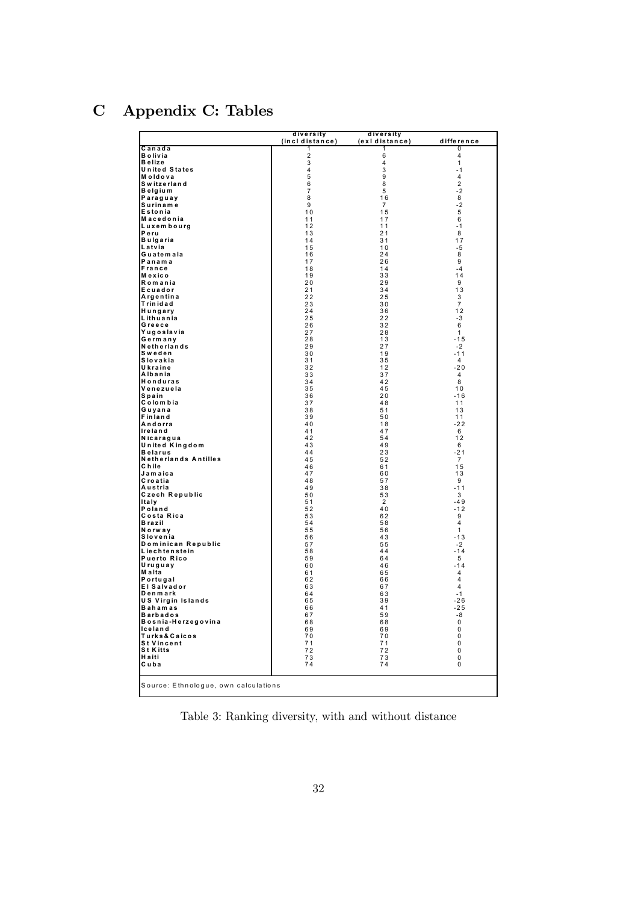# C Appendix C: Tables

| | diversity (incl distance) | diversity (exl distance) | difference |
|---|---|---|---|
| Canada | 1 | 1 | 0 |
| Bolivia | 2 | 6 | 4 |
| Belize | 3 | 4 | 1 |
| United States | 4 | 3 | -1 |
| Moldova | 5 | 9 | 4 |
| Switzerland | 6 | 8 | 2 |
| Belgium | 7 | 5 | -2 |
| Paraguay | 8 | 16 | 8 |
| Suriname | 9 | 7 | -2 |
| Estonia | 10 | 15 | 5 |
| Macedonia | 11 | 17 | 6 |
| Luxembourg | 12 | 11 | -1 |
| Peru | 13 | 21 | 8 |
| Bulgaria | 14 | 31 | 17 |
| Latvia | 15 | 10 | -5 |
| Guatemala | 16 | 24 | 8 |
| Panama | 17 | 26 | 9 |
| France | 18 | 14 | -4 |
| Mexico | 19 | 33 | 14 |
| Romania | 20 | 29 | 9 |
| Ecuador | 21 | 34 | 13 |
| Argentina | 22 | 25 | 3 |
| Trinidad | 23 | 30 | 7 |
| Hungary | 24 | 36 | 12 |
| Lithuania | 25 | 22 | -3 |
| Greece | 26 | 32 | 6 |
| Yugoslavia | 27 | 28 | 1 |
| Germany | 28 | 13 | -15 |
| Netherlands | 29 | 27 | -2 |
| Sweden | 30 | 19 | -11 |
| Slovakia | 31 | 35 | 4 |
| Ukraine | 32 | 12 | -20 |
| Albania | 33 | 37 | 4 |
| Honduras | 34 | 42 | 8 |
| Venezuela | 35 | 45 | 10 |
| Spain | 36 | 20 | -16 |
| Colombia | 37 | 48 | 11 |
| Guyana | 38 | 51 | 13 |
| Finland | 39 | 50 | 11 |
| Andorra | 40 | 18 | -22 |
| Ireland | 41 | 47 | 6 |
| Nicaragua | 42 | 54 | 12 |
| United Kingdom | 43 | 49 | 6 |
| Belarus | 44 | 23 | -21 |
| Netherlands Antilles | 45 | 52 | 7 |
| Chile | 46 | 61 | 15 |
| Jamaica | 47 | 60 | 13 |
| Croatia | 48 | 57 | 9 |
| Austria | 49 | 38 | -11 |
| Czech Republic | 50 | 53 | 3 |
| Italy | 51 | 2 | -49 |
| Poland | 52 | 40 | -12 |
| Costa Rica | 53 | 62 | 9 |
| Brazil | 54 | 58 | 4 |
| Norway | 55 | 56 | 1 |
| Slovenia | 56 | 43 | -13 |
| Dominican Republic | 57 | 55 | -2 |
| Liechtenstein | 58 | 44 | -14 |
| Puerto Rico | 59 | 64 | 5 |
| Uruguay | 60 | 46 | -14 |
| Malta | 61 | 65 | 4 |
| Portugal | 62 | 66 | 4 |
| El Salvador | 63 | 67 | 4 |
| Denmark | 64 | 63 | -1 |
| US Virgin Islands | 65 | 39 | -26 |
| Bahamas | 66 | 41 | -25 |
| Barbados | 67 | 59 | -8 |
| Bosnia-Herzegovina | 68 | 68 | 0 |
| Iceland | 69 | 69 | 0 |
| Turks&Caicos | 70 | 70 | 0 |
| St Vincent | 71 | 71 | 0 |
| St Kitts | 72 | 72 | 0 |
| Haiti | 73 | 73 | 0 |
| Cuba | 74 | 74 | 0 |

Source: Ethnologue, own calculations

Table 3: Ranking diversity, with and without distance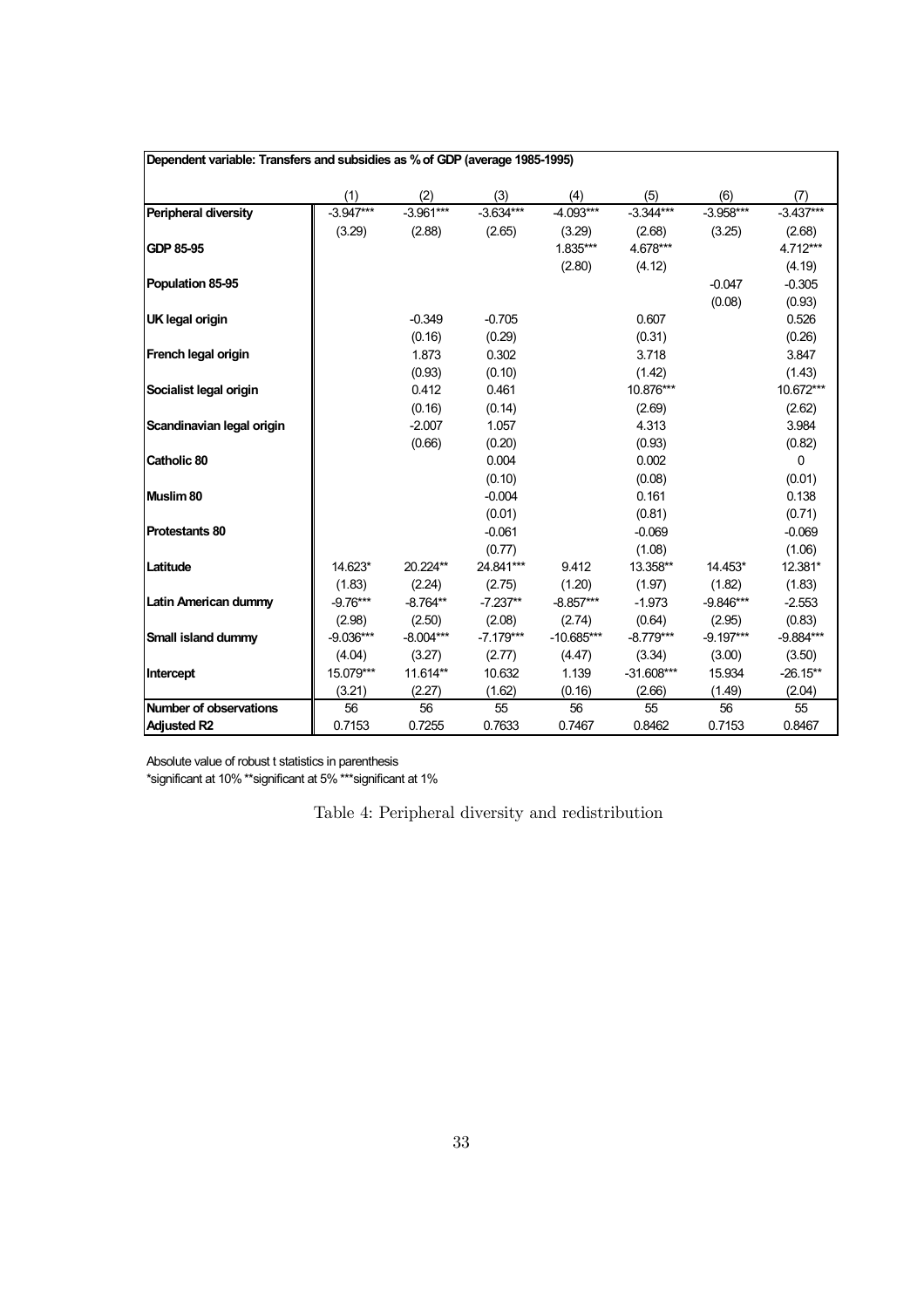| Dependent variable: Transfers and subsidies as % of GDP (average 1985-1995) | | | | | | | |
|---|---|---|---|---|---|---|---|
| | (1) | (2) | (3) | (4) | (5) | (6) | (7) |
| **Peripheral diversity** | -3.947*** | -3.961*** | -3.634*** | -4.093*** | -3.344*** | -3.958*** | -3.437*** |
| | (3.29) | (2.88) | (2.65) | (3.29) | (2.68) | (3.25) | (2.68) |
| **GDP 85-95** | | | | 1.835*** | 4.678*** | | 4.712*** |
| | | | | (2.80) | (4.12) | | (4.19) |
| **Population 85-95** | | | | | | -0.047 | -0.305 |
| | | | | | | (0.08) | (0.93) |
| **UK legal origin** | | -0.349 | -0.705 | | 0.607 | | 0.526 |
| | | (0.16) | (0.29) | | (0.31) | | (0.26) |
| **French legal origin** | | 1.873 | 0.302 | | 3.718 | | 3.847 |
| | | (0.93) | (0.10) | | (1.42) | | (1.43) |
| **Socialist legal origin** | | 0.412 | 0.461 | | 10.876*** | | 10.672*** |
| | | (0.16) | (0.14) | | (2.69) | | (2.62) |
| **Scandinavian legal origin** | | -2.007 | 1.057 | | 4.313 | | 3.984 |
| | | (0.66) | (0.20) | | (0.93) | | (0.82) |
| **Catholic 80** | | | 0.004 | | 0.002 | | 0 |
| | | | (0.10) | | (0.08) | | (0.01) |
| **Muslim 80** | | | -0.004 | | 0.161 | | 0.138 |
| | | | (0.01) | | (0.81) | | (0.71) |
| **Protestants 80** | | | -0.061 | | -0.069 | | -0.069 |
| | | | (0.77) | | (1.08) | | (1.06) |
| **Latitude** | 14.623* | 20.224** | 24.841*** | 9.412 | 13.358** | 14.453* | 12.381* |
| | (1.83) | (2.24) | (2.75) | (1.20) | (1.97) | (1.82) | (1.83) |
| **Latin American dummy** | -9.76*** | -8.764** | -7.237** | -8.857*** | -1.973 | -9.846*** | -2.553 |
| | (2.98) | (2.50) | (2.08) | (2.74) | (0.64) | (2.95) | (0.83) |
| **Small island dummy** | -9.036*** | -8.004*** | -7.179*** | -10.685*** | -8.779*** | -9.197*** | -9.884*** |
| | (4.04) | (3.27) | (2.77) | (4.47) | (3.34) | (3.00) | (3.50) |
| **Intercept** | 15.079*** | 11.614** | 10.632 | 1.139 | -31.608*** | 15.934 | -26.15** |
| | (3.21) | (2.27) | (1.62) | (0.16) | (2.66) | (1.49) | (2.04) |
| **Number of observations** | 56 | 56 | 55 | 56 | 55 | 56 | 55 |
| **Adjusted R2** | 0.7153 | 0.7255 | 0.7633 | 0.7467 | 0.8462 | 0.7153 | 0.8467 |

Absolute value of robust t statistics in parenthesis
*significant at 10% **significant at 5% ***significant at 1%

Table 4: Peripheral diversity and redistribution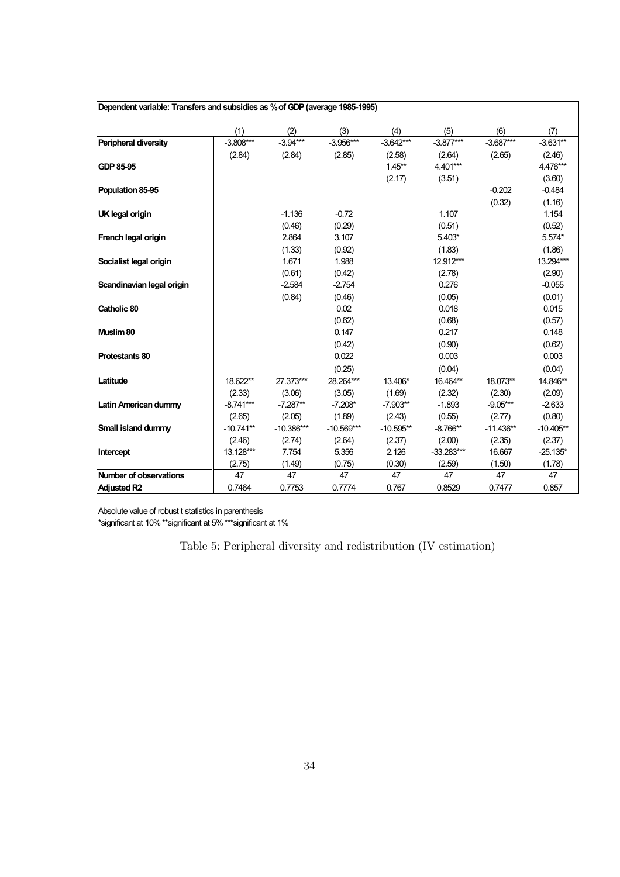| Dependent variable: Transfers and subsidies as % of GDP (average 1985-1995) | | | | | | | |
|---|---|---|---|---|---|---|---|
| | (1) | (2) | (3) | (4) | (5) | (6) | (7) |
| **Peripheral diversity** | -3.808*** | -3.94*** | -3.956*** | -3.642*** | -3.877*** | -3.687*** | -3.631** |
| | (2.84) | (2.84) | (2.85) | (2.58) | (2.64) | (2.65) | (2.46) |
| **GDP 85-95** | | | | 1.45** | 4.401*** | | 4.476*** |
| | | | | (2.17) | (3.51) | | (3.60) |
| **Population 85-95** | | | | | | -0.202 | -0.484 |
| | | | | | | (0.32) | (1.16) |
| **UK legal origin** | | -1.136 | -0.72 | | 1.107 | | 1.154 |
| | | (0.46) | (0.29) | | (0.51) | | (0.52) |
| **French legal origin** | | 2.864 | 3.107 | | 5.403* | | 5.574* |
| | | (1.33) | (0.92) | | (1.83) | | (1.86) |
| **Socialist legal origin** | | 1.671 | 1.988 | | 12.912*** | | 13.294*** |
| | | (0.61) | (0.42) | | (2.78) | | (2.90) |
| **Scandinavian legal origin** | | -2.584 | -2.754 | | 0.276 | | -0.055 |
| | | (0.84) | (0.46) | | (0.05) | | (0.01) |
| **Catholic 80** | | | 0.02 | | 0.018 | | 0.015 |
| | | | (0.62) | | (0.68) | | (0.57) |
| **Muslim 80** | | | 0.147 | | 0.217 | | 0.148 |
| | | | (0.42) | | (0.90) | | (0.62) |
| **Protestants 80** | | | 0.022 | | 0.003 | | 0.003 |
| | | | (0.25) | | (0.04) | | (0.04) |
| **Latitude** | 18.622** | 27.373*** | 28.264*** | 13.406* | 16.464** | 18.073** | 14.846** |
| | (2.33) | (3.06) | (3.05) | (1.69) | (2.32) | (2.30) | (2.09) |
| **Latin American dummy** | -8.741*** | -7.287** | -7.208* | -7.903** | -1.893 | -9.05*** | -2.633 |
| | (2.65) | (2.05) | (1.89) | (2.43) | (0.55) | (2.77) | (0.80) |
| **Small island dummy** | -10.741** | -10.386*** | -10.569*** | -10.595** | -8.766** | -11.436** | -10.405** |
| | (2.46) | (2.74) | (2.64) | (2.37) | (2.00) | (2.35) | (2.37) |
| **Intercept** | 13.128*** | 7.754 | 5.356 | 2.126 | -33.283*** | 16.667 | -25.135* |
| | (2.75) | (1.49) | (0.75) | (0.30) | (2.59) | (1.50) | (1.78) |
| **Number of observations** | 47 | 47 | 47 | 47 | 47 | 47 | 47 |
| **Adjusted R2** | 0.7464 | 0.7753 | 0.7774 | 0.767 | 0.8529 | 0.7477 | 0.857 |

Absolute value of robust t statistics in parenthesis
*significant at 10% **significant at 5% ***significant at 1%

Table 5: Peripheral diversity and redistribution (IV estimation)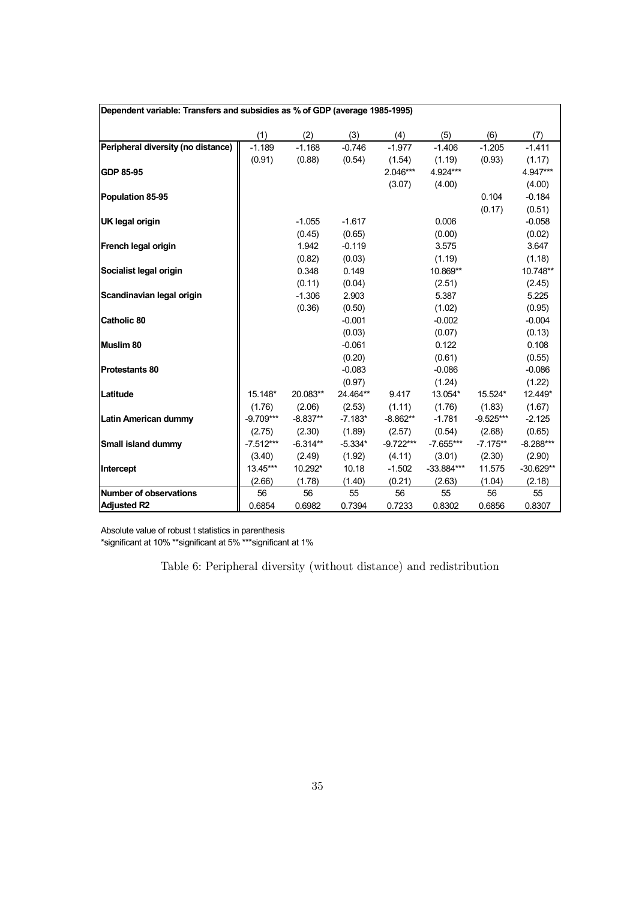| Dependent variable: Transfers and subsidies as % of GDP (average 1985-1995) | | | | | | | |
|---|---|---|---|---|---|---|---|
| | (1) | (2) | (3) | (4) | (5) | (6) | (7) |
| **Peripheral diversity (no distance)** | -1.189 | -1.168 | -0.746 | -1.977 | -1.406 | -1.205 | -1.411 |
| | (0.91) | (0.88) | (0.54) | (1.54) | (1.19) | (0.93) | (1.17) |
| **GDP 85-95** | | | | 2.046*** | 4.924*** | | 4.947*** |
| | | | | (3.07) | (4.00) | | (4.00) |
| **Population 85-95** | | | | | | 0.104 | -0.184 |
| | | | | | | (0.17) | (0.51) |
| **UK legal origin** | | -1.055 | -1.617 | | 0.006 | | -0.058 |
| | | (0.45) | (0.65) | | (0.00) | | (0.02) |
| **French legal origin** | | 1.942 | -0.119 | | 3.575 | | 3.647 |
| | | (0.82) | (0.03) | | (1.19) | | (1.18) |
| **Socialist legal origin** | | 0.348 | 0.149 | | 10.869** | | 10.748** |
| | | (0.11) | (0.04) | | (2.51) | | (2.45) |
| **Scandinavian legal origin** | | -1.306 | 2.903 | | 5.387 | | 5.225 |
| | | (0.36) | (0.50) | | (1.02) | | (0.95) |
| **Catholic 80** | | | -0.001 | | -0.002 | | -0.004 |
| | | | (0.03) | | (0.07) | | (0.13) |
| **Muslim 80** | | | -0.061 | | 0.122 | | 0.108 |
| | | | (0.20) | | (0.61) | | (0.55) |
| **Protestants 80** | | | -0.083 | | -0.086 | | -0.086 |
| | | | (0.97) | | (1.24) | | (1.22) |
| **Latitude** | 15.148* | 20.083** | 24.464** | 9.417 | 13.054* | 15.524* | 12.449* |
| | (1.76) | (2.06) | (2.53) | (1.11) | (1.76) | (1.83) | (1.67) |
| **Latin American dummy** | -9.709*** | -8.837** | -7.183* | -8.862** | -1.781 | -9.525*** | -2.125 |
| | (2.75) | (2.30) | (1.89) | (2.57) | (0.54) | (2.68) | (0.65) |
| **Small island dummy** | -7.512*** | -6.314** | -5.334* | -9.722*** | -7.655*** | -7.175** | -8.288*** |
| | (3.40) | (2.49) | (1.92) | (4.11) | (3.01) | (2.30) | (2.90) |
| **Intercept** | 13.45*** | 10.292* | 10.18 | -1.502 | -33.884*** | 11.575 | -30.629** |
| | (2.66) | (1.78) | (1.40) | (0.21) | (2.63) | (1.04) | (2.18) |
| **Number of observations** | 56 | 56 | 55 | 56 | 55 | 56 | 55 |
| **Adjusted R2** | 0.6854 | 0.6982 | 0.7394 | 0.7233 | 0.8302 | 0.6856 | 0.8307 |

Absolute value of robust t statistics in parenthesis
*significant at 10% **significant at 5% ***significant at 1%

Table 6: Peripheral diversity (without distance) and redistribution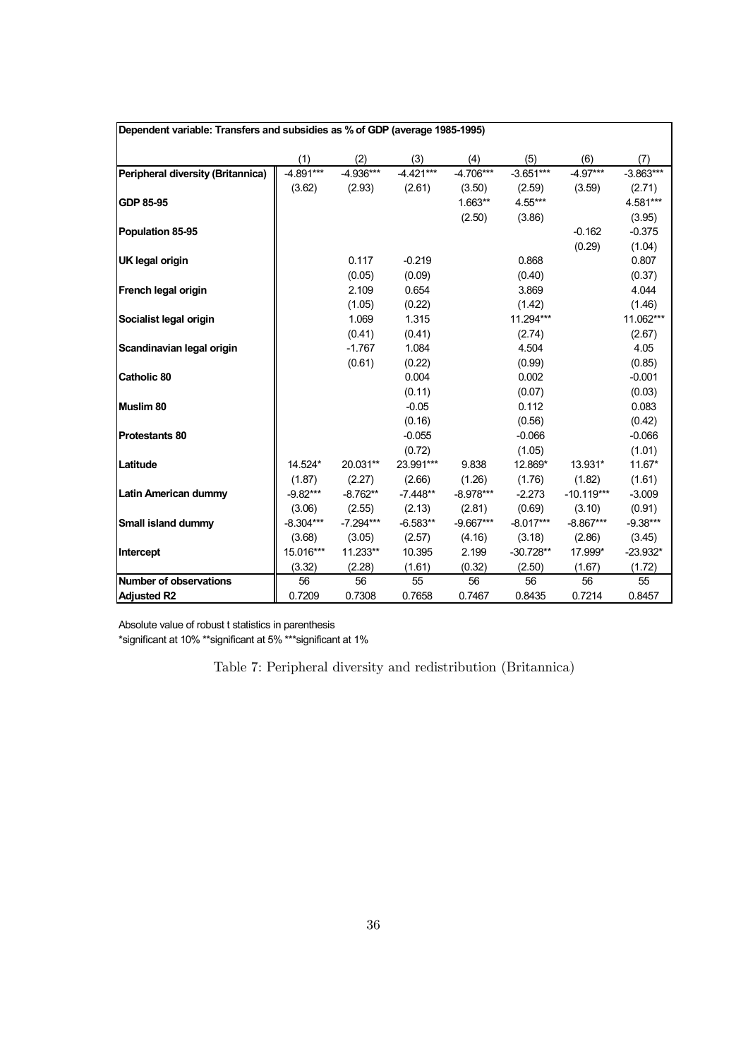| Dependent variable: Transfers and subsidies as % of GDP (average 1985-1995) | | | | | | | |
|---|---|---|---|---|---|---|---|
| | (1) | (2) | (3) | (4) | (5) | (6) | (7) |
| **Peripheral diversity (Britannica)** | -4.891*** | -4.936*** | -4.421*** | -4.706*** | -3.651*** | -4.97*** | -3.863*** |
| | (3.62) | (2.93) | (2.61) | (3.50) | (2.59) | (3.59) | (2.71) |
| **GDP 85-95** | | | | 1.663** | 4.55*** | | 4.581*** |
| | | | | (2.50) | (3.86) | | (3.95) |
| **Population 85-95** | | | | | | -0.162 | -0.375 |
| | | | | | | (0.29) | (1.04) |
| **UK legal origin** | | 0.117 | -0.219 | | 0.868 | | 0.807 |
| | | (0.05) | (0.09) | | (0.40) | | (0.37) |
| **French legal origin** | | 2.109 | 0.654 | | 3.869 | | 4.044 |
| | | (1.05) | (0.22) | | (1.42) | | (1.46) |
| **Socialist legal origin** | | 1.069 | 1.315 | | 11.294*** | | 11.062*** |
| | | (0.41) | (0.41) | | (2.74) | | (2.67) |
| **Scandinavian legal origin** | | -1.767 | 1.084 | | 4.504 | | 4.05 |
| | | (0.61) | (0.22) | | (0.99) | | (0.85) |
| **Catholic 80** | | | 0.004 | | 0.002 | | -0.001 |
| | | | (0.11) | | (0.07) | | (0.03) |
| **Muslim 80** | | | -0.05 | | 0.112 | | 0.083 |
| | | | (0.16) | | (0.56) | | (0.42) |
| **Protestants 80** | | | -0.055 | | -0.066 | | -0.066 |
| | | | (0.72) | | (1.05) | | (1.01) |
| **Latitude** | 14.524* | 20.031** | 23.991*** | 9.838 | 12.869* | 13.931* | 11.67* |
| | (1.87) | (2.27) | (2.66) | (1.26) | (1.76) | (1.82) | (1.61) |
| **Latin American dummy** | -9.82*** | -8.762** | -7.448** | -8.978*** | -2.273 | -10.119*** | -3.009 |
| | (3.06) | (2.55) | (2.13) | (2.81) | (0.69) | (3.10) | (0.91) |
| **Small island dummy** | -8.304*** | -7.294*** | -6.583** | -9.667*** | -8.017*** | -8.867*** | -9.38*** |
| | (3.68) | (3.05) | (2.57) | (4.16) | (3.18) | (2.86) | (3.45) |
| **Intercept** | 15.016*** | 11.233** | 10.395 | 2.199 | -30.728** | 17.999* | -23.932* |
| | (3.32) | (2.28) | (1.61) | (0.32) | (2.50) | (1.67) | (1.72) |
| **Number of observations** | 56 | 56 | 55 | 56 | 56 | 56 | 55 |
| **Adjusted R2** | 0.7209 | 0.7308 | 0.7658 | 0.7467 | 0.8435 | 0.7214 | 0.8457 |

Absolute value of robust t statistics in parenthesis
*significant at 10% **significant at 5% ***significant at 1%

Table 7: Peripheral diversity and redistribution (Britannica)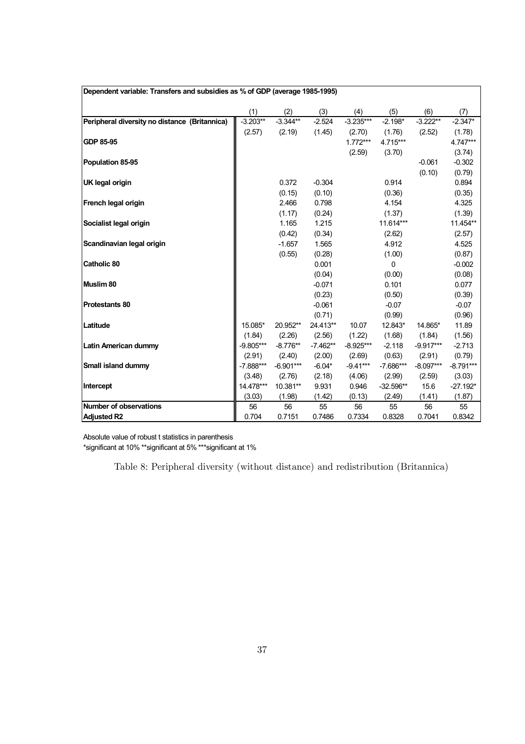| Dependent variable: Transfers and subsidies as % of GDP (average 1985-1995) | | | | | | | |
|---|---|---|---|---|---|---|---|
| | (1) | (2) | (3) | (4) | (5) | (6) | (7) |
| **Peripheral diversity no distance (Britannica)** | -3.203** | -3.344** | -2.524 | -3.235*** | -2.198* | -3.222** | -2.347* |
| | (2.57) | (2.19) | (1.45) | (2.70) | (1.76) | (2.52) | (1.78) |
| **GDP 85-95** | | | | 1.772*** | 4.715*** | | 4.747*** |
| | | | | (2.59) | (3.70) | | (3.74) |
| **Population 85-95** | | | | | | -0.061 | -0.302 |
| | | | | | | (0.10) | (0.79) |
| **UK legal origin** | | 0.372 | -0.304 | | 0.914 | | 0.894 |
| | | (0.15) | (0.10) | | (0.36) | | (0.35) |
| **French legal origin** | | 2.466 | 0.798 | | 4.154 | | 4.325 |
| | | (1.17) | (0.24) | | (1.37) | | (1.39) |
| **Socialist legal origin** | | 1.165 | 1.215 | | 11.614*** | | 11.454** |
| | | (0.42) | (0.34) | | (2.62) | | (2.57) |
| **Scandinavian legal origin** | | -1.657 | 1.565 | | 4.912 | | 4.525 |
| | | (0.55) | (0.28) | | (1.00) | | (0.87) |
| **Catholic 80** | | | 0.001 | | 0 | | -0.002 |
| | | | (0.04) | | (0.00) | | (0.08) |
| **Muslim 80** | | | -0.071 | | 0.101 | | 0.077 |
| | | | (0.23) | | (0.50) | | (0.39) |
| **Protestants 80** | | | -0.061 | | -0.07 | | -0.07 |
| | | | (0.71) | | (0.99) | | (0.96) |
| **Latitude** | 15.085* | 20.952** | 24.413** | 10.07 | 12.843* | 14.865* | 11.89 |
| | (1.84) | (2.26) | (2.56) | (1.22) | (1.68) | (1.84) | (1.56) |
| **Latin American dummy** | -9.805*** | -8.776** | -7.462** | -8.925*** | -2.118 | -9.917*** | -2.713 |
| | (2.91) | (2.40) | (2.00) | (2.69) | (0.63) | (2.91) | (0.79) |
| **Small island dummy** | -7.888*** | -6.901*** | -6.04* | -9.41*** | -7.686*** | -8.097*** | -8.791*** |
| | (3.48) | (2.76) | (2.18) | (4.06) | (2.99) | (2.59) | (3.03) |
| **Intercept** | 14.478*** | 10.381** | 9.931 | 0.946 | -32.596** | 15.6 | -27.192* |
| | (3.03) | (1.98) | (1.42) | (0.13) | (2.49) | (1.41) | (1.87) |
| **Number of observations** | 56 | 56 | 55 | 56 | 55 | 56 | 55 |
| **Adjusted R2** | 0.704 | 0.7151 | 0.7486 | 0.7334 | 0.8328 | 0.7041 | 0.8342 |

Absolute value of robust t statistics in parenthesis
*significant at 10% **significant at 5% ***significant at 1%

Table 8: Peripheral diversity (without distance) and redistribution (Britannica)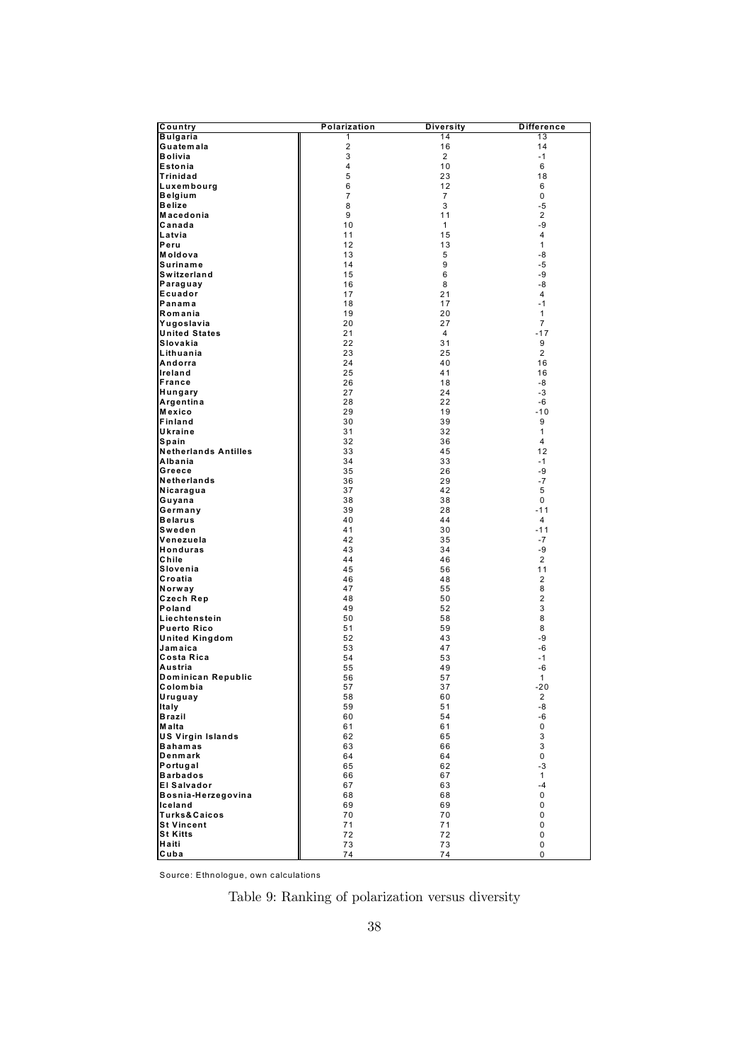| Country | Polarization | Diversity | Difference |
|---|---|---|---|
| Bulgaria | 1 | 14 | 13 |
| Guatemala | 2 | 16 | 14 |
| Bolivia | 3 | 2 | -1 |
| Estonia | 4 | 10 | 6 |
| Trinidad | 5 | 23 | 18 |
| Luxembourg | 6 | 12 | 6 |
| Belgium | 7 | 7 | 0 |
| Belize | 8 | 3 | -5 |
| Macedonia | 9 | 11 | 2 |
| Canada | 10 | 1 | -9 |
| Latvia | 11 | 15 | 4 |
| Peru | 12 | 13 | 1 |
| Moldova | 13 | 5 | -8 |
| Suriname | 14 | 9 | -5 |
| Switzerland | 15 | 6 | -9 |
| Paraguay | 16 | 8 | -8 |
| Ecuador | 17 | 21 | 4 |
| Panama | 18 | 17 | -1 |
| Romania | 19 | 20 | 1 |
| Yugoslavia | 20 | 27 | 7 |
| United States | 21 | 4 | -17 |
| Slovakia | 22 | 31 | 9 |
| Lithuania | 23 | 25 | 2 |
| Andorra | 24 | 40 | 16 |
| Ireland | 25 | 41 | 16 |
| France | 26 | 18 | -8 |
| Hungary | 27 | 24 | -3 |
| Argentina | 28 | 22 | -6 |
| Mexico | 29 | 19 | -10 |
| Finland | 30 | 39 | 9 |
| Ukraine | 31 | 32 | 1 |
| Spain | 32 | 36 | 4 |
| Netherlands Antilles | 33 | 45 | 12 |
| Albania | 34 | 33 | -1 |
| Greece | 35 | 26 | -9 |
| Netherlands | 36 | 29 | -7 |
| Nicaragua | 37 | 42 | 5 |
| Guyana | 38 | 38 | 0 |
| Germany | 39 | 28 | -11 |
| Belarus | 40 | 44 | 4 |
| Sweden | 41 | 30 | -11 |
| Venezuela | 42 | 35 | -7 |
| Honduras | 43 | 34 | -9 |
| Chile | 44 | 46 | 2 |
| Slovenia | 45 | 56 | 11 |
| Croatia | 46 | 48 | 2 |
| Norway | 47 | 55 | 8 |
| Czech Rep | 48 | 50 | 2 |
| Poland | 49 | 52 | 3 |
| Liechtenstein | 50 | 58 | 8 |
| Puerto Rico | 51 | 59 | 8 |
| United Kingdom | 52 | 43 | -9 |
| Jamaica | 53 | 47 | -6 |
| Costa Rica | 54 | 53 | -1 |
| Austria | 55 | 49 | -6 |
| Dominican Republic | 56 | 57 | 1 |
| Colombia | 57 | 37 | -20 |
| Uruguay | 58 | 60 | 2 |
| Italy | 59 | 51 | -8 |
| Brazil | 60 | 54 | -6 |
| Malta | 61 | 61 | 0 |
| US Virgin Islands | 62 | 65 | 3 |
| Bahamas | 63 | 66 | 3 |
| Denmark | 64 | 64 | 0 |
| Portugal | 65 | 62 | -3 |
| Barbados | 66 | 67 | 1 |
| El Salvador | 67 | 63 | -4 |
| Bosnia-Herzegovina | 68 | 68 | 0 |
| Iceland | 69 | 69 | 0 |
| Turks&Caicos | 70 | 70 | 0 |
| St Vincent | 71 | 71 | 0 |
| St Kitts | 72 | 72 | 0 |
| Haiti | 73 | 73 | 0 |
| Cuba | 74 | 74 | 0 |

Source: Ethnologue, own calculations

Table 9: Ranking of polarization versus diversity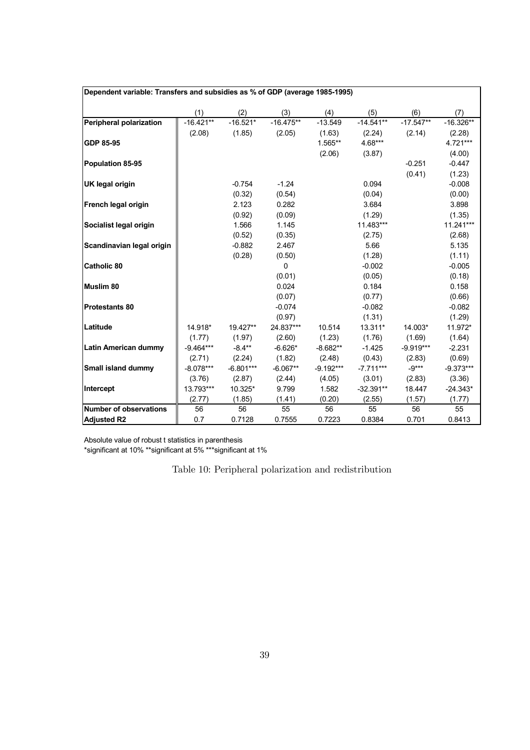| Dependent variable: Transfers and subsidies as % of GDP (average 1985-1995) | | | | | | | |
|---|---|---|---|---|---|---|---|
| | (1) | (2) | (3) | (4) | (5) | (6) | (7) |
| **Peripheral polarization** | -16.421** | -16.521* | -16.475** | -13.549 | -14.541** | -17.547** | -16.326** |
| | (2.08) | (1.85) | (2.05) | (1.63) | (2.24) | (2.14) | (2.28) |
| **GDP 85-95** | | | | 1.565** | 4.68*** | | 4.721*** |
| | | | | (2.06) | (3.87) | | (4.00) |
| **Population 85-95** | | | | | | -0.251 | -0.447 |
| | | | | | | (0.41) | (1.23) |
| **UK legal origin** | | -0.754 | -1.24 | | 0.094 | | -0.008 |
| | | (0.32) | (0.54) | | (0.04) | | (0.00) |
| **French legal origin** | | 2.123 | 0.282 | | 3.684 | | 3.898 |
| | | (0.92) | (0.09) | | (1.29) | | (1.35) |
| **Socialist legal origin** | | 1.566 | 1.145 | | 11.483*** | | 11.241*** |
| | | (0.52) | (0.35) | | (2.75) | | (2.68) |
| **Scandinavian legal origin** | | -0.882 | 2.467 | | 5.66 | | 5.135 |
| | | (0.28) | (0.50) | | (1.28) | | (1.11) |
| **Catholic 80** | | | 0 | | -0.002 | | -0.005 |
| | | | (0.01) | | (0.05) | | (0.18) |
| **Muslim 80** | | | 0.024 | | 0.184 | | 0.158 |
| | | | (0.07) | | (0.77) | | (0.66) |
| **Protestants 80** | | | -0.074 | | -0.082 | | -0.082 |
| | | | (0.97) | | (1.31) | | (1.29) |
| **Latitude** | 14.918* | 19.427** | 24.837*** | 10.514 | 13.311* | 14.003* | 11.972* |
| | (1.77) | (1.97) | (2.60) | (1.23) | (1.76) | (1.69) | (1.64) |
| **Latin American dummy** | -9.464*** | -8.4** | -6.626* | -8.682** | -1.425 | -9.919*** | -2.231 |
| | (2.71) | (2.24) | (1.82) | (2.48) | (0.43) | (2.83) | (0.69) |
| **Small island dummy** | -8.078*** | -6.801*** | -6.067** | -9.192*** | -7.711*** | -9*** | -9.373*** |
| | (3.76) | (2.87) | (2.44) | (4.05) | (3.01) | (2.83) | (3.36) |
| **Intercept** | 13.793*** | 10.325* | 9.799 | 1.582 | -32.391** | 18.447 | -24.343* |
| | (2.77) | (1.85) | (1.41) | (0.20) | (2.55) | (1.57) | (1.77) |
| **Number of observations** | 56 | 56 | 55 | 56 | 55 | 56 | 55 |
| **Adjusted R2** | 0.7 | 0.7128 | 0.7555 | 0.7223 | 0.8384 | 0.701 | 0.8413 |

Absolute value of robust t statistics in parenthesis
*significant at 10% **significant at 5% ***significant at 1%

Table 10: Peripheral polarization and redistribution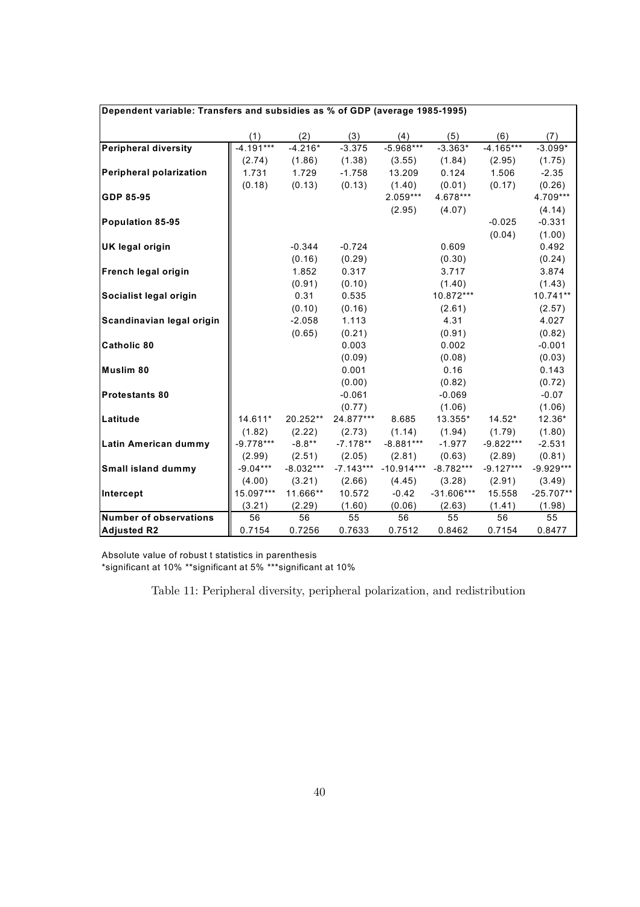| Dependent variable: Transfers and subsidies as % of GDP (average 1985-1995) | | | | | | | |
|---|---|---|---|---|---|---|---|
| | (1) | (2) | (3) | (4) | (5) | (6) | (7) |
| **Peripheral diversity** | -4.191*** | -4.216* | -3.375 | -5.968*** | -3.363* | -4.165*** | -3.099* |
| | (2.74) | (1.86) | (1.38) | (3.55) | (1.84) | (2.95) | (1.75) |
| **Peripheral polarization** | 1.731 | 1.729 | -1.758 | 13.209 | 0.124 | 1.506 | -2.35 |
| | (0.18) | (0.13) | (0.13) | (1.40) | (0.01) | (0.17) | (0.26) |
| **GDP 85-95** | | | | 2.059*** | 4.678*** | | 4.709*** |
| | | | | (2.95) | (4.07) | | (4.14) |
| **Population 85-95** | | | | | | -0.025 | -0.331 |
| | | | | | | (0.04) | (1.00) |
| **UK legal origin** | | -0.344 | -0.724 | | 0.609 | | 0.492 |
| | | (0.16) | (0.29) | | (0.30) | | (0.24) |
| **French legal origin** | | 1.852 | 0.317 | | 3.717 | | 3.874 |
| | | (0.91) | (0.10) | | (1.40) | | (1.43) |
| **Socialist legal origin** | | 0.31 | 0.535 | | 10.872*** | | 10.741** |
| | | (0.10) | (0.16) | | (2.61) | | (2.57) |
| **Scandinavian legal origin** | | -2.058 | 1.113 | | 4.31 | | 4.027 |
| | | (0.65) | (0.21) | | (0.91) | | (0.82) |
| **Catholic 80** | | | 0.003 | | 0.002 | | -0.001 |
| | | | (0.09) | | (0.08) | | (0.03) |
| **Muslim 80** | | | 0.001 | | 0.16 | | 0.143 |
| | | | (0.00) | | (0.82) | | (0.72) |
| **Protestants 80** | | | -0.061 | | -0.069 | | -0.07 |
| | | | (0.77) | | (1.06) | | (1.06) |
| **Latitude** | 14.611* | 20.252** | 24.877*** | 8.685 | 13.355* | 14.52* | 12.36* |
| | (1.82) | (2.22) | (2.73) | (1.14) | (1.94) | (1.79) | (1.80) |
| **Latin American dummy** | -9.778*** | -8.8** | -7.178** | -8.881*** | -1.977 | -9.822*** | -2.531 |
| | (2.99) | (2.51) | (2.05) | (2.81) | (0.63) | (2.89) | (0.81) |
| **Small island dummy** | -9.04*** | -8.032*** | -7.143*** | -10.914*** | -8.782*** | -9.127*** | -9.929*** |
| | (4.00) | (3.21) | (2.66) | (4.45) | (3.28) | (2.91) | (3.49) |
| **Intercept** | 15.097*** | 11.666** | 10.572 | -0.42 | -31.606*** | 15.558 | -25.707** |
| | (3.21) | (2.29) | (1.60) | (0.06) | (2.63) | (1.41) | (1.98) |
| **Number of observations** | 56 | 56 | 55 | 56 | 55 | 56 | 55 |
| **Adjusted R2** | 0.7154 | 0.7256 | 0.7633 | 0.7512 | 0.8462 | 0.7154 | 0.8477 |

Absolute value of robust t statistics in parenthesis
*significant at 10% **significant at 5% ***significant at 10%

Table 11: Peripheral diversity, peripheral polarization, and redistribution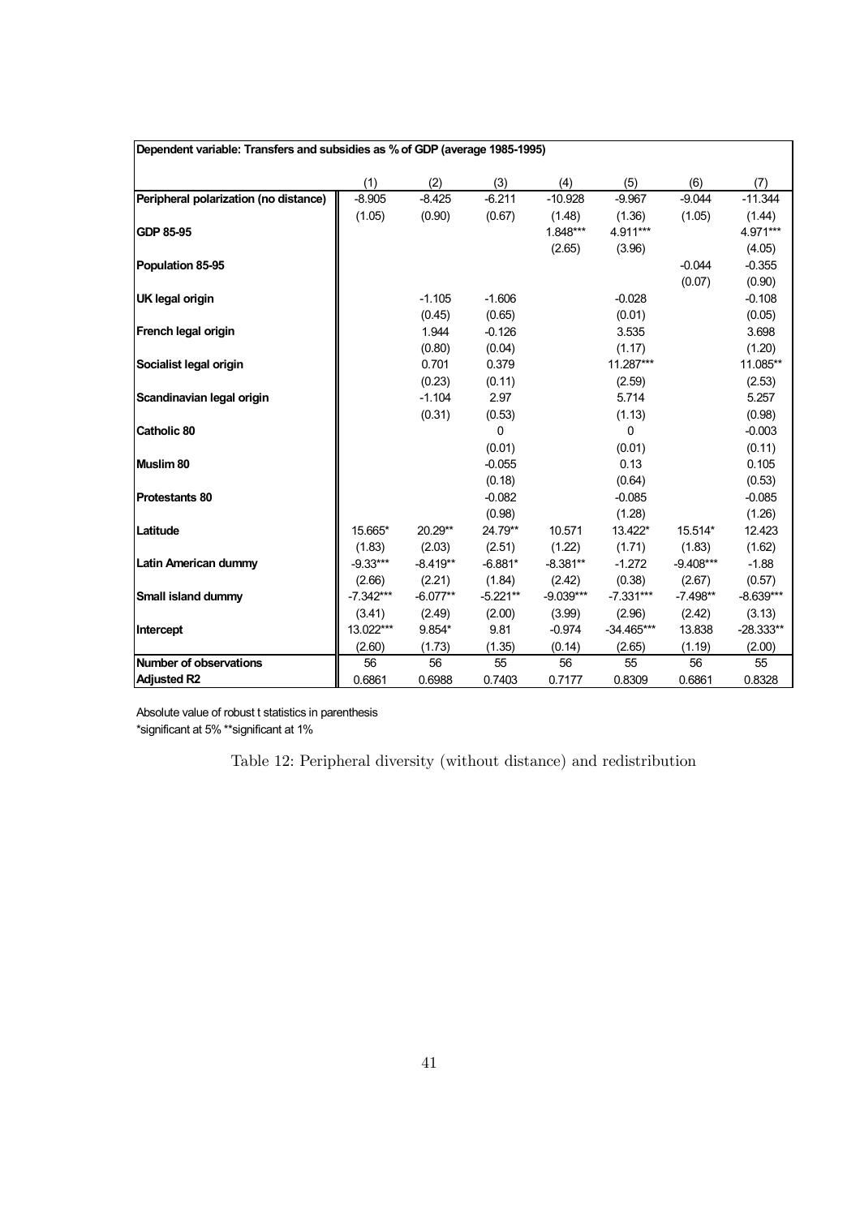| Dependent variable: Transfers and subsidies as % of GDP (average 1985-1995) | | | | | | | |
|---|---|---|---|---|---|---|---|
| | (1) | (2) | (3) | (4) | (5) | (6) | (7) |
| **Peripheral polarization (no distance)** | -8.905 | -8.425 | -6.211 | -10.928 | -9.967 | -9.044 | -11.344 |
| | (1.05) | (0.90) | (0.67) | (1.48) | (1.36) | (1.05) | (1.44) |
| **GDP 85-95** | | | | 1.848*** | 4.911*** | | 4.971*** |
| | | | | (2.65) | (3.96) | | (4.05) |
| **Population 85-95** | | | | | | -0.044 | -0.355 |
| | | | | | | (0.07) | (0.90) |
| **UK legal origin** | | -1.105 | -1.606 | | -0.028 | | -0.108 |
| | | (0.45) | (0.65) | | (0.01) | | (0.05) |
| **French legal origin** | | 1.944 | -0.126 | | 3.535 | | 3.698 |
| | | (0.80) | (0.04) | | (1.17) | | (1.20) |
| **Socialist legal origin** | | 0.701 | 0.379 | | 11.287*** | | 11.085** |
| | | (0.23) | (0.11) | | (2.59) | | (2.53) |
| **Scandinavian legal origin** | | -1.104 | 2.97 | | 5.714 | | 5.257 |
| | | (0.31) | (0.53) | | (1.13) | | (0.98) |
| **Catholic 80** | | | 0 | | 0 | | -0.003 |
| | | | (0.01) | | (0.01) | | (0.11) |
| **Muslim 80** | | | -0.055 | | 0.13 | | 0.105 |
| | | | (0.18) | | (0.64) | | (0.53) |
| **Protestants 80** | | | -0.082 | | -0.085 | | -0.085 |
| | | | (0.98) | | (1.28) | | (1.26) |
| **Latitude** | 15.665* | 20.29** | 24.79** | 10.571 | 13.422* | 15.514* | 12.423 |
| | (1.83) | (2.03) | (2.51) | (1.22) | (1.71) | (1.83) | (1.62) |
| **Latin American dummy** | -9.33*** | -8.419** | -6.881* | -8.381** | -1.272 | -9.408*** | -1.88 |
| | (2.66) | (2.21) | (1.84) | (2.42) | (0.38) | (2.67) | (0.57) |
| **Small island dummy** | -7.342*** | -6.077** | -5.221** | -9.039*** | -7.331*** | -7.498** | -8.639*** |
| | (3.41) | (2.49) | (2.00) | (3.99) | (2.96) | (2.42) | (3.13) |
| **Intercept** | 13.022*** | 9.854* | 9.81 | -0.974 | -34.465*** | 13.838 | -28.333** |
| | (2.60) | (1.73) | (1.35) | (0.14) | (2.65) | (1.19) | (2.00) |
| **Number of observations** | 56 | 56 | 55 | 56 | 55 | 56 | 55 |
| **Adjusted R2** | 0.6861 | 0.6988 | 0.7403 | 0.7177 | 0.8309 | 0.6861 | 0.8328 |

Absolute value of robust t statistics in parenthesis
*significant at 5% **significant at 1%

Table 12: Peripheral diversity (without distance) and redistribution